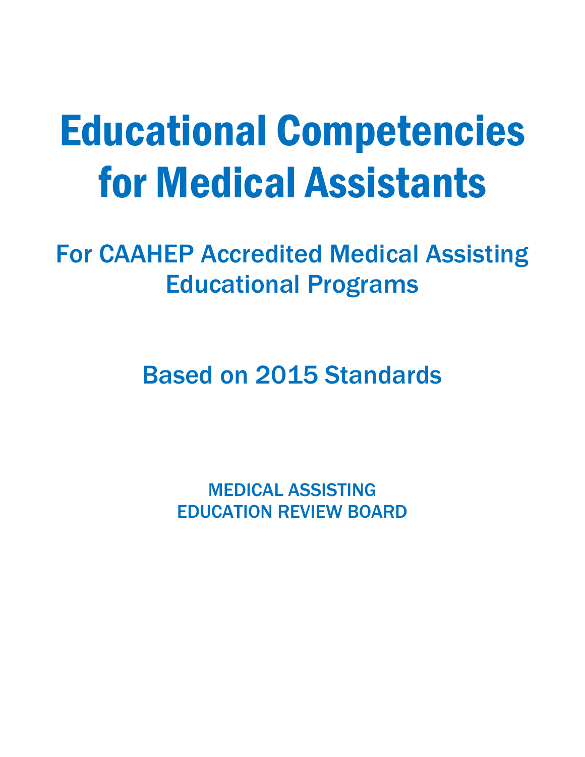# Educational Competencies for Medical Assistants

## For CAAHEP Accredited Medical Assisting Educational Programs

## Based on 2015 Standards

MEDICAL ASSISTING
EDUCATION REVIEW BOARD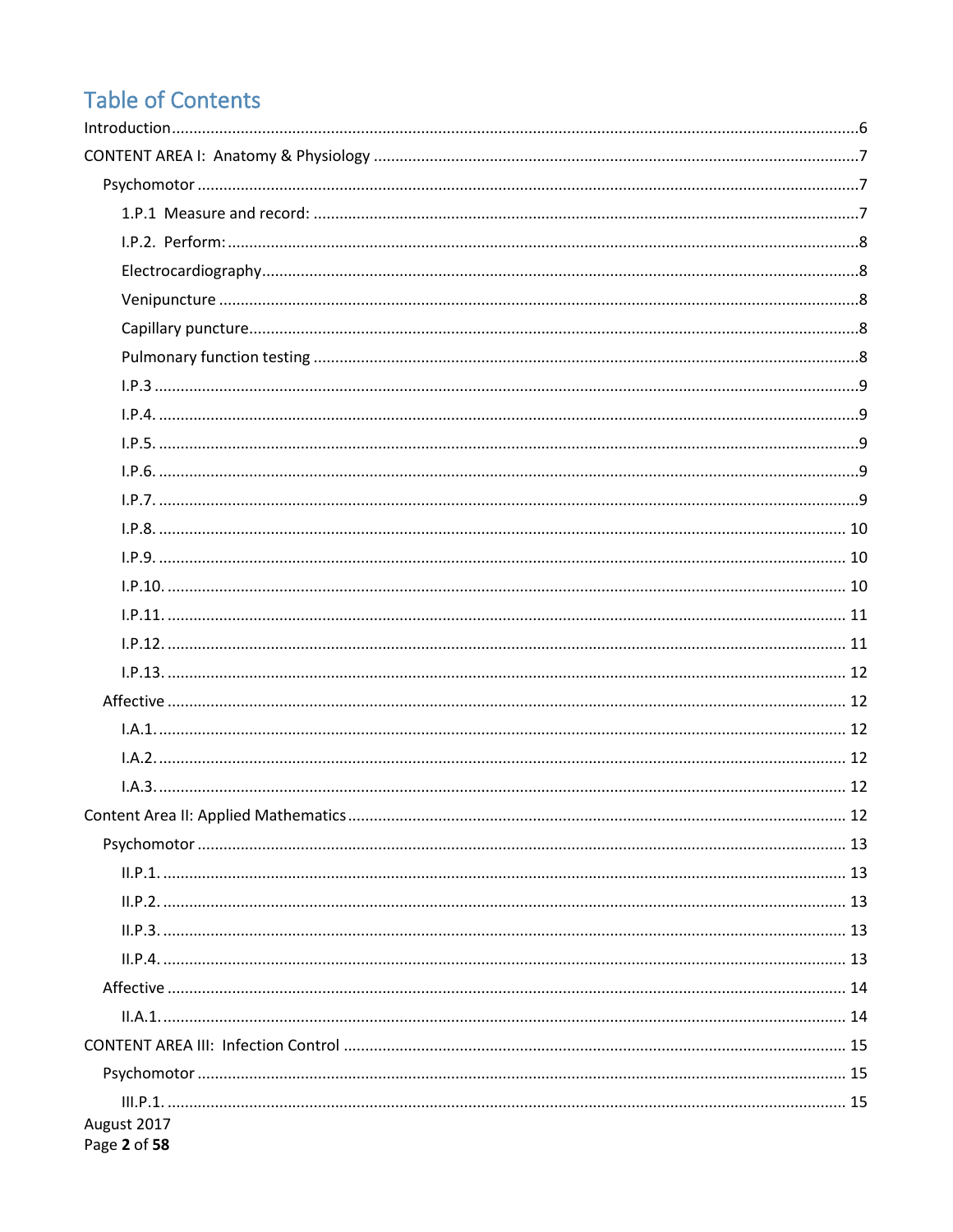# Table of Contents

Introduction....................................................6

CONTENT AREA I: Anatomy & Physiology ....................................................7

- Psychomotor ....................................................7
  - 1.P.1 Measure and record: ....................................................7
  - I.P.2. Perform: ....................................................8
  - Electrocardiography....................................................8
  - Venipuncture ....................................................8
  - Capillary puncture....................................................8
  - Pulmonary function testing ....................................................8
  - I.P.3 ....................................................9
  - I.P.4. ....................................................9
  - I.P.5. ....................................................9
  - I.P.6. ....................................................9
  - I.P.7. ....................................................9
  - I.P.8. ....................................................10
  - I.P.9. ....................................................10
  - I.P.10. ....................................................10
  - I.P.11. ....................................................11
  - I.P.12. ....................................................11
  - I.P.13. ....................................................12
- Affective ....................................................12
  - I.A.1. ....................................................12
  - I.A.2. ....................................................12
  - I.A.3. ....................................................12

Content Area II: Applied Mathematics....................................................12

- Psychomotor ....................................................13
  - II.P.1. ....................................................13
  - II.P.2. ....................................................13
  - II.P.3. ....................................................13
  - II.P.4. ....................................................13
- Affective ....................................................14
  - II.A.1. ....................................................14

CONTENT AREA III: Infection Control ....................................................15

- Psychomotor ....................................................15
  - III.P.1. ....................................................15

August 2017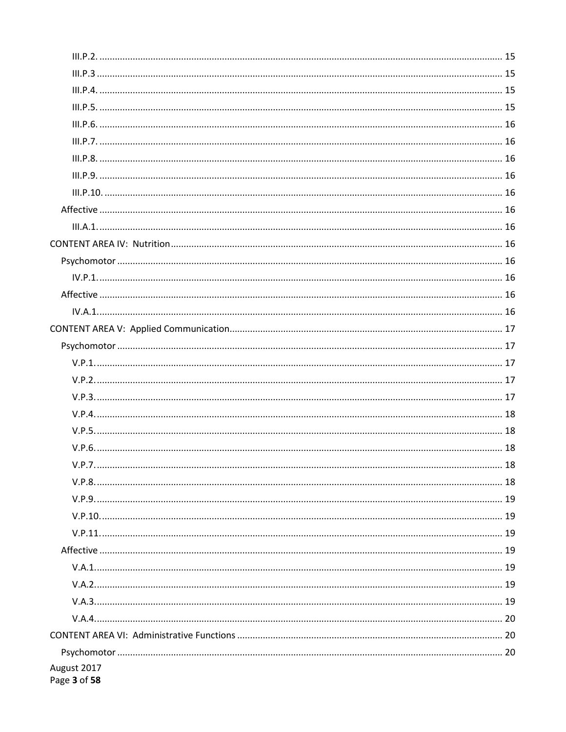III.P.2. ........................................................................................................................................ 15
III.P.3 .......................................................................................................................................... 15
III.P.4. ........................................................................................................................................ 15
III.P.5. ........................................................................................................................................ 15
III.P.6. ........................................................................................................................................ 16
III.P.7. ........................................................................................................................................ 16
III.P.8. ........................................................................................................................................ 16
III.P.9. ........................................................................................................................................ 16
III.P.10. ...................................................................................................................................... 16
Affective ........................................................................................................................................ 16
III.A.1. ........................................................................................................................................ 16
CONTENT AREA IV: Nutrition ............................................................................................................. 16
Psychomotor ................................................................................................................................. 16
IV.P.1. ......................................................................................................................................... 16
Affective ........................................................................................................................................ 16
IV.A.1. ......................................................................................................................................... 16
CONTENT AREA V: Applied Communication ........................................................................................ 17
Psychomotor ................................................................................................................................. 17
V.P.1. .......................................................................................................................................... 17
V.P.2. .......................................................................................................................................... 17
V.P.3. .......................................................................................................................................... 17
V.P.4. .......................................................................................................................................... 18
V.P.5. .......................................................................................................................................... 18
V.P.6. .......................................................................................................................................... 18
V.P.7. .......................................................................................................................................... 18
V.P.8. .......................................................................................................................................... 18
V.P.9. .......................................................................................................................................... 19
V.P.10. ........................................................................................................................................ 19
V.P.11. ........................................................................................................................................ 19
Affective ........................................................................................................................................ 19
V.A.1. .......................................................................................................................................... 19
V.A.2. .......................................................................................................................................... 19
V.A.3. .......................................................................................................................................... 19
V.A.4. .......................................................................................................................................... 20
CONTENT AREA VI: Administrative Functions ..................................................................................... 20
Psychomotor ................................................................................................................................. 20

August 2017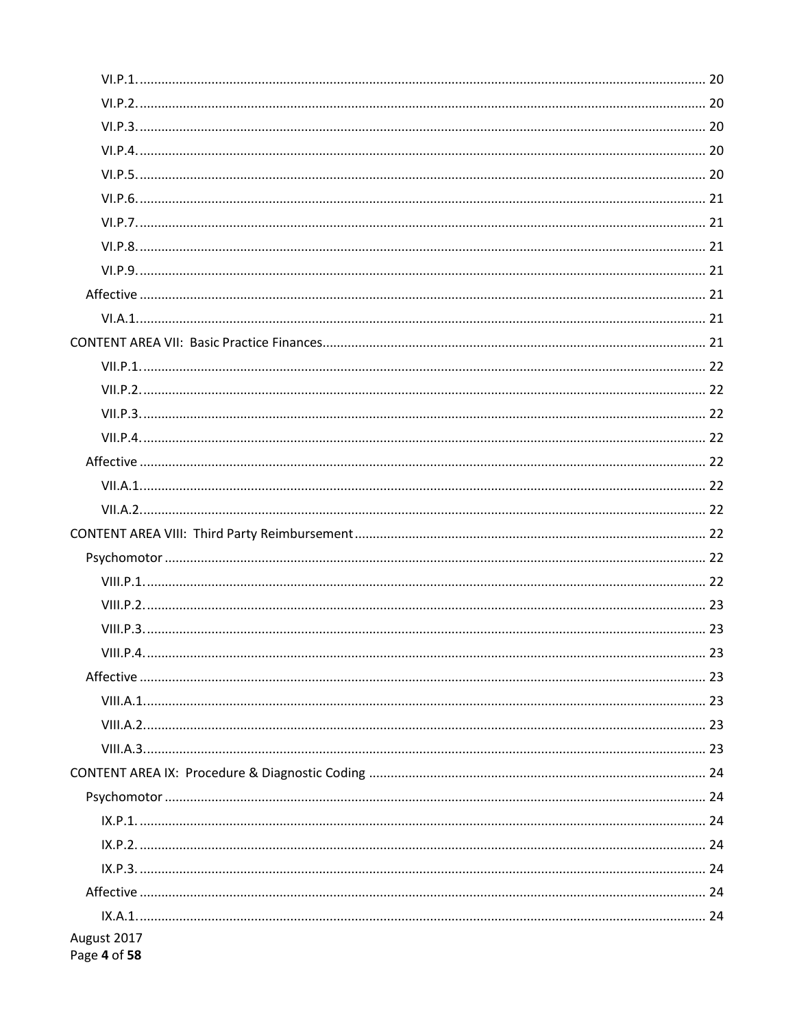VI.P.1. ........................................................................................................ 20

VI.P.2. ........................................................................................................ 20

VI.P.3. ........................................................................................................ 20

VI.P.4. ........................................................................................................ 20

VI.P.5. ........................................................................................................ 20

VI.P.6. ........................................................................................................ 21

VI.P.7. ........................................................................................................ 21

VI.P.8. ........................................................................................................ 21

VI.P.9. ........................................................................................................ 21

Affective ........................................................................................................ 21

VI.A.1. ........................................................................................................ 21

CONTENT AREA VII: Basic Practice Finances ........................................................................................................ 21

VII.P.1. ........................................................................................................ 22

VII.P.2. ........................................................................................................ 22

VII.P.3. ........................................................................................................ 22

VII.P.4. ........................................................................................................ 22

Affective ........................................................................................................ 22

VII.A.1. ........................................................................................................ 22

VII.A.2. ........................................................................................................ 22

CONTENT AREA VIII: Third Party Reimbursement ........................................................................................................ 22

Psychomotor ........................................................................................................ 22

VIII.P.1. ........................................................................................................ 22

VIII.P.2. ........................................................................................................ 23

VIII.P.3. ........................................................................................................ 23

VIII.P.4. ........................................................................................................ 23

Affective ........................................................................................................ 23

VIII.A.1. ........................................................................................................ 23

VIII.A.2. ........................................................................................................ 23

VIII.A.3. ........................................................................................................ 23

CONTENT AREA IX: Procedure & Diagnostic Coding ........................................................................................................ 24

Psychomotor ........................................................................................................ 24

IX.P.1. ........................................................................................................ 24

IX.P.2. ........................................................................................................ 24

IX.P.3. ........................................................................................................ 24

Affective ........................................................................................................ 24

IX.A.1. ........................................................................................................ 24

August 2017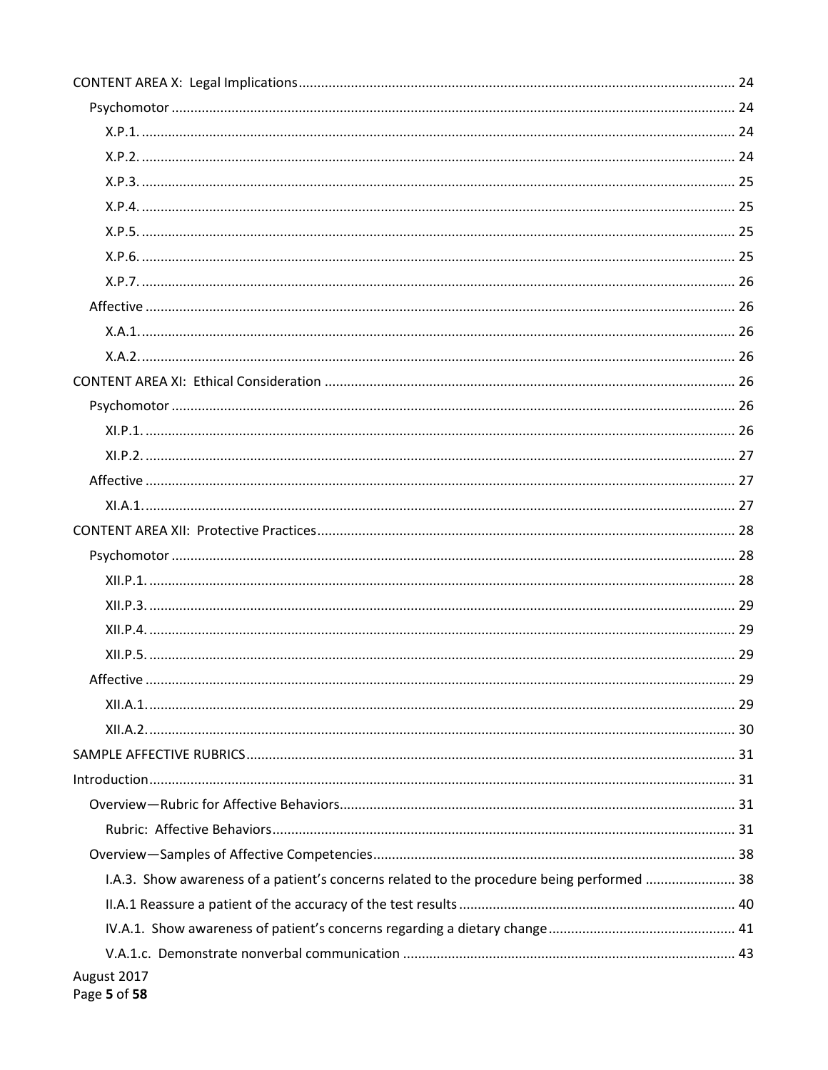CONTENT AREA X: Legal Implications ........ 24
- Psychomotor ........ 24
  - X.P.1. ........ 24
  - X.P.2. ........ 24
  - X.P.3. ........ 25
  - X.P.4. ........ 25
  - X.P.5. ........ 25
  - X.P.6. ........ 25
  - X.P.7. ........ 26
- Affective ........ 26
  - X.A.1. ........ 26
  - X.A.2. ........ 26

CONTENT AREA XI: Ethical Consideration ........ 26
- Psychomotor ........ 26
  - XI.P.1. ........ 26
  - XI.P.2. ........ 27
- Affective ........ 27
  - XI.A.1. ........ 27

CONTENT AREA XII: Protective Practices ........ 28
- Psychomotor ........ 28
  - XII.P.1. ........ 28
  - XII.P.3. ........ 29
  - XII.P.4. ........ 29
  - XII.P.5. ........ 29
- Affective ........ 29
  - XII.A.1. ........ 29
  - XII.A.2. ........ 30

SAMPLE AFFECTIVE RUBRICS ........ 31

Introduction ........ 31
- Overview—Rubric for Affective Behaviors ........ 31
  - Rubric: Affective Behaviors ........ 31
- Overview—Samples of Affective Competencies ........ 38
  - I.A.3. Show awareness of a patient's concerns related to the procedure being performed ........ 38
  - II.A.1 Reassure a patient of the accuracy of the test results ........ 40
  - IV.A.1. Show awareness of patient's concerns regarding a dietary change ........ 41
  - V.A.1.c. Demonstrate nonverbal communication ........ 43

August 2017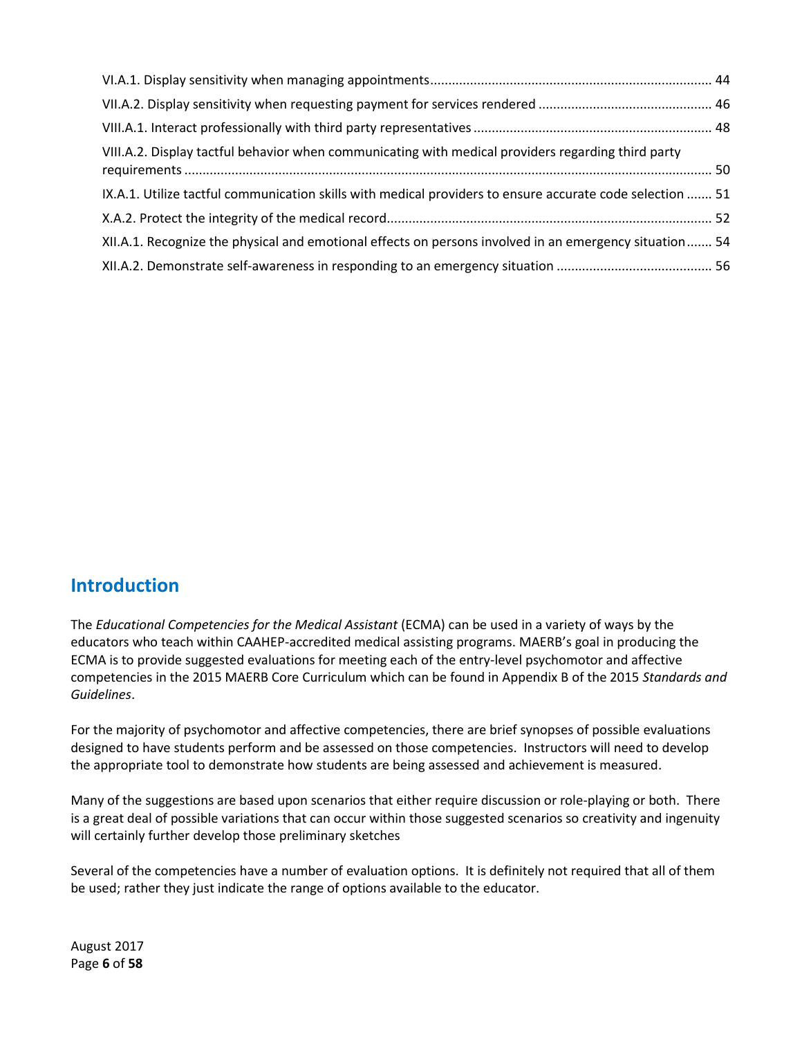VI.A.1. Display sensitivity when managing appointments ............................................................................ 44

VII.A.2. Display sensitivity when requesting payment for services rendered ............................................... 46

VIII.A.1. Interact professionally with third party representatives ................................................................. 48

VIII.A.2. Display tactful behavior when communicating with medical providers regarding third party requirements ................................................................................................................................................ 50

IX.A.1. Utilize tactful communication skills with medical providers to ensure accurate code selection ....... 51

X.A.2. Protect the integrity of the medical record......................................................................................... 52

XII.A.1. Recognize the physical and emotional effects on persons involved in an emergency situation....... 54

XII.A.2. Demonstrate self-awareness in responding to an emergency situation .......................................... 56

## Introduction

The *Educational Competencies for the Medical Assistant* (ECMA) can be used in a variety of ways by the educators who teach within CAAHEP-accredited medical assisting programs. MAERB's goal in producing the ECMA is to provide suggested evaluations for meeting each of the entry-level psychomotor and affective competencies in the 2015 MAERB Core Curriculum which can be found in Appendix B of the 2015 *Standards and Guidelines*.

For the majority of psychomotor and affective competencies, there are brief synopses of possible evaluations designed to have students perform and be assessed on those competencies. Instructors will need to develop the appropriate tool to demonstrate how students are being assessed and achievement is measured.

Many of the suggestions are based upon scenarios that either require discussion or role-playing or both. There is a great deal of possible variations that can occur within those suggested scenarios so creativity and ingenuity will certainly further develop those preliminary sketches

Several of the competencies have a number of evaluation options. It is definitely not required that all of them be used; rather they just indicate the range of options available to the educator.

August 2017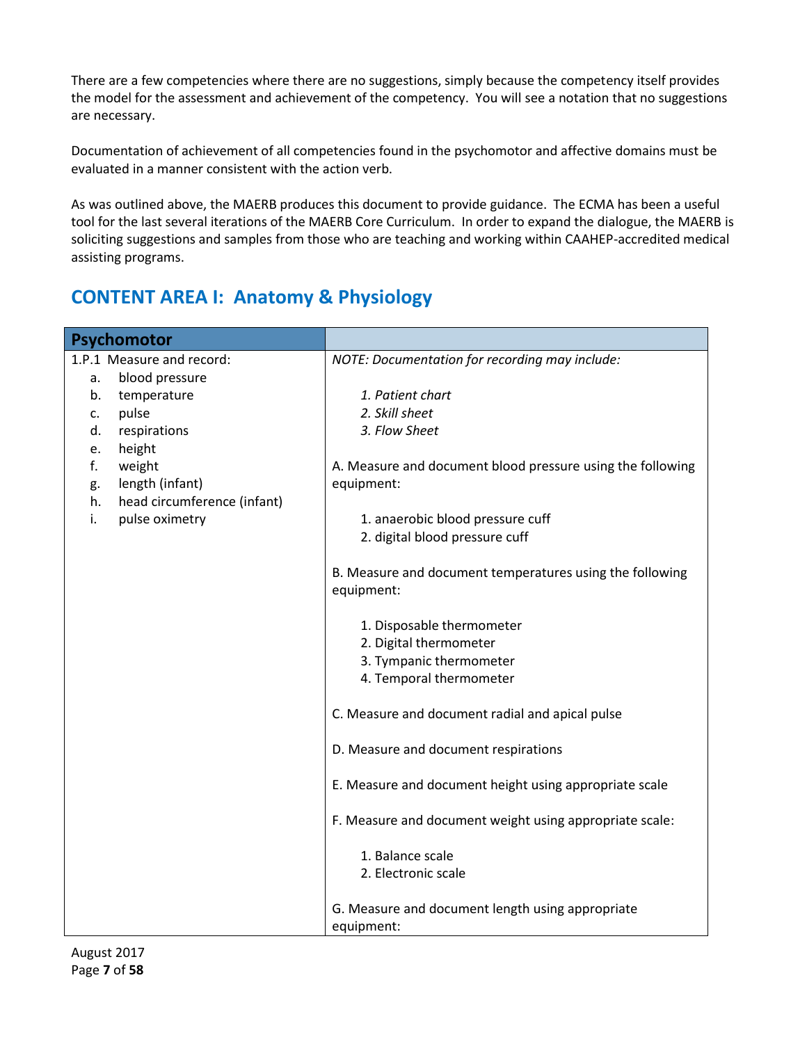There are a few competencies where there are no suggestions, simply because the competency itself provides the model for the assessment and achievement of the competency. You will see a notation that no suggestions are necessary.

Documentation of achievement of all competencies found in the psychomotor and affective domains must be evaluated in a manner consistent with the action verb.

As was outlined above, the MAERB produces this document to provide guidance. The ECMA has been a useful tool for the last several iterations of the MAERB Core Curriculum. In order to expand the dialogue, the MAERB is soliciting suggestions and samples from those who are teaching and working within CAAHEP-accredited medical assisting programs.

## CONTENT AREA I: Anatomy & Physiology

| Psychomotor | |
|---|---|
| 1.P.1 Measure and record:<br>a. blood pressure<br>b. temperature<br>c. pulse<br>d. respirations<br>e. height<br>f. weight<br>g. length (infant)<br>h. head circumference (infant)<br>i. pulse oximetry | *NOTE: Documentation for recording may include:*<br><br>*1. Patient chart*<br>*2. Skill sheet*<br>*3. Flow Sheet*<br><br>A. Measure and document blood pressure using the following equipment:<br><br>1. anaerobic blood pressure cuff<br>2. digital blood pressure cuff<br><br>B. Measure and document temperatures using the following equipment:<br><br>1. Disposable thermometer<br>2. Digital thermometer<br>3. Tympanic thermometer<br>4. Temporal thermometer<br><br>C. Measure and document radial and apical pulse<br><br>D. Measure and document respirations<br><br>E. Measure and document height using appropriate scale<br><br>F. Measure and document weight using appropriate scale:<br><br>1. Balance scale<br>2. Electronic scale<br><br>G. Measure and document length using appropriate equipment: |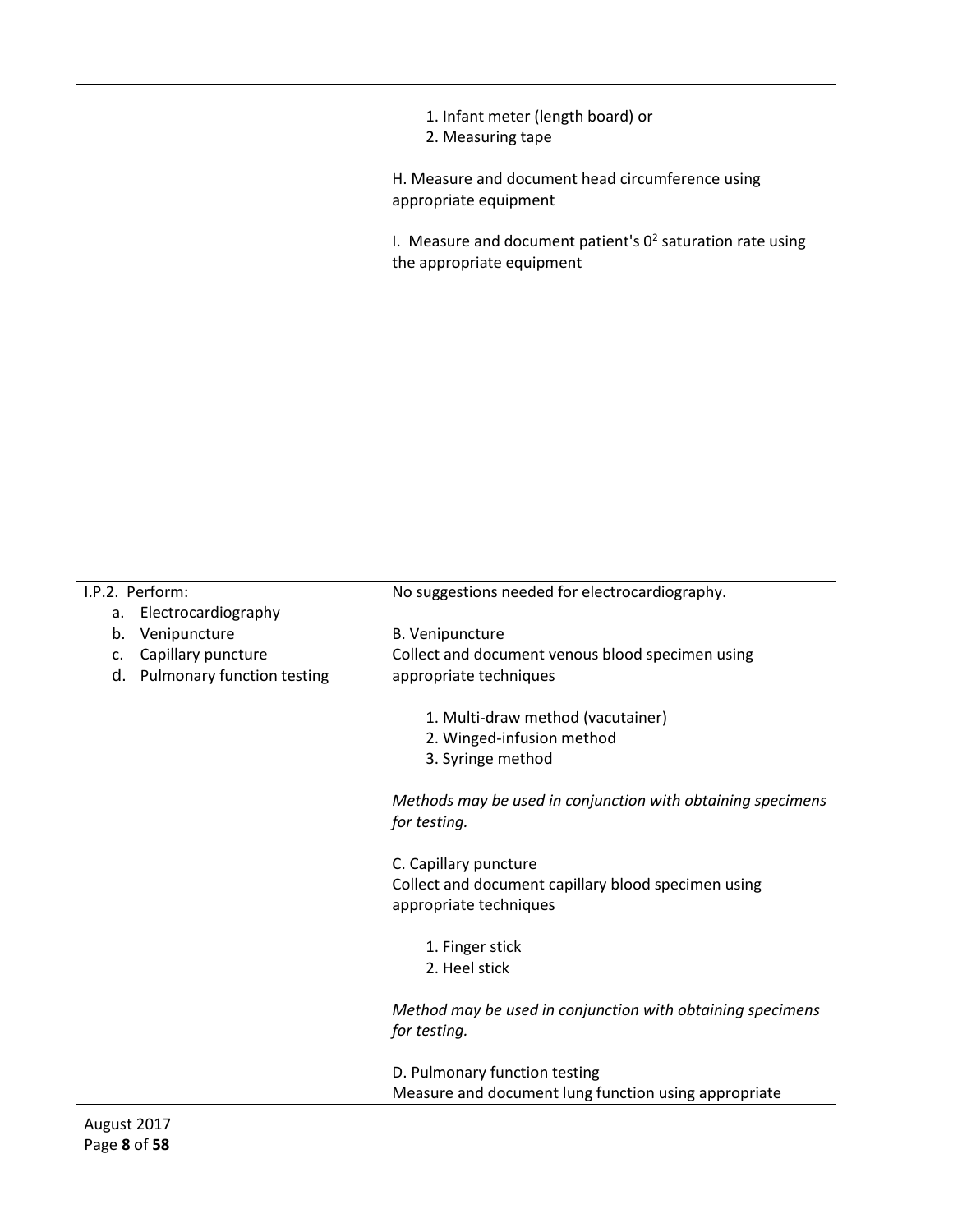| | |
|---|---|
| | 1. Infant meter (length board) or<br>2. Measuring tape<br><br>H. Measure and document head circumference using appropriate equipment<br><br>I. Measure and document patient's $0^2$ saturation rate using the appropriate equipment |
| I.P.2. Perform:<br>a. Electrocardiography<br>b. Venipuncture<br>c. Capillary puncture<br>d. Pulmonary function testing | No suggestions needed for electrocardiography.<br><br>B. Venipuncture<br>Collect and document venous blood specimen using appropriate techniques<br><br>1. Multi-draw method (vacutainer)<br>2. Winged-infusion method<br>3. Syringe method<br><br>*Methods may be used in conjunction with obtaining specimens for testing.*<br><br>C. Capillary puncture<br>Collect and document capillary blood specimen using appropriate techniques<br><br>1. Finger stick<br>2. Heel stick<br><br>*Method may be used in conjunction with obtaining specimens for testing.*<br><br>D. Pulmonary function testing<br>Measure and document lung function using appropriate |

August 2017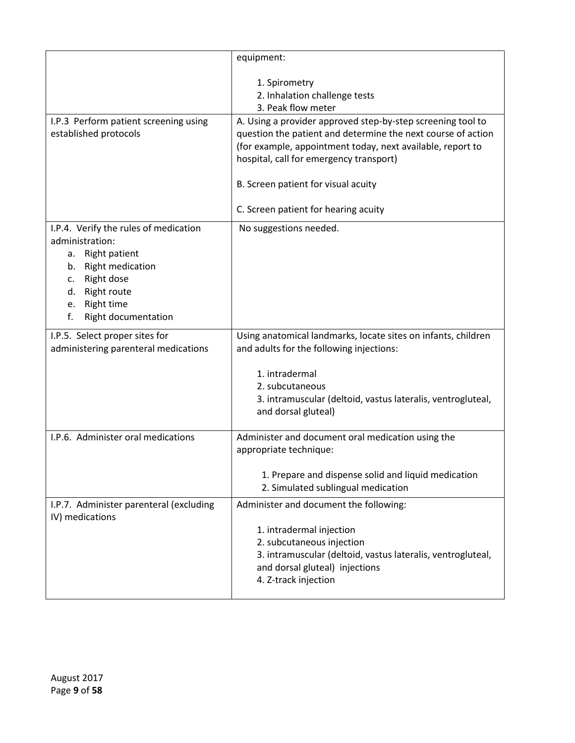| | |
|---|---|
| | equipment:<br><br>1. Spirometry<br>2. Inhalation challenge tests<br>3. Peak flow meter |
| I.P.3 Perform patient screening using established protocols | A. Using a provider approved step-by-step screening tool to question the patient and determine the next course of action (for example, appointment today, next available, report to hospital, call for emergency transport)<br><br>B. Screen patient for visual acuity<br><br>C. Screen patient for hearing acuity |
| I.P.4. Verify the rules of medication administration:<br>a. Right patient<br>b. Right medication<br>c. Right dose<br>d. Right route<br>e. Right time<br>f. Right documentation | No suggestions needed. |
| I.P.5. Select proper sites for administering parenteral medications | Using anatomical landmarks, locate sites on infants, children and adults for the following injections:<br><br>1. intradermal<br>2. subcutaneous<br>3. intramuscular (deltoid, vastus lateralis, ventrogluteal, and dorsal gluteal) |
| I.P.6. Administer oral medications | Administer and document oral medication using the appropriate technique:<br><br>1. Prepare and dispense solid and liquid medication<br>2. Simulated sublingual medication |
| I.P.7. Administer parenteral (excluding IV) medications | Administer and document the following:<br><br>1. intradermal injection<br>2. subcutaneous injection<br>3. intramuscular (deltoid, vastus lateralis, ventrogluteal, and dorsal gluteal) injections<br>4. Z-track injection |

August 2017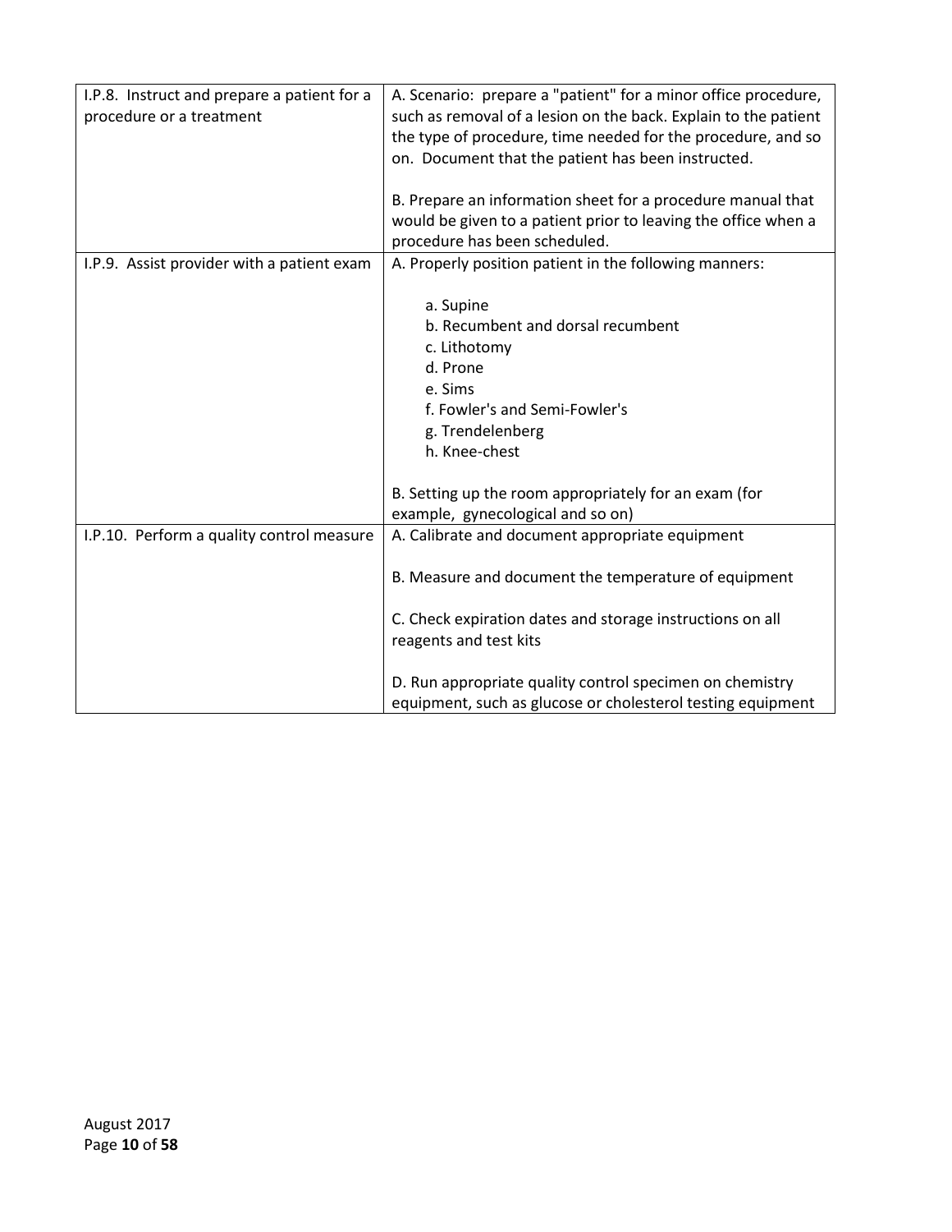| | |
|---|---|
| I.P.8. Instruct and prepare a patient for a procedure or a treatment | A. Scenario: prepare a "patient" for a minor office procedure, such as removal of a lesion on the back. Explain to the patient the type of procedure, time needed for the procedure, and so on. Document that the patient has been instructed.<br><br>B. Prepare an information sheet for a procedure manual that would be given to a patient prior to leaving the office when a procedure has been scheduled. |
| I.P.9. Assist provider with a patient exam | A. Properly position patient in the following manners:<br><br>a. Supine<br>b. Recumbent and dorsal recumbent<br>c. Lithotomy<br>d. Prone<br>e. Sims<br>f. Fowler's and Semi-Fowler's<br>g. Trendelenberg<br>h. Knee-chest<br><br>B. Setting up the room appropriately for an exam (for example, gynecological and so on) |
| I.P.10. Perform a quality control measure | A. Calibrate and document appropriate equipment<br><br>B. Measure and document the temperature of equipment<br><br>C. Check expiration dates and storage instructions on all reagents and test kits<br><br>D. Run appropriate quality control specimen on chemistry equipment, such as glucose or cholesterol testing equipment |

August 2017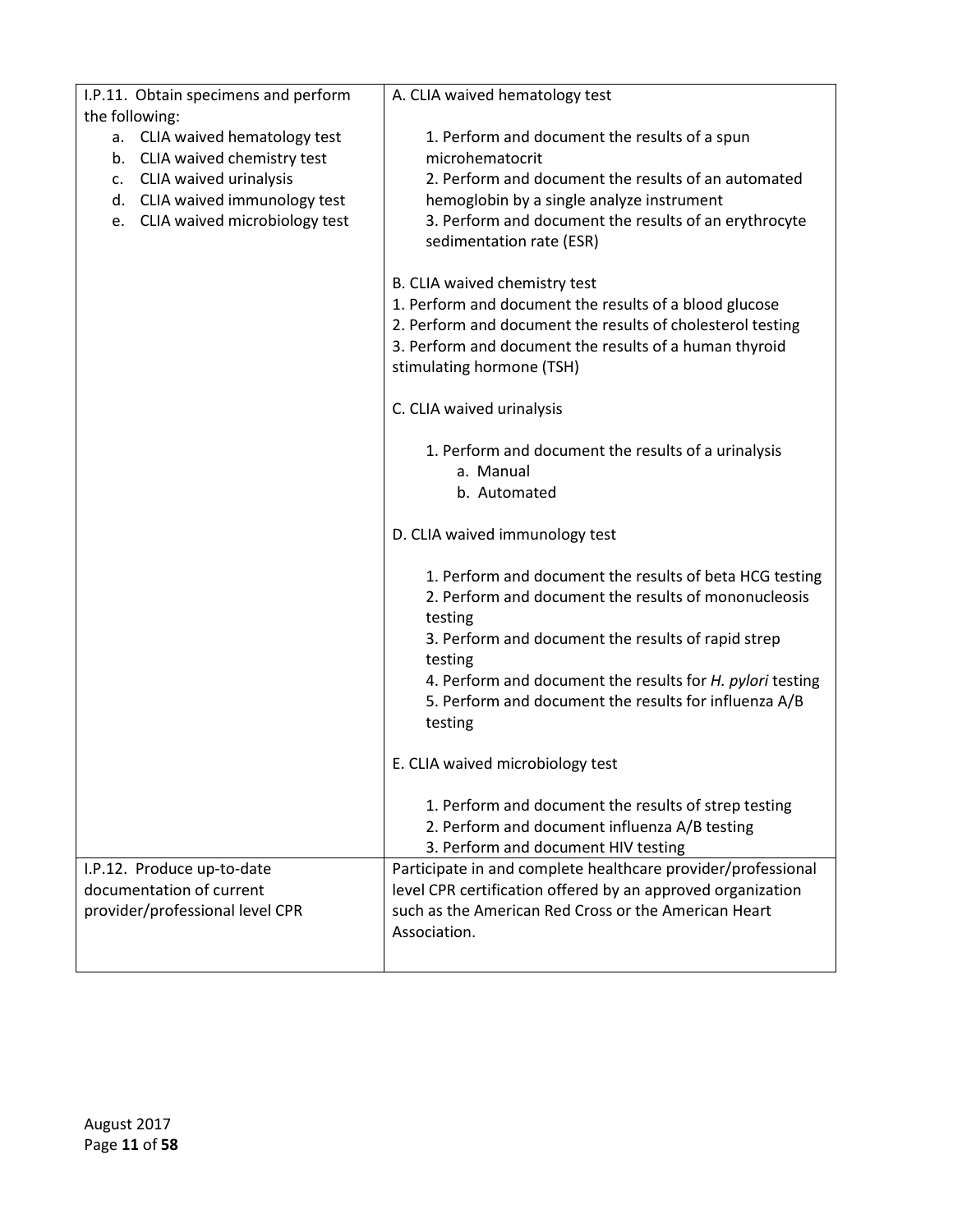| | |
|---|---|
| I.P.11. Obtain specimens and perform the following:<br>a. CLIA waived hematology test<br>b. CLIA waived chemistry test<br>c. CLIA waived urinalysis<br>d. CLIA waived immunology test<br>e. CLIA waived microbiology test | A. CLIA waived hematology test<br><br>1. Perform and document the results of a spun microhematocrit<br>2. Perform and document the results of an automated hemoglobin by a single analyze instrument<br>3. Perform and document the results of an erythrocyte sedimentation rate (ESR)<br><br>B. CLIA waived chemistry test<br>1. Perform and document the results of a blood glucose<br>2. Perform and document the results of cholesterol testing<br>3. Perform and document the results of a human thyroid stimulating hormone (TSH)<br><br>C. CLIA waived urinalysis<br><br>1. Perform and document the results of a urinalysis<br>a. Manual<br>b. Automated<br><br>D. CLIA waived immunology test<br><br>1. Perform and document the results of beta HCG testing<br>2. Perform and document the results of mononucleosis testing<br>3. Perform and document the results of rapid strep testing<br>4. Perform and document the results for *H. pylori* testing<br>5. Perform and document the results for influenza A/B testing<br><br>E. CLIA waived microbiology test<br><br>1. Perform and document the results of strep testing<br>2. Perform and document influenza A/B testing<br>3. Perform and document HIV testing |
| I.P.12. Produce up-to-date documentation of current provider/professional level CPR | Participate in and complete healthcare provider/professional level CPR certification offered by an approved organization such as the American Red Cross or the American Heart Association. |

August 2017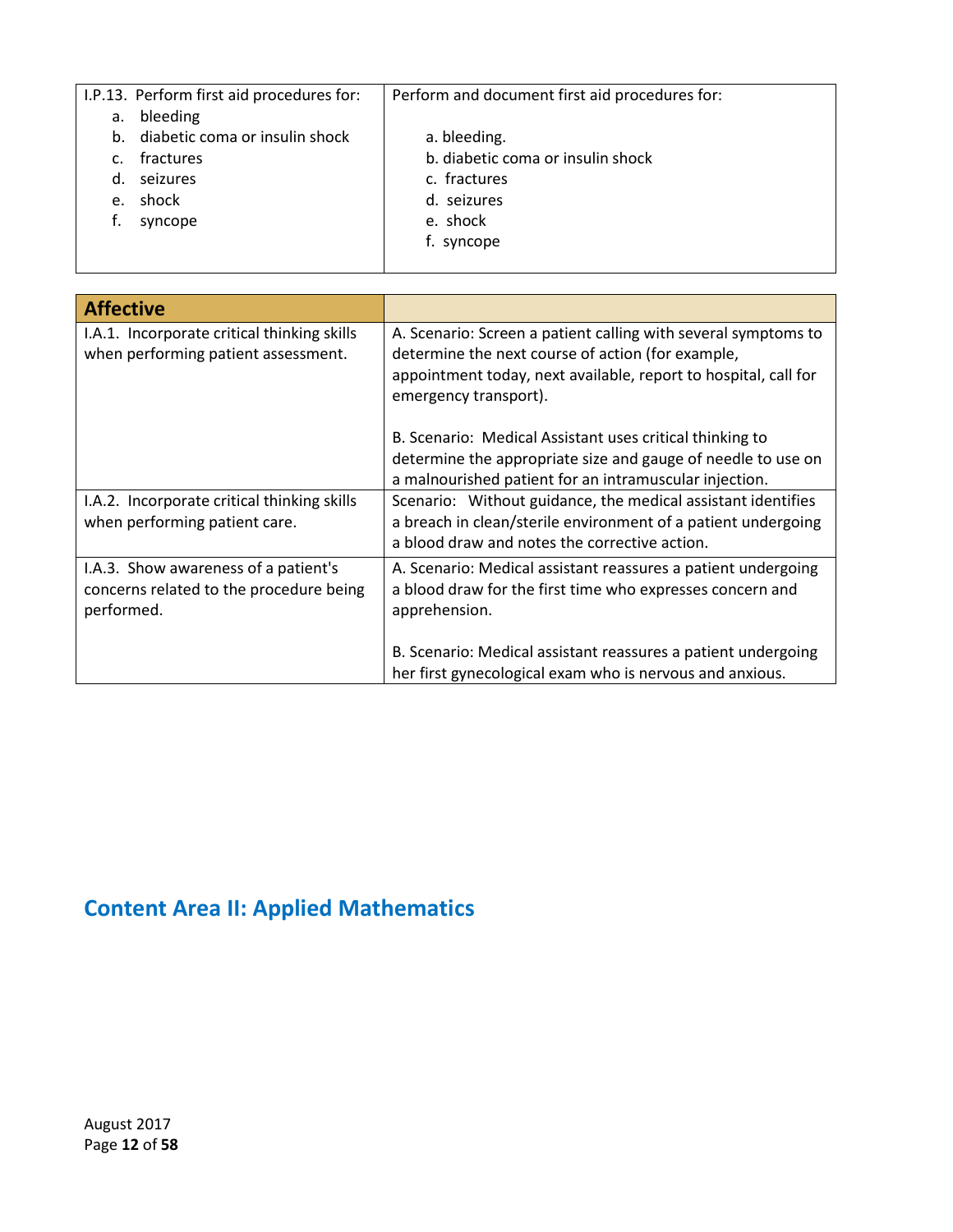| I.P.13. Perform first aid procedures for:<br>a. bleeding<br>b. diabetic coma or insulin shock<br>c. fractures<br>d. seizures<br>e. shock<br>f. syncope | Perform and document first aid procedures for:<br><br>a. bleeding.<br>b. diabetic coma or insulin shock<br>c. fractures<br>d. seizures<br>e. shock<br>f. syncope |
|---|---|

| **Affective** | |
|---|---|
| I.A.1. Incorporate critical thinking skills when performing patient assessment. | A. Scenario: Screen a patient calling with several symptoms to determine the next course of action (for example, appointment today, next available, report to hospital, call for emergency transport).<br><br>B. Scenario: Medical Assistant uses critical thinking to determine the appropriate size and gauge of needle to use on a malnourished patient for an intramuscular injection. |
| I.A.2. Incorporate critical thinking skills when performing patient care. | Scenario: Without guidance, the medical assistant identifies a breach in clean/sterile environment of a patient undergoing a blood draw and notes the corrective action. |
| I.A.3. Show awareness of a patient's concerns related to the procedure being performed. | A. Scenario: Medical assistant reassures a patient undergoing a blood draw for the first time who expresses concern and apprehension.<br><br>B. Scenario: Medical assistant reassures a patient undergoing her first gynecological exam who is nervous and anxious. |

## Content Area II: Applied Mathematics

August 2017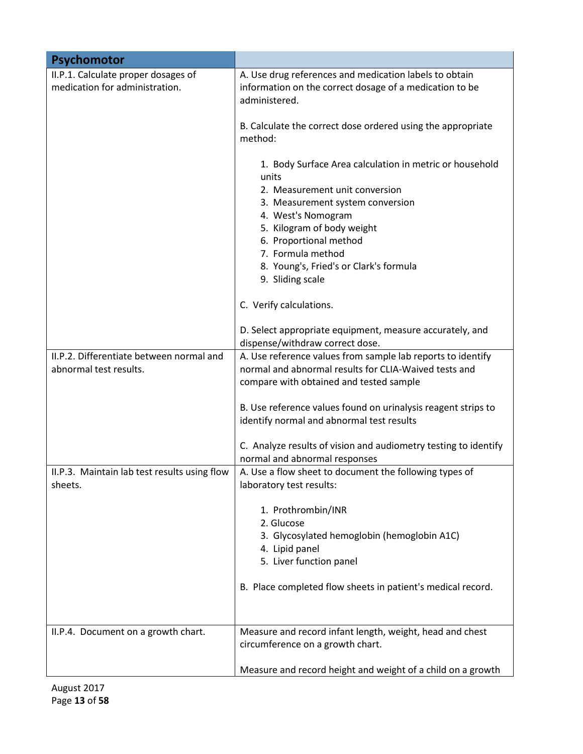| Psychomotor | |
|---|---|
| II.P.1. Calculate proper dosages of medication for administration. | A. Use drug references and medication labels to obtain information on the correct dosage of a medication to be administered.<br><br>B. Calculate the correct dose ordered using the appropriate method:<br><br>1. Body Surface Area calculation in metric or household units<br>2. Measurement unit conversion<br>3. Measurement system conversion<br>4. West's Nomogram<br>5. Kilogram of body weight<br>6. Proportional method<br>7. Formula method<br>8. Young's, Fried's or Clark's formula<br>9. Sliding scale<br><br>C. Verify calculations.<br><br>D. Select appropriate equipment, measure accurately, and dispense/withdraw correct dose. |
| II.P.2. Differentiate between normal and abnormal test results. | A. Use reference values from sample lab reports to identify normal and abnormal results for CLIA-Waived tests and compare with obtained and tested sample<br><br>B. Use reference values found on urinalysis reagent strips to identify normal and abnormal test results<br><br>C. Analyze results of vision and audiometry testing to identify normal and abnormal responses |
| II.P.3. Maintain lab test results using flow sheets. | A. Use a flow sheet to document the following types of laboratory test results:<br><br>1. Prothrombin/INR<br>2. Glucose<br>3. Glycosylated hemoglobin (hemoglobin A1C)<br>4. Lipid panel<br>5. Liver function panel<br><br>B. Place completed flow sheets in patient's medical record. |
| II.P.4. Document on a growth chart. | Measure and record infant length, weight, head and chest circumference on a growth chart.<br><br>Measure and record height and weight of a child on a growth |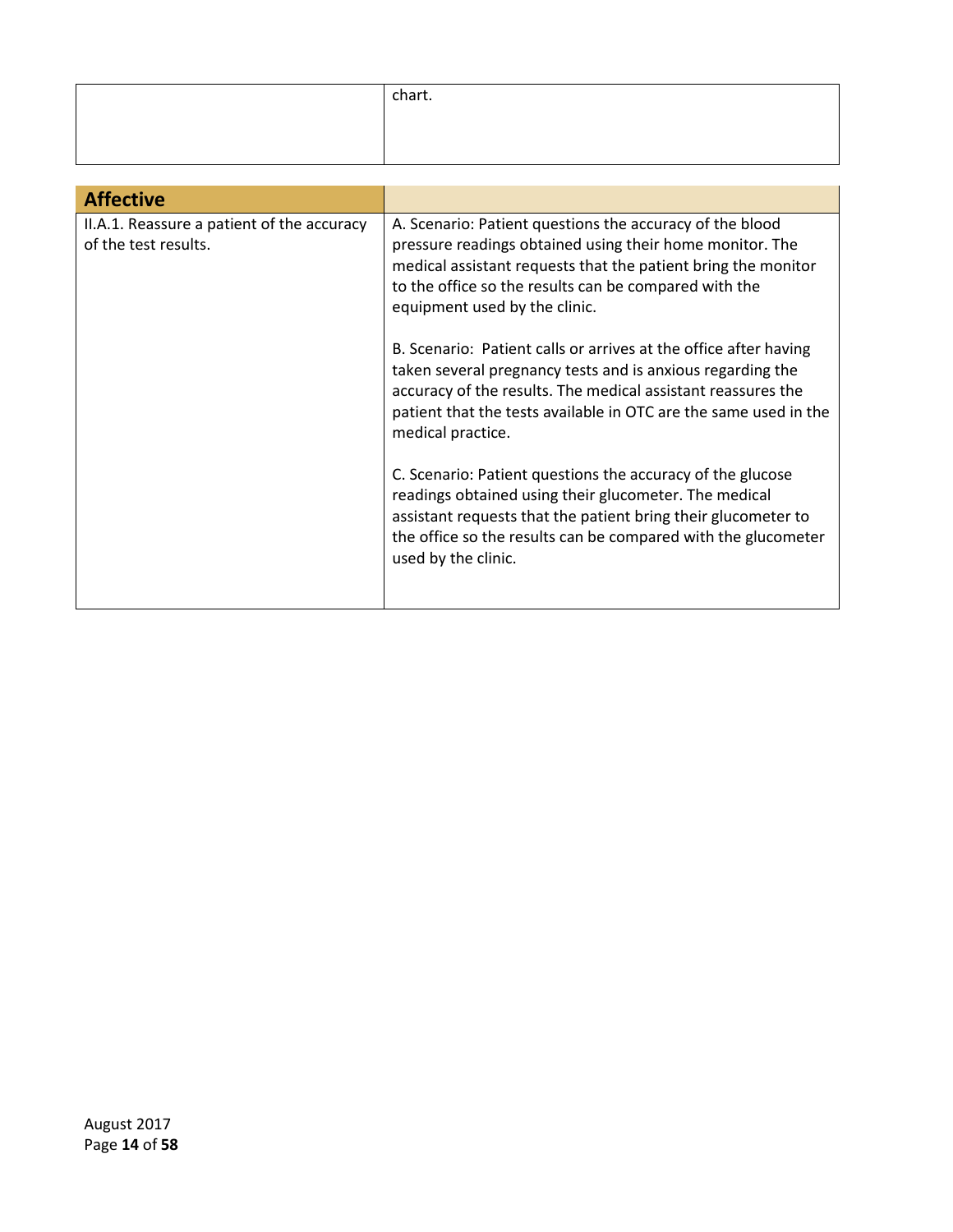| | |
|---|---|
| | chart. |

| Affective | |
|---|---|
| II.A.1. Reassure a patient of the accuracy of the test results. | A. Scenario: Patient questions the accuracy of the blood pressure readings obtained using their home monitor. The medical assistant requests that the patient bring the monitor to the office so the results can be compared with the equipment used by the clinic.<br><br>B. Scenario: Patient calls or arrives at the office after having taken several pregnancy tests and is anxious regarding the accuracy of the results. The medical assistant reassures the patient that the tests available in OTC are the same used in the medical practice.<br><br>C. Scenario: Patient questions the accuracy of the glucose readings obtained using their glucometer. The medical assistant requests that the patient bring their glucometer to the office so the results can be compared with the glucometer used by the clinic. |

August 2017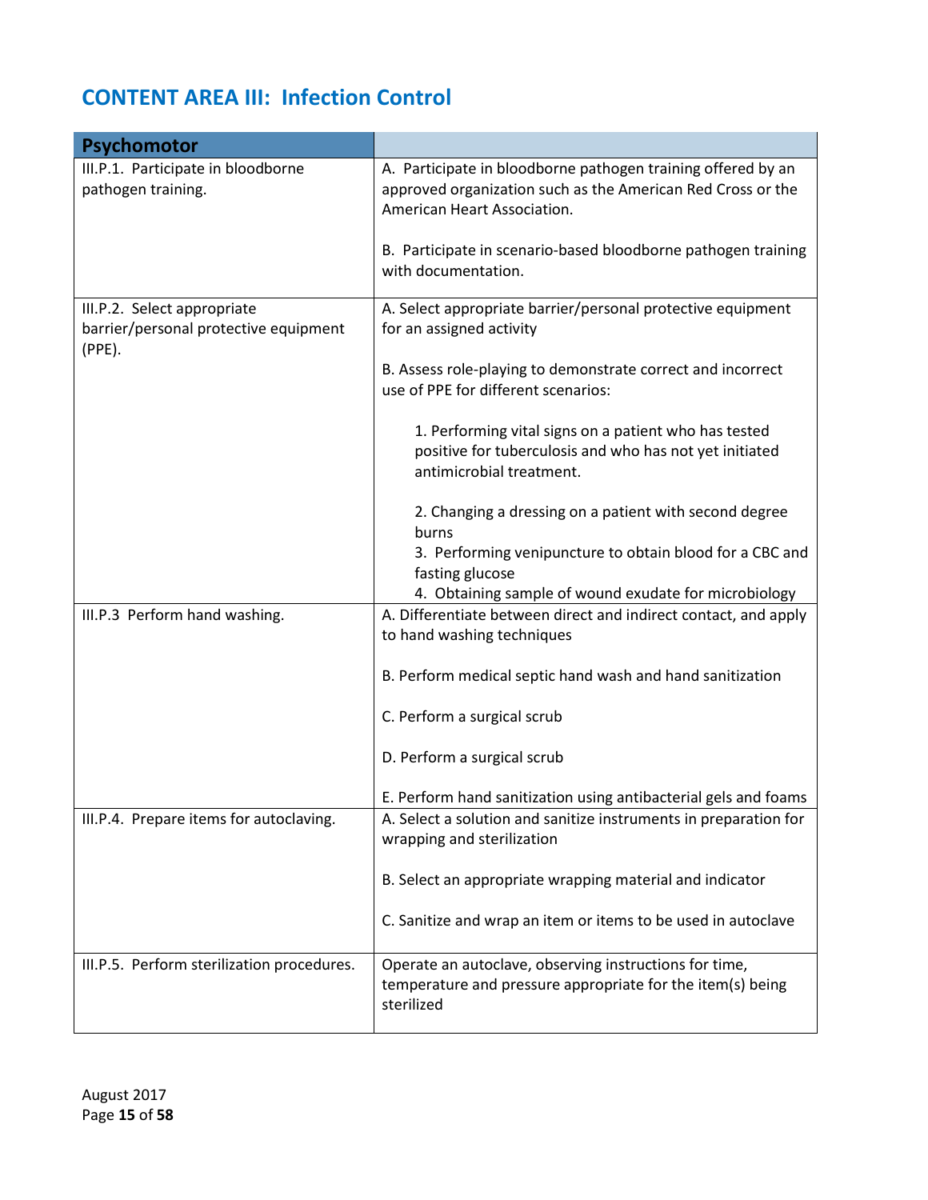## CONTENT AREA III: Infection Control

| Psychomotor | |
|---|---|
| III.P.1. Participate in bloodborne pathogen training. | A. Participate in bloodborne pathogen training offered by an approved organization such as the American Red Cross or the American Heart Association.<br><br>B. Participate in scenario-based bloodborne pathogen training with documentation. |
| III.P.2. Select appropriate barrier/personal protective equipment (PPE). | A. Select appropriate barrier/personal protective equipment for an assigned activity<br><br>B. Assess role-playing to demonstrate correct and incorrect use of PPE for different scenarios:<br><br>1. Performing vital signs on a patient who has tested positive for tuberculosis and who has not yet initiated antimicrobial treatment.<br><br>2. Changing a dressing on a patient with second degree burns<br>3. Performing venipuncture to obtain blood for a CBC and fasting glucose<br>4. Obtaining sample of wound exudate for microbiology |
| III.P.3 Perform hand washing. | A. Differentiate between direct and indirect contact, and apply to hand washing techniques<br><br>B. Perform medical septic hand wash and hand sanitization<br><br>C. Perform a surgical scrub<br><br>D. Perform a surgical scrub<br><br>E. Perform hand sanitization using antibacterial gels and foams |
| III.P.4. Prepare items for autoclaving. | A. Select a solution and sanitize instruments in preparation for wrapping and sterilization<br><br>B. Select an appropriate wrapping material and indicator<br><br>C. Sanitize and wrap an item or items to be used in autoclave |
| III.P.5. Perform sterilization procedures. | Operate an autoclave, observing instructions for time, temperature and pressure appropriate for the item(s) being sterilized |

August 2017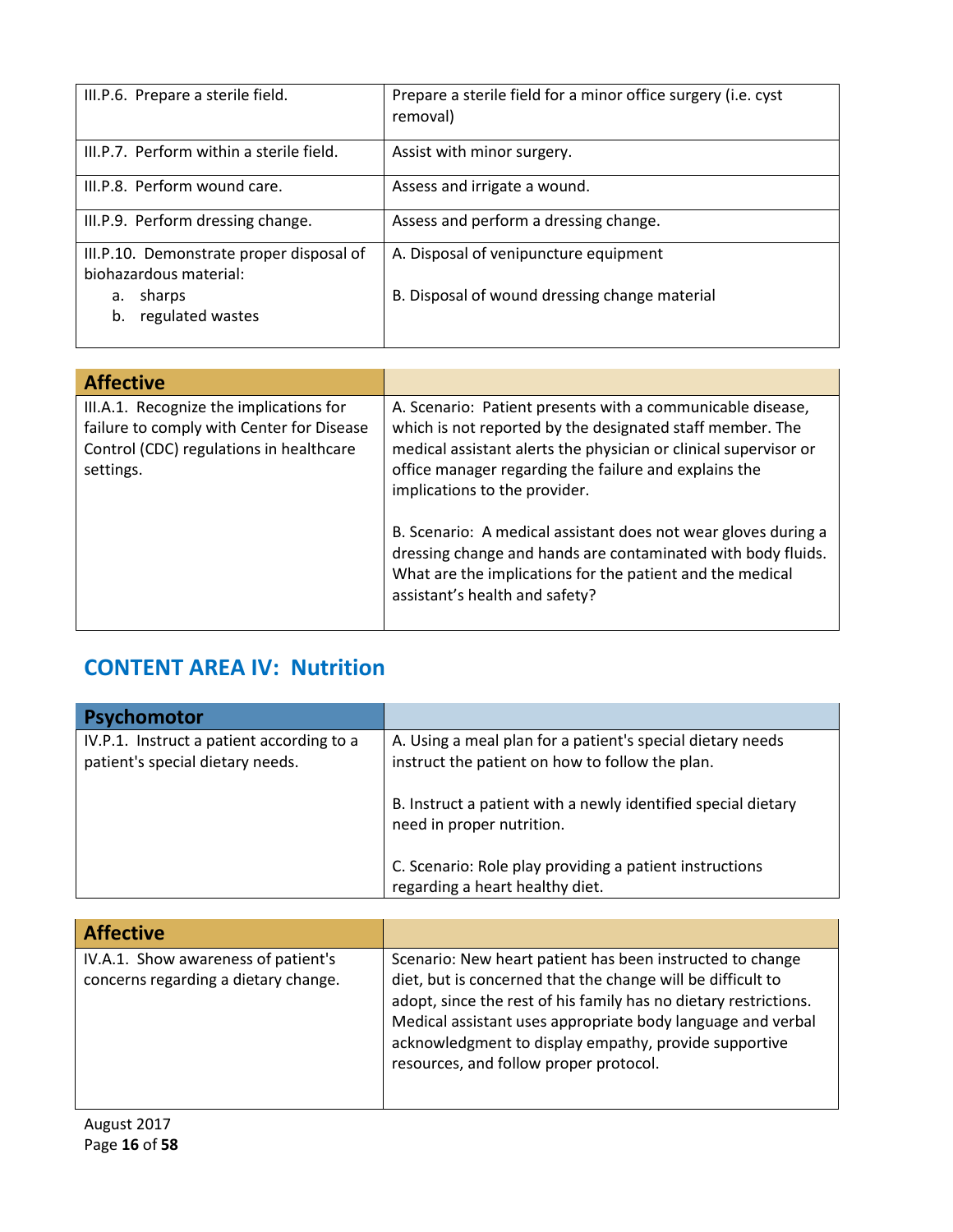| | |
|---|---|
| III.P.6. Prepare a sterile field. | Prepare a sterile field for a minor office surgery (i.e. cyst removal) |
| III.P.7. Perform within a sterile field. | Assist with minor surgery. |
| III.P.8. Perform wound care. | Assess and irrigate a wound. |
| III.P.9. Perform dressing change. | Assess and perform a dressing change. |
| III.P.10. Demonstrate proper disposal of biohazardous material:<br>a. sharps<br>b. regulated wastes | A. Disposal of venipuncture equipment<br><br>B. Disposal of wound dressing change material |

| **Affective** | |
|---|---|
| III.A.1. Recognize the implications for failure to comply with Center for Disease Control (CDC) regulations in healthcare settings. | A. Scenario: Patient presents with a communicable disease, which is not reported by the designated staff member. The medical assistant alerts the physician or clinical supervisor or office manager regarding the failure and explains the implications to the provider.<br><br>B. Scenario: A medical assistant does not wear gloves during a dressing change and hands are contaminated with body fluids. What are the implications for the patient and the medical assistant's health and safety? |

## CONTENT AREA IV: Nutrition

| **Psychomotor** | |
|---|---|
| IV.P.1. Instruct a patient according to a patient's special dietary needs. | A. Using a meal plan for a patient's special dietary needs instruct the patient on how to follow the plan.<br><br>B. Instruct a patient with a newly identified special dietary need in proper nutrition.<br><br>C. Scenario: Role play providing a patient instructions regarding a heart healthy diet. |

| **Affective** | |
|---|---|
| IV.A.1. Show awareness of patient's concerns regarding a dietary change. | Scenario: New heart patient has been instructed to change diet, but is concerned that the change will be difficult to adopt, since the rest of his family has no dietary restrictions. Medical assistant uses appropriate body language and verbal acknowledgment to display empathy, provide supportive resources, and follow proper protocol. |

August 2017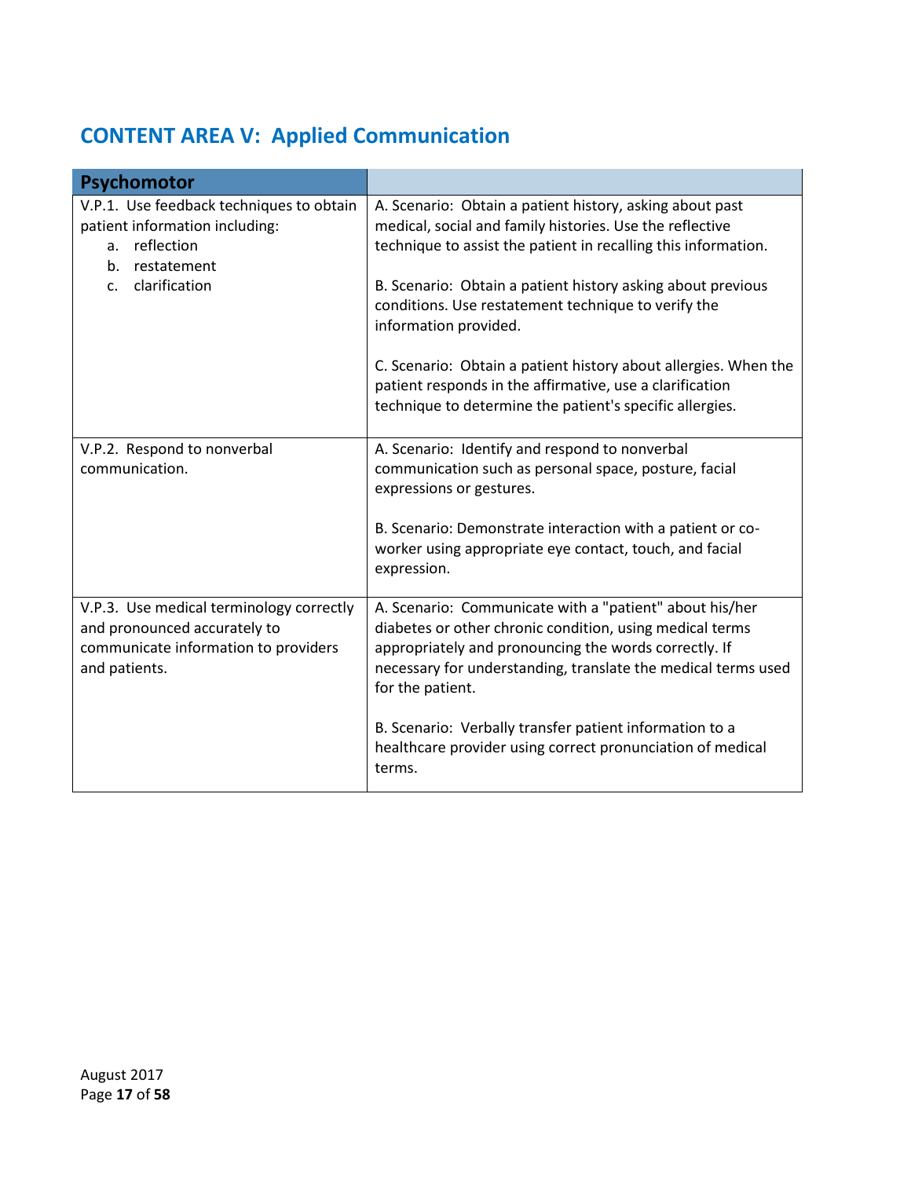## CONTENT AREA V: Applied Communication

| Psychomotor | |
|---|---|
| V.P.1. Use feedback techniques to obtain patient information including:<br>a. reflection<br>b. restatement<br>c. clarification | A. Scenario: Obtain a patient history, asking about past medical, social and family histories. Use the reflective technique to assist the patient in recalling this information.<br><br>B. Scenario: Obtain a patient history asking about previous conditions. Use restatement technique to verify the information provided.<br><br>C. Scenario: Obtain a patient history about allergies. When the patient responds in the affirmative, use a clarification technique to determine the patient's specific allergies. |
| V.P.2. Respond to nonverbal communication. | A. Scenario: Identify and respond to nonverbal communication such as personal space, posture, facial expressions or gestures.<br><br>B. Scenario: Demonstrate interaction with a patient or co-worker using appropriate eye contact, touch, and facial expression. |
| V.P.3. Use medical terminology correctly and pronounced accurately to communicate information to providers and patients. | A. Scenario: Communicate with a "patient" about his/her diabetes or other chronic condition, using medical terms appropriately and pronouncing the words correctly. If necessary for understanding, translate the medical terms used for the patient.<br><br>B. Scenario: Verbally transfer patient information to a healthcare provider using correct pronunciation of medical terms. |

August 2017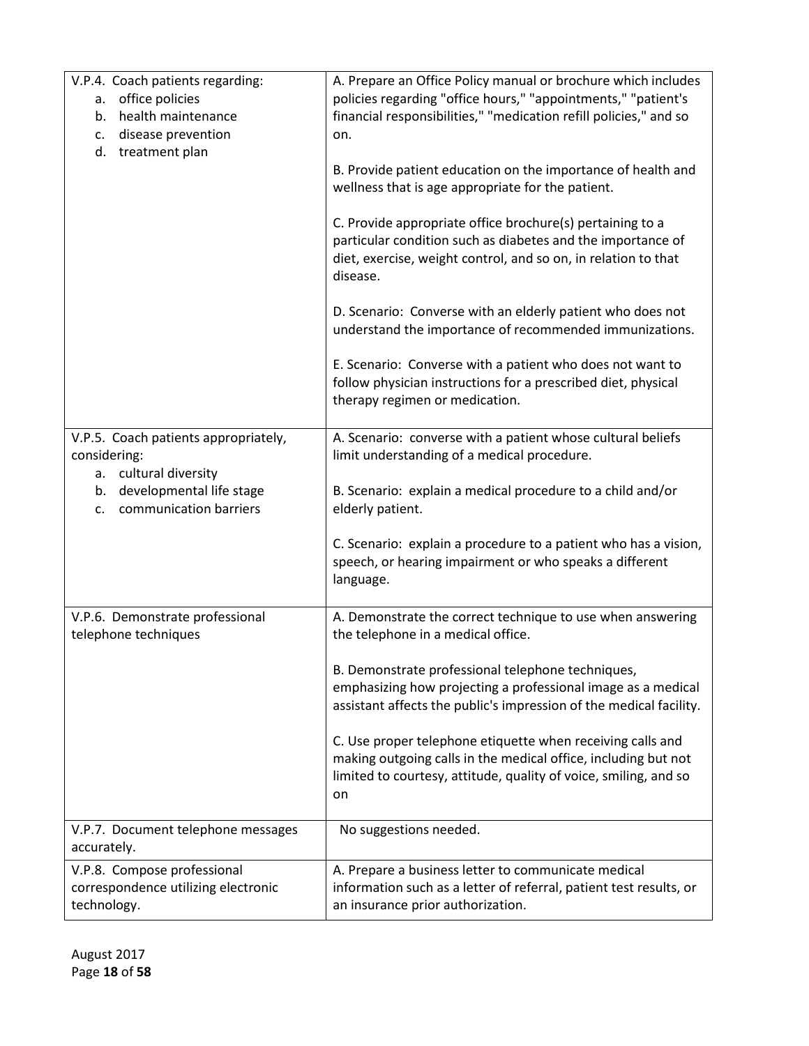| | |
|---|---|
| V.P.4. Coach patients regarding:<br>a. office policies<br>b. health maintenance<br>c. disease prevention<br>d. treatment plan | A. Prepare an Office Policy manual or brochure which includes policies regarding "office hours," "appointments," "patient's financial responsibilities," "medication refill policies," and so on.<br><br>B. Provide patient education on the importance of health and wellness that is age appropriate for the patient.<br><br>C. Provide appropriate office brochure(s) pertaining to a particular condition such as diabetes and the importance of diet, exercise, weight control, and so on, in relation to that disease.<br><br>D. Scenario: Converse with an elderly patient who does not understand the importance of recommended immunizations.<br><br>E. Scenario: Converse with a patient who does not want to follow physician instructions for a prescribed diet, physical therapy regimen or medication. |
| V.P.5. Coach patients appropriately, considering:<br>a. cultural diversity<br>b. developmental life stage<br>c. communication barriers | A. Scenario: converse with a patient whose cultural beliefs limit understanding of a medical procedure.<br><br>B. Scenario: explain a medical procedure to a child and/or elderly patient.<br><br>C. Scenario: explain a procedure to a patient who has a vision, speech, or hearing impairment or who speaks a different language. |
| V.P.6. Demonstrate professional telephone techniques | A. Demonstrate the correct technique to use when answering the telephone in a medical office.<br><br>B. Demonstrate professional telephone techniques, emphasizing how projecting a professional image as a medical assistant affects the public's impression of the medical facility.<br><br>C. Use proper telephone etiquette when receiving calls and making outgoing calls in the medical office, including but not limited to courtesy, attitude, quality of voice, smiling, and so on |
| V.P.7. Document telephone messages accurately. | No suggestions needed. |
| V.P.8. Compose professional correspondence utilizing electronic technology. | A. Prepare a business letter to communicate medical information such as a letter of referral, patient test results, or an insurance prior authorization. |

August 2017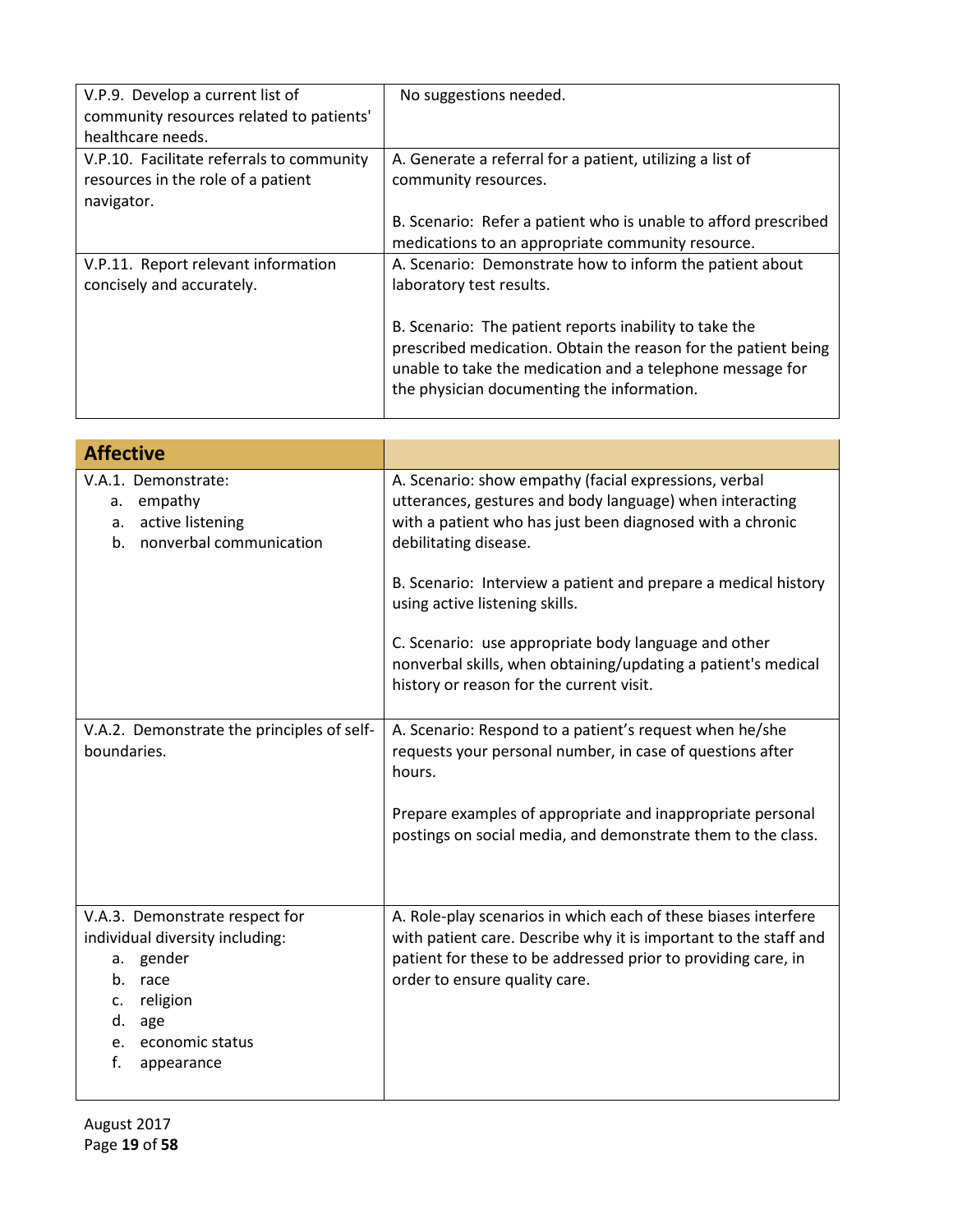| | |
|---|---|
| V.P.9. Develop a current list of community resources related to patients' healthcare needs. | No suggestions needed. |
| V.P.10. Facilitate referrals to community resources in the role of a patient navigator. | A. Generate a referral for a patient, utilizing a list of community resources.<br><br>B. Scenario: Refer a patient who is unable to afford prescribed medications to an appropriate community resource. |
| V.P.11. Report relevant information concisely and accurately. | A. Scenario: Demonstrate how to inform the patient about laboratory test results.<br><br>B. Scenario: The patient reports inability to take the prescribed medication. Obtain the reason for the patient being unable to take the medication and a telephone message for the physician documenting the information. |

| **Affective** | |
|---|---|
| V.A.1. Demonstrate:<br>a. empathy<br>a. active listening<br>b. nonverbal communication | A. Scenario: show empathy (facial expressions, verbal utterances, gestures and body language) when interacting with a patient who has just been diagnosed with a chronic debilitating disease.<br><br>B. Scenario: Interview a patient and prepare a medical history using active listening skills.<br><br>C. Scenario: use appropriate body language and other nonverbal skills, when obtaining/updating a patient's medical history or reason for the current visit. |
| V.A.2. Demonstrate the principles of self-boundaries. | A. Scenario: Respond to a patient's request when he/she requests your personal number, in case of questions after hours.<br><br>Prepare examples of appropriate and inappropriate personal postings on social media, and demonstrate them to the class. |
| V.A.3. Demonstrate respect for individual diversity including:<br>a. gender<br>b. race<br>c. religion<br>d. age<br>e. economic status<br>f. appearance | A. Role-play scenarios in which each of these biases interfere with patient care. Describe why it is important to the staff and patient for these to be addressed prior to providing care, in order to ensure quality care. |

August 2017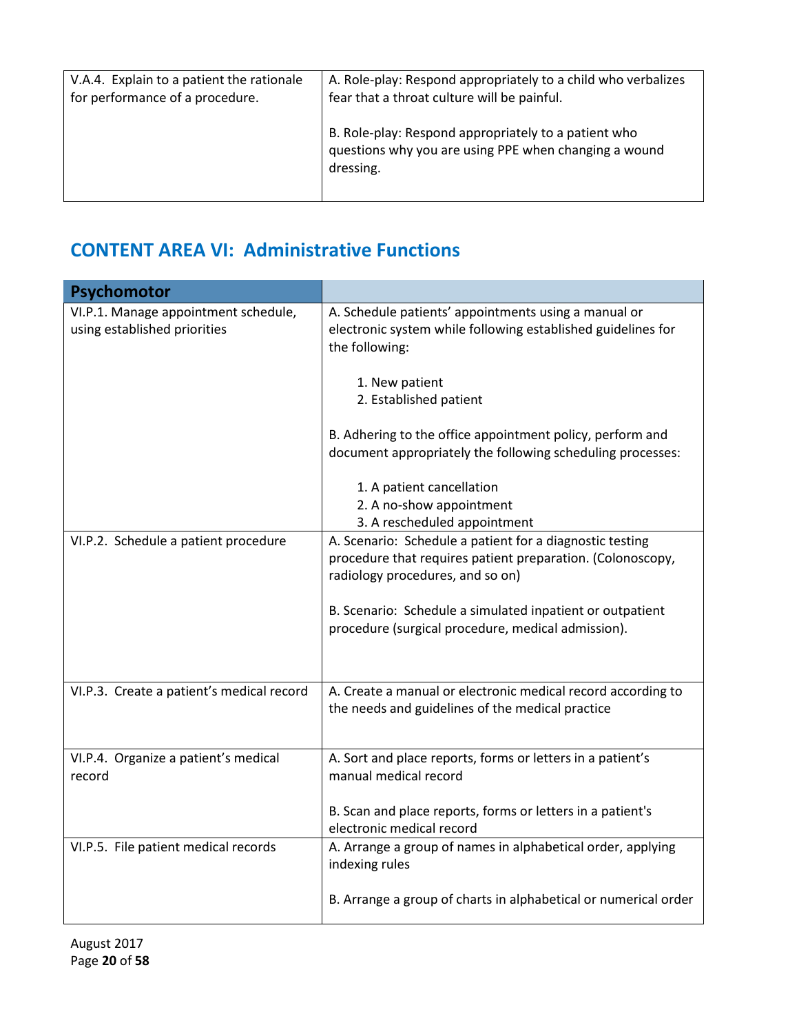| | |
|---|---|
| V.A.4. Explain to a patient the rationale for performance of a procedure. | A. Role-play: Respond appropriately to a child who verbalizes fear that a throat culture will be painful.<br><br>B. Role-play: Respond appropriately to a patient who questions why you are using PPE when changing a wound dressing. |

## CONTENT AREA VI: Administrative Functions

| Psychomotor | |
|---|---|
| VI.P.1. Manage appointment schedule, using established priorities | A. Schedule patients' appointments using a manual or electronic system while following established guidelines for the following:<br><br>1. New patient<br>2. Established patient<br><br>B. Adhering to the office appointment policy, perform and document appropriately the following scheduling processes:<br><br>1. A patient cancellation<br>2. A no-show appointment<br>3. A rescheduled appointment |
| VI.P.2. Schedule a patient procedure | A. Scenario: Schedule a patient for a diagnostic testing procedure that requires patient preparation. (Colonoscopy, radiology procedures, and so on)<br><br>B. Scenario: Schedule a simulated inpatient or outpatient procedure (surgical procedure, medical admission). |
| VI.P.3. Create a patient's medical record | A. Create a manual or electronic medical record according to the needs and guidelines of the medical practice |
| VI.P.4. Organize a patient's medical record | A. Sort and place reports, forms or letters in a patient's manual medical record<br><br>B. Scan and place reports, forms or letters in a patient's electronic medical record |
| VI.P.5. File patient medical records | A. Arrange a group of names in alphabetical order, applying indexing rules<br><br>B. Arrange a group of charts in alphabetical or numerical order |

August 2017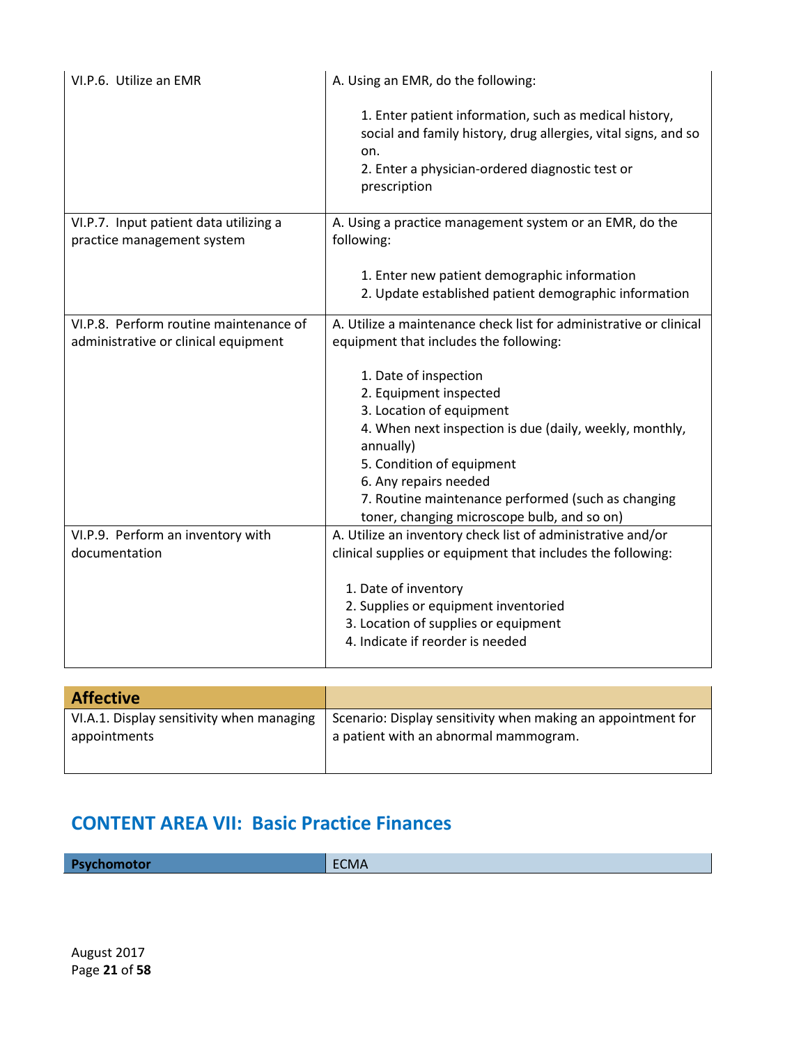| | |
|---|---|
| VI.P.6. Utilize an EMR | A. Using an EMR, do the following:<br><br>1. Enter patient information, such as medical history, social and family history, drug allergies, vital signs, and so on.<br>2. Enter a physician-ordered diagnostic test or prescription |
| VI.P.7. Input patient data utilizing a practice management system | A. Using a practice management system or an EMR, do the following:<br><br>1. Enter new patient demographic information<br>2. Update established patient demographic information |
| VI.P.8. Perform routine maintenance of administrative or clinical equipment | A. Utilize a maintenance check list for administrative or clinical equipment that includes the following:<br><br>1. Date of inspection<br>2. Equipment inspected<br>3. Location of equipment<br>4. When next inspection is due (daily, weekly, monthly, annually)<br>5. Condition of equipment<br>6. Any repairs needed<br>7. Routine maintenance performed (such as changing toner, changing microscope bulb, and so on) |
| VI.P.9. Perform an inventory with documentation | A. Utilize an inventory check list of administrative and/or clinical supplies or equipment that includes the following:<br><br>1. Date of inventory<br>2. Supplies or equipment inventoried<br>3. Location of supplies or equipment<br>4. Indicate if reorder is needed |

| **Affective** | |
|---|---|
| VI.A.1. Display sensitivity when managing appointments | Scenario: Display sensitivity when making an appointment for a patient with an abnormal mammogram. |

## CONTENT AREA VII: Basic Practice Finances

| **Psychomotor** | ECMA |
|---|---|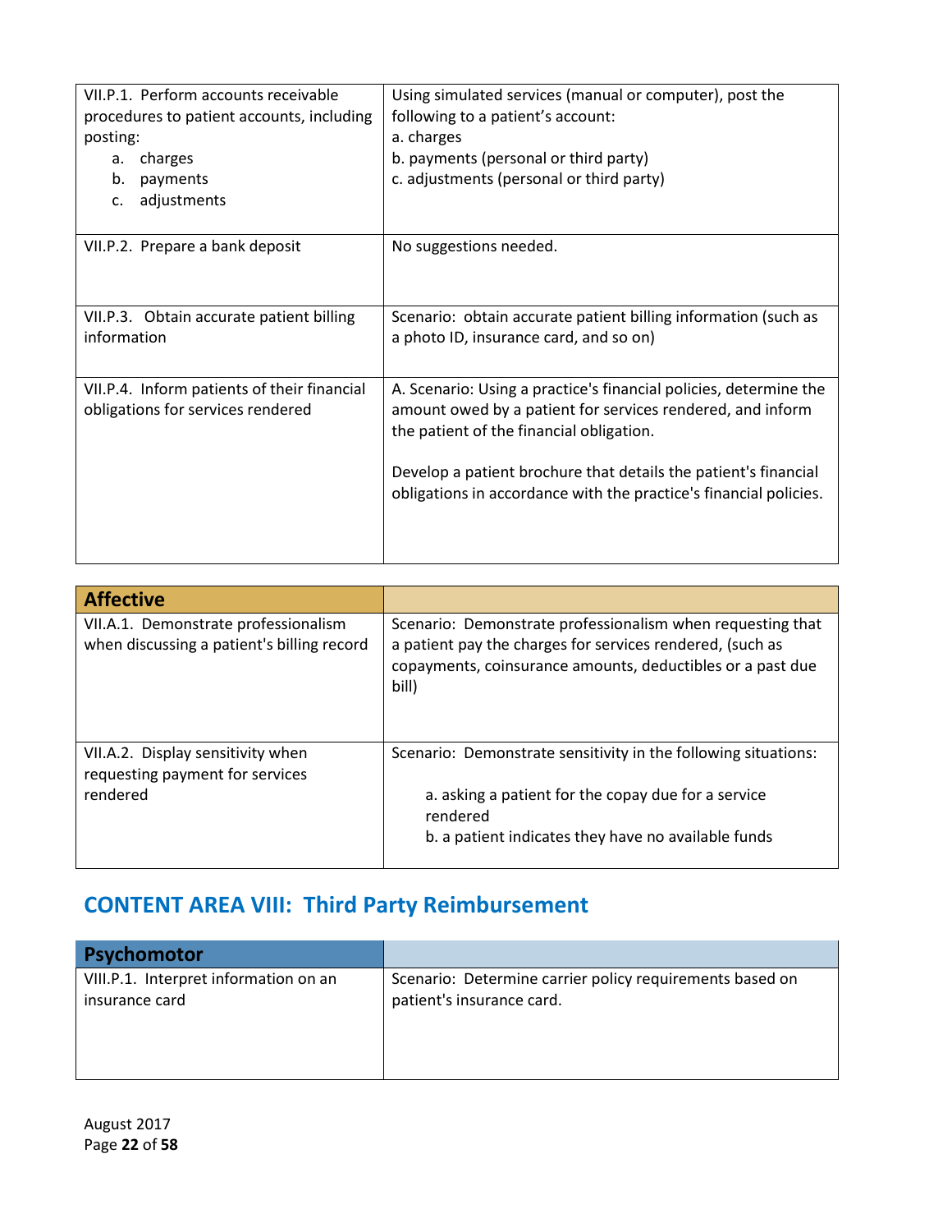| | |
|---|---|
| VII.P.1. Perform accounts receivable procedures to patient accounts, including posting:<br>a. charges<br>b. payments<br>c. adjustments | Using simulated services (manual or computer), post the following to a patient's account:<br>a. charges<br>b. payments (personal or third party)<br>c. adjustments (personal or third party) |
| VII.P.2. Prepare a bank deposit | No suggestions needed. |
| VII.P.3. Obtain accurate patient billing information | Scenario: obtain accurate patient billing information (such as a photo ID, insurance card, and so on) |
| VII.P.4. Inform patients of their financial obligations for services rendered | A. Scenario: Using a practice's financial policies, determine the amount owed by a patient for services rendered, and inform the patient of the financial obligation.<br><br>Develop a patient brochure that details the patient's financial obligations in accordance with the practice's financial policies. |

| **Affective** | |
|---|---|
| VII.A.1. Demonstrate professionalism when discussing a patient's billing record | Scenario: Demonstrate professionalism when requesting that a patient pay the charges for services rendered, (such as copayments, coinsurance amounts, deductibles or a past due bill) |
| VII.A.2. Display sensitivity when requesting payment for services rendered | Scenario: Demonstrate sensitivity in the following situations:<br><br>a. asking a patient for the copay due for a service rendered<br>b. a patient indicates they have no available funds |

## CONTENT AREA VIII: Third Party Reimbursement

| **Psychomotor** | |
|---|---|
| VIII.P.1. Interpret information on an insurance card | Scenario: Determine carrier policy requirements based on patient's insurance card. |

August 2017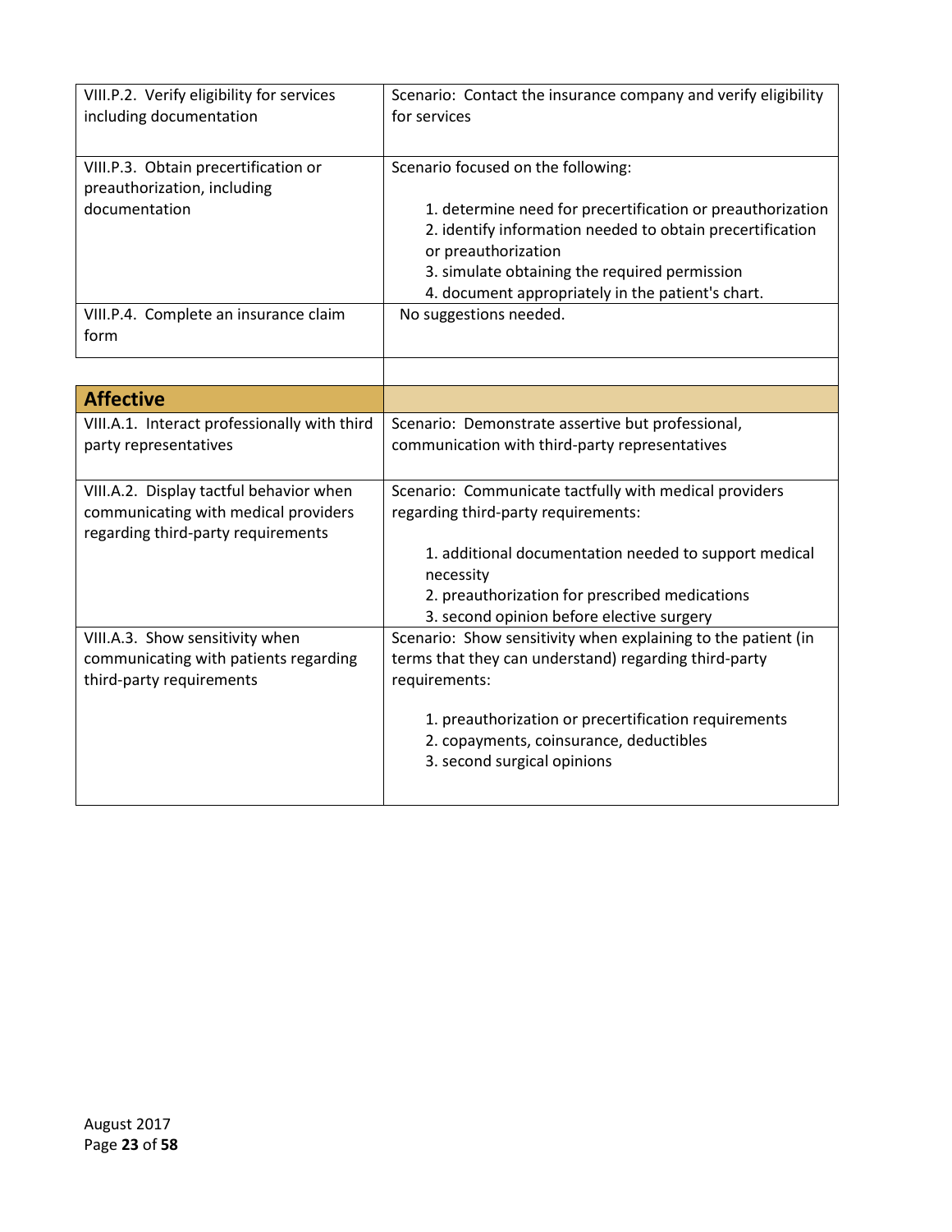| | |
|---|---|
| VIII.P.2. Verify eligibility for services including documentation | Scenario: Contact the insurance company and verify eligibility for services |
| VIII.P.3. Obtain precertification or preauthorization, including documentation | Scenario focused on the following:<br><br>1. determine need for precertification or preauthorization<br>2. identify information needed to obtain precertification or preauthorization<br>3. simulate obtaining the required permission<br>4. document appropriately in the patient's chart. |
| VIII.P.4. Complete an insurance claim form | No suggestions needed. |
| | |
| **Affective** | |
| VIII.A.1. Interact professionally with third party representatives | Scenario: Demonstrate assertive but professional, communication with third-party representatives |
| VIII.A.2. Display tactful behavior when communicating with medical providers regarding third-party requirements | Scenario: Communicate tactfully with medical providers regarding third-party requirements:<br><br>1. additional documentation needed to support medical necessity<br>2. preauthorization for prescribed medications<br>3. second opinion before elective surgery |
| VIII.A.3. Show sensitivity when communicating with patients regarding third-party requirements | Scenario: Show sensitivity when explaining to the patient (in terms that they can understand) regarding third-party requirements:<br><br>1. preauthorization or precertification requirements<br>2. copayments, coinsurance, deductibles<br>3. second surgical opinions |

August 2017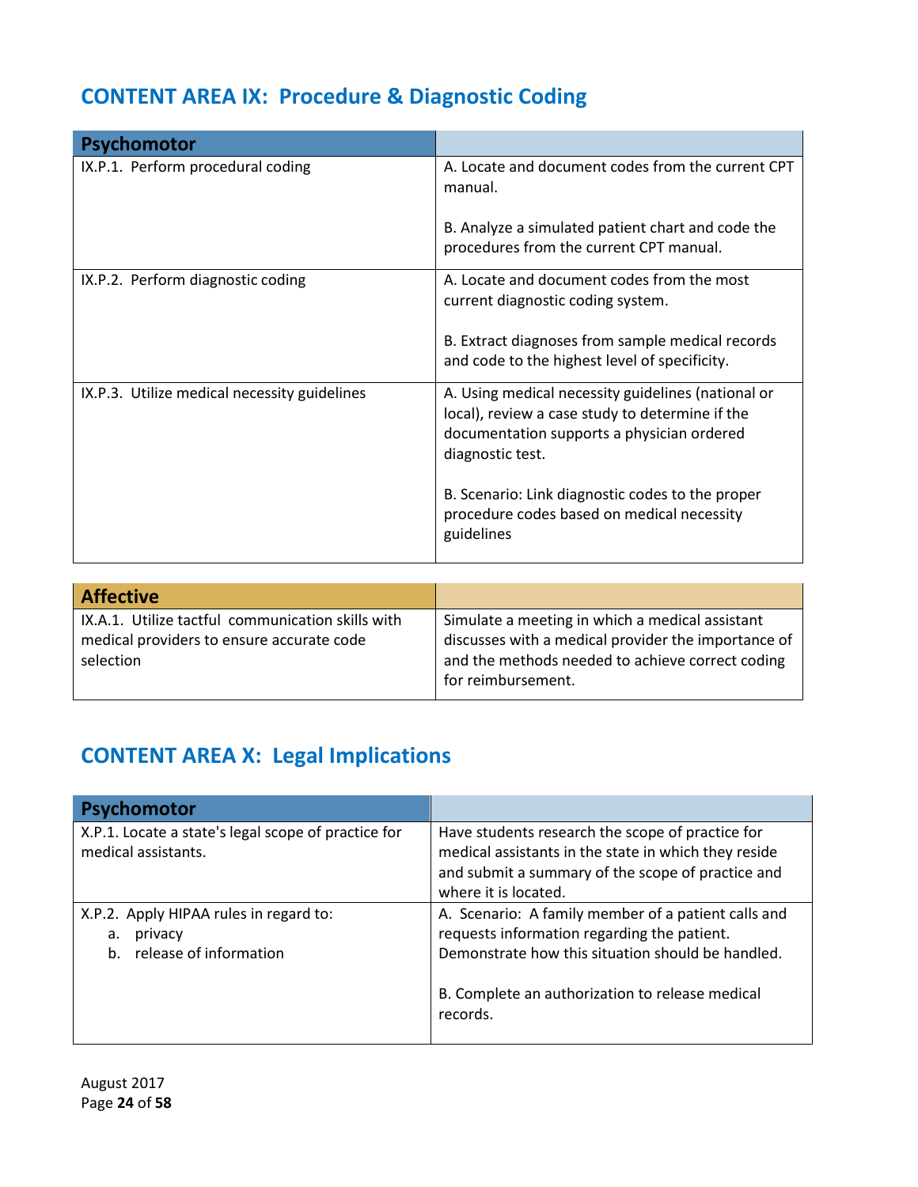## CONTENT AREA IX: Procedure & Diagnostic Coding

| Psychomotor | |
|---|---|
| IX.P.1. Perform procedural coding | A. Locate and document codes from the current CPT manual.<br><br>B. Analyze a simulated patient chart and code the procedures from the current CPT manual. |
| IX.P.2. Perform diagnostic coding | A. Locate and document codes from the most current diagnostic coding system.<br><br>B. Extract diagnoses from sample medical records and code to the highest level of specificity. |
| IX.P.3. Utilize medical necessity guidelines | A. Using medical necessity guidelines (national or local), review a case study to determine if the documentation supports a physician ordered diagnostic test.<br><br>B. Scenario: Link diagnostic codes to the proper procedure codes based on medical necessity guidelines |

| Affective | |
|---|---|
| IX.A.1. Utilize tactful communication skills with medical providers to ensure accurate code selection | Simulate a meeting in which a medical assistant discusses with a medical provider the importance of and the methods needed to achieve correct coding for reimbursement. |

## CONTENT AREA X: Legal Implications

| Psychomotor | |
|---|---|
| X.P.1. Locate a state's legal scope of practice for medical assistants. | Have students research the scope of practice for medical assistants in the state in which they reside and submit a summary of the scope of practice and where it is located. |
| X.P.2. Apply HIPAA rules in regard to:<br>a. privacy<br>b. release of information | A. Scenario: A family member of a patient calls and requests information regarding the patient. Demonstrate how this situation should be handled.<br><br>B. Complete an authorization to release medical records. |

August 2017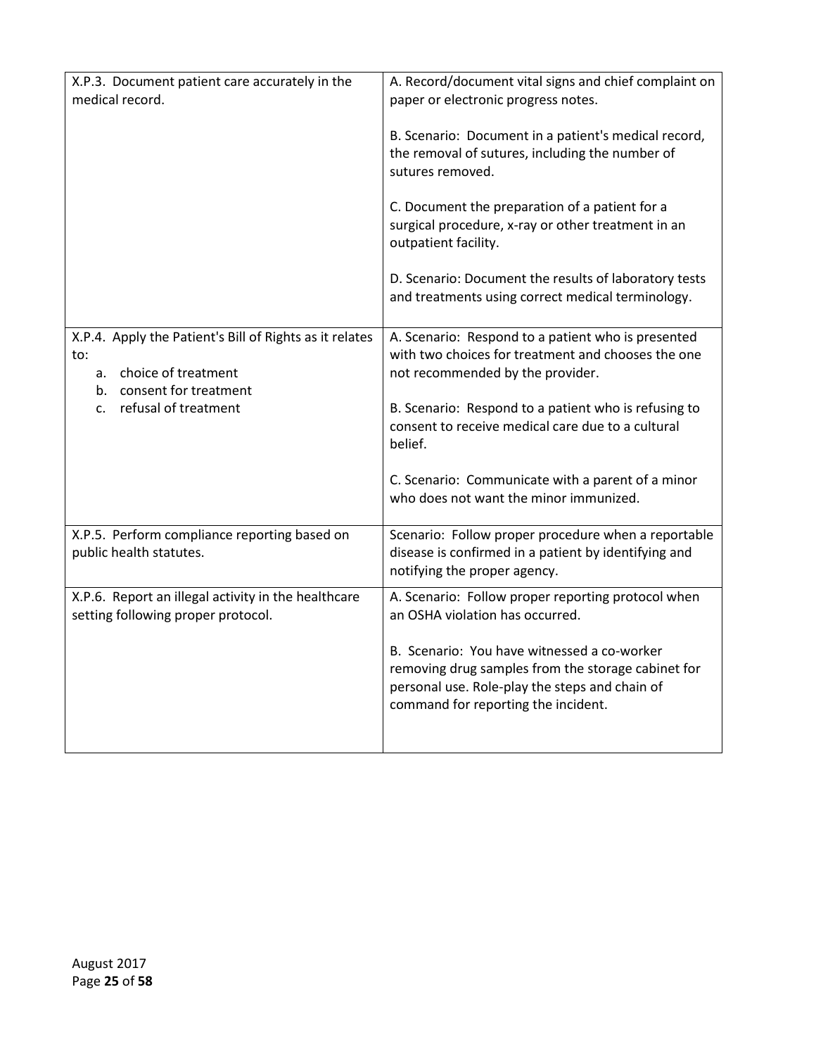| | |
|---|---|
| X.P.3. Document patient care accurately in the medical record. | A. Record/document vital signs and chief complaint on paper or electronic progress notes.<br><br>B. Scenario: Document in a patient's medical record, the removal of sutures, including the number of sutures removed.<br><br>C. Document the preparation of a patient for a surgical procedure, x-ray or other treatment in an outpatient facility.<br><br>D. Scenario: Document the results of laboratory tests and treatments using correct medical terminology. |
| X.P.4. Apply the Patient's Bill of Rights as it relates to:<br>a. choice of treatment<br>b. consent for treatment<br>c. refusal of treatment | A. Scenario: Respond to a patient who is presented with two choices for treatment and chooses the one not recommended by the provider.<br><br>B. Scenario: Respond to a patient who is refusing to consent to receive medical care due to a cultural belief.<br><br>C. Scenario: Communicate with a parent of a minor who does not want the minor immunized. |
| X.P.5. Perform compliance reporting based on public health statutes. | Scenario: Follow proper procedure when a reportable disease is confirmed in a patient by identifying and notifying the proper agency. |
| X.P.6. Report an illegal activity in the healthcare setting following proper protocol. | A. Scenario: Follow proper reporting protocol when an OSHA violation has occurred.<br><br>B. Scenario: You have witnessed a co-worker removing drug samples from the storage cabinet for personal use. Role-play the steps and chain of command for reporting the incident. |

August 2017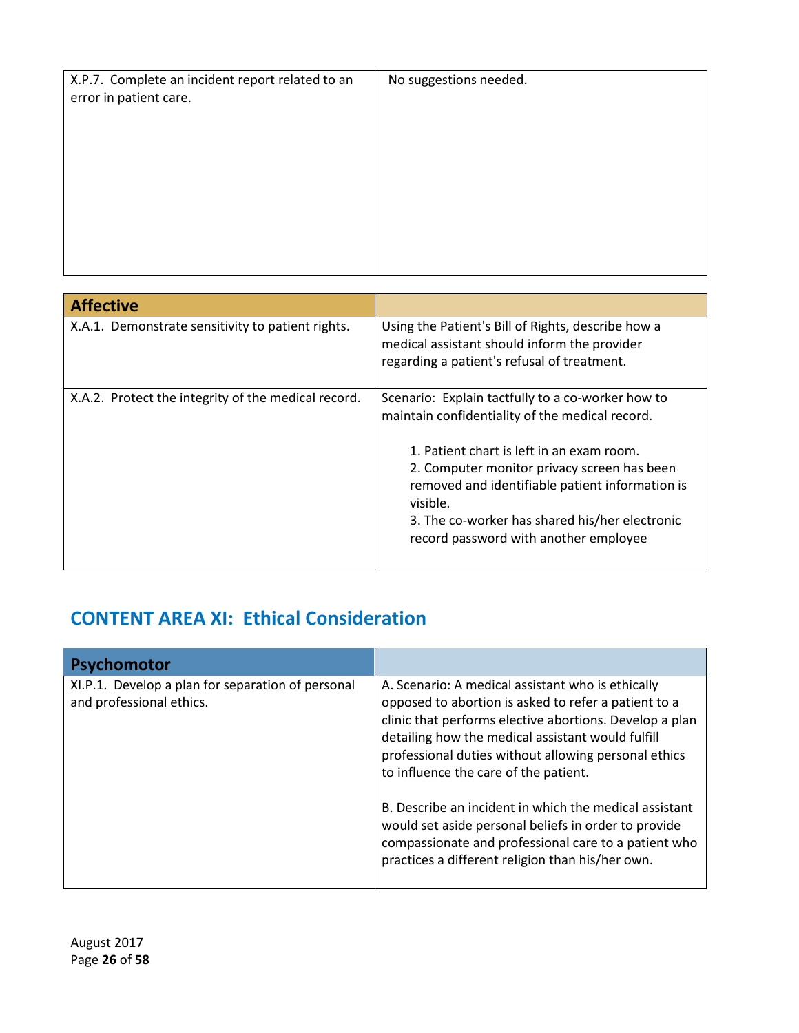| | |
|---|---|
| X.P.7. Complete an incident report related to an error in patient care. | No suggestions needed. |

| Affective | |
|---|---|
| X.A.1. Demonstrate sensitivity to patient rights. | Using the Patient's Bill of Rights, describe how a medical assistant should inform the provider regarding a patient's refusal of treatment. |
| X.A.2. Protect the integrity of the medical record. | Scenario: Explain tactfully to a co-worker how to maintain confidentiality of the medical record.<br><br>1. Patient chart is left in an exam room.<br>2. Computer monitor privacy screen has been removed and identifiable patient information is visible.<br>3. The co-worker has shared his/her electronic record password with another employee |

## CONTENT AREA XI: Ethical Consideration

| Psychomotor | |
|---|---|
| XI.P.1. Develop a plan for separation of personal and professional ethics. | A. Scenario: A medical assistant who is ethically opposed to abortion is asked to refer a patient to a clinic that performs elective abortions. Develop a plan detailing how the medical assistant would fulfill professional duties without allowing personal ethics to influence the care of the patient.<br><br>B. Describe an incident in which the medical assistant would set aside personal beliefs in order to provide compassionate and professional care to a patient who practices a different religion than his/her own. |

August 2017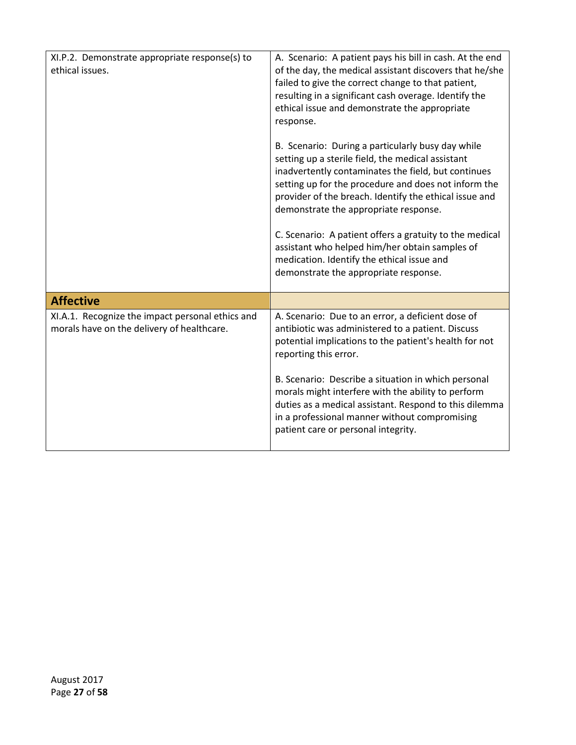| | |
|---|---|
| XI.P.2. Demonstrate appropriate response(s) to ethical issues. | A. Scenario: A patient pays his bill in cash. At the end of the day, the medical assistant discovers that he/she failed to give the correct change to that patient, resulting in a significant cash overage. Identify the ethical issue and demonstrate the appropriate response.<br><br>B. Scenario: During a particularly busy day while setting up a sterile field, the medical assistant inadvertently contaminates the field, but continues setting up for the procedure and does not inform the provider of the breach. Identify the ethical issue and demonstrate the appropriate response.<br><br>C. Scenario: A patient offers a gratuity to the medical assistant who helped him/her obtain samples of medication. Identify the ethical issue and demonstrate the appropriate response. |
| **Affective** | |
| XI.A.1. Recognize the impact personal ethics and morals have on the delivery of healthcare. | A. Scenario: Due to an error, a deficient dose of antibiotic was administered to a patient. Discuss potential implications to the patient's health for not reporting this error.<br><br>B. Scenario: Describe a situation in which personal morals might interfere with the ability to perform duties as a medical assistant. Respond to this dilemma in a professional manner without compromising patient care or personal integrity. |

August 2017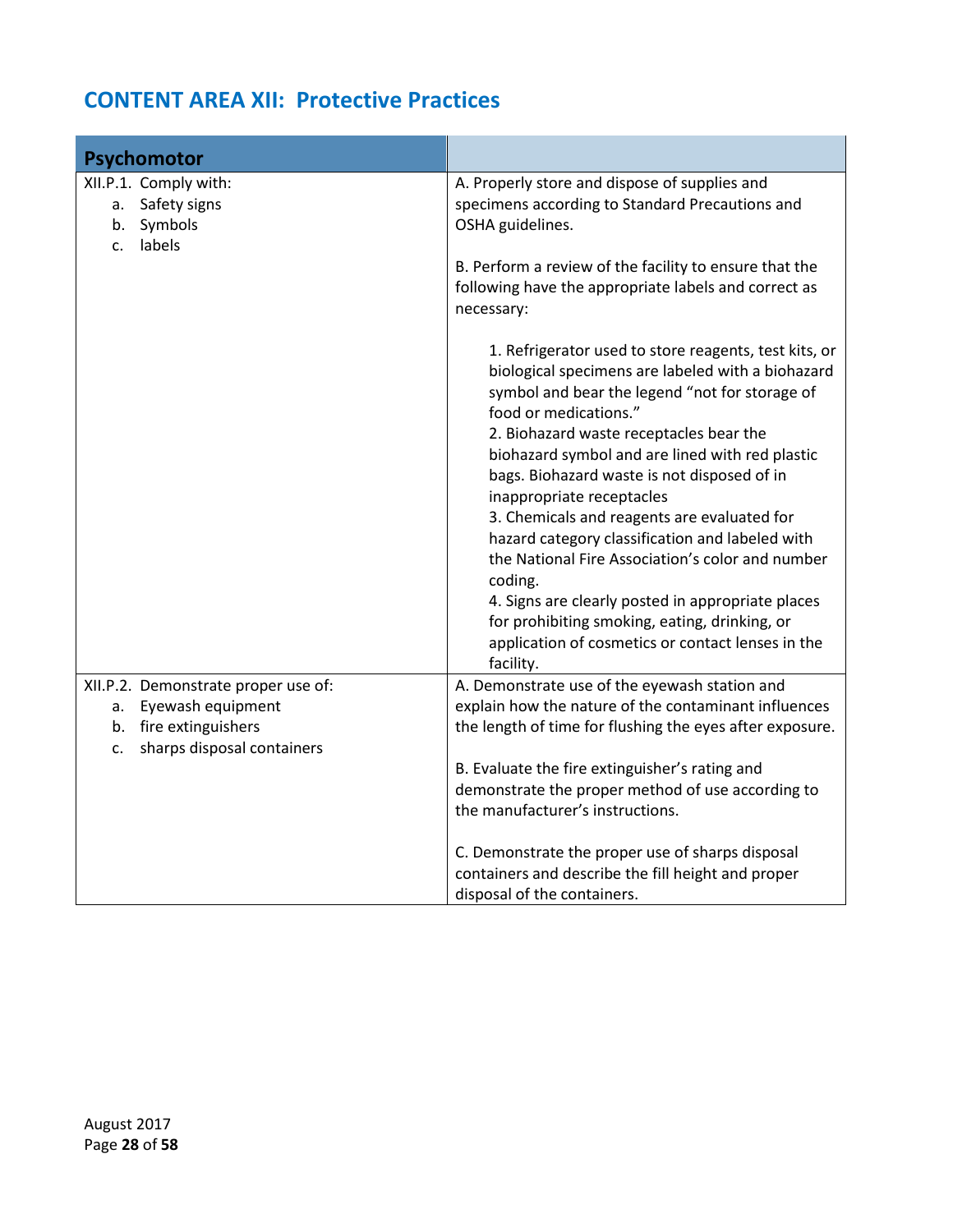## CONTENT AREA XII: Protective Practices

| Psychomotor | |
|---|---|
| XII.P.1. Comply with:<br>a. Safety signs<br>b. Symbols<br>c. labels | A. Properly store and dispose of supplies and specimens according to Standard Precautions and OSHA guidelines.<br><br>B. Perform a review of the facility to ensure that the following have the appropriate labels and correct as necessary:<br><br>1. Refrigerator used to store reagents, test kits, or biological specimens are labeled with a biohazard symbol and bear the legend "not for storage of food or medications."<br>2. Biohazard waste receptacles bear the biohazard symbol and are lined with red plastic bags. Biohazard waste is not disposed of in inappropriate receptacles<br>3. Chemicals and reagents are evaluated for hazard category classification and labeled with the National Fire Association's color and number coding.<br>4. Signs are clearly posted in appropriate places for prohibiting smoking, eating, drinking, or application of cosmetics or contact lenses in the facility. |
| XII.P.2. Demonstrate proper use of:<br>a. Eyewash equipment<br>b. fire extinguishers<br>c. sharps disposal containers | A. Demonstrate use of the eyewash station and explain how the nature of the contaminant influences the length of time for flushing the eyes after exposure.<br><br>B. Evaluate the fire extinguisher's rating and demonstrate the proper method of use according to the manufacturer's instructions.<br><br>C. Demonstrate the proper use of sharps disposal containers and describe the fill height and proper disposal of the containers. |

August 2017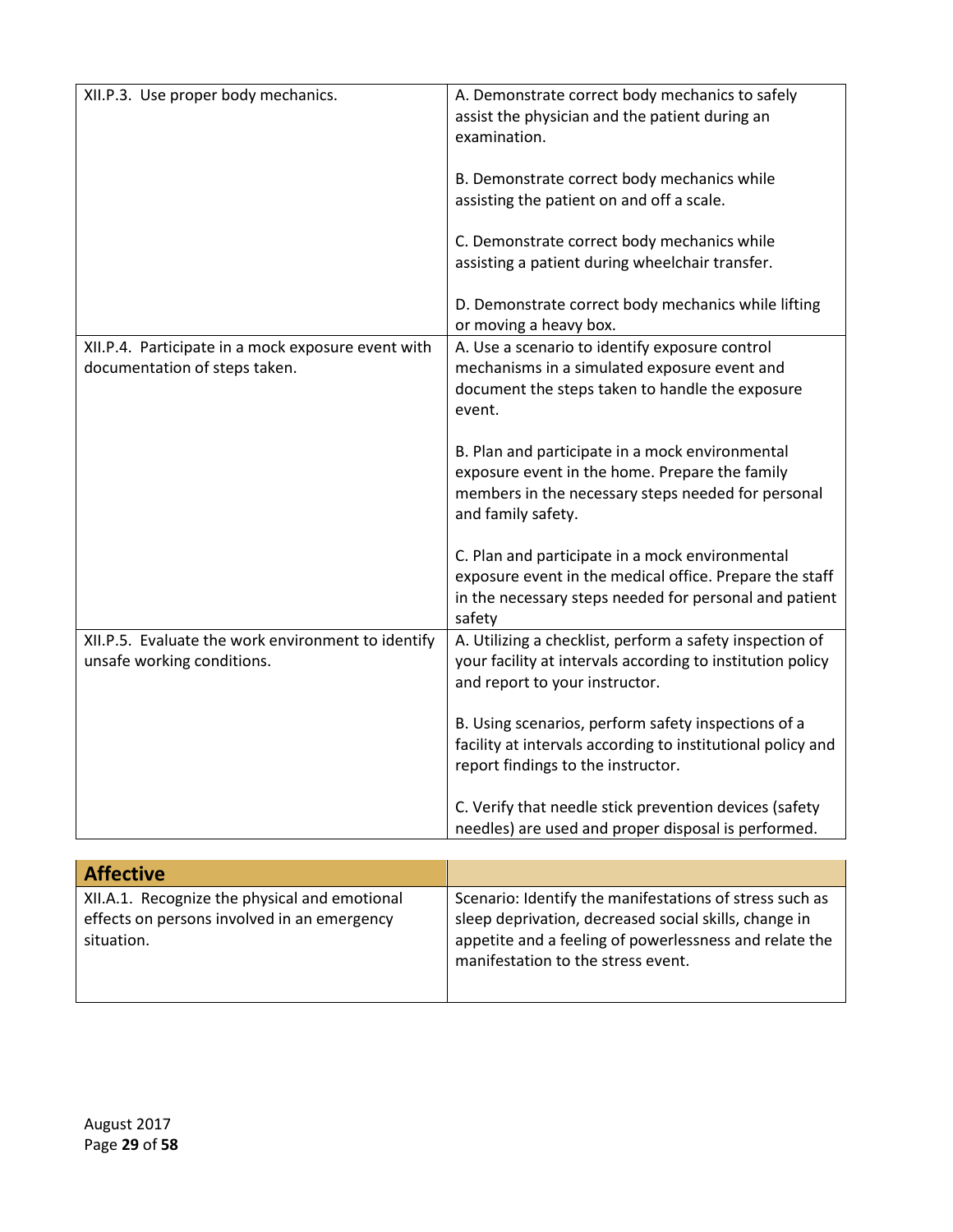| | |
|---|---|
| XII.P.3. Use proper body mechanics. | A. Demonstrate correct body mechanics to safely assist the physician and the patient during an examination.<br><br>B. Demonstrate correct body mechanics while assisting the patient on and off a scale.<br><br>C. Demonstrate correct body mechanics while assisting a patient during wheelchair transfer.<br><br>D. Demonstrate correct body mechanics while lifting or moving a heavy box. |
| XII.P.4. Participate in a mock exposure event with documentation of steps taken. | A. Use a scenario to identify exposure control mechanisms in a simulated exposure event and document the steps taken to handle the exposure event.<br><br>B. Plan and participate in a mock environmental exposure event in the home. Prepare the family members in the necessary steps needed for personal and family safety.<br><br>C. Plan and participate in a mock environmental exposure event in the medical office. Prepare the staff in the necessary steps needed for personal and patient safety |
| XII.P.5. Evaluate the work environment to identify unsafe working conditions. | A. Utilizing a checklist, perform a safety inspection of your facility at intervals according to institution policy and report to your instructor.<br><br>B. Using scenarios, perform safety inspections of a facility at intervals according to institutional policy and report findings to the instructor.<br><br>C. Verify that needle stick prevention devices (safety needles) are used and proper disposal is performed. |

| **Affective** | |
|---|---|
| XII.A.1. Recognize the physical and emotional effects on persons involved in an emergency situation. | Scenario: Identify the manifestations of stress such as sleep deprivation, decreased social skills, change in appetite and a feeling of powerlessness and relate the manifestation to the stress event. |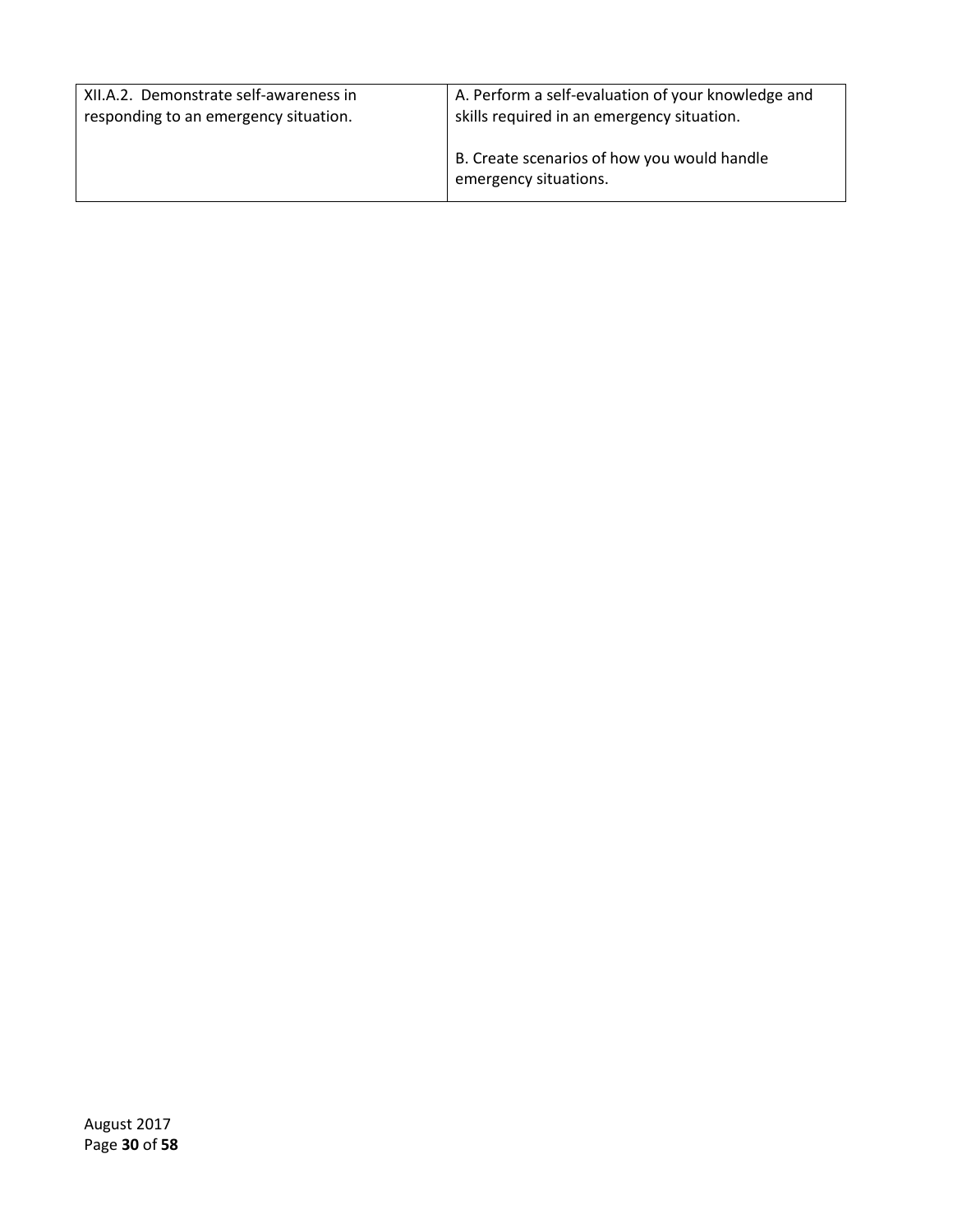| XII.A.2. Demonstrate self-awareness in responding to an emergency situation. | A. Perform a self-evaluation of your knowledge and skills required in an emergency situation.<br><br>B. Create scenarios of how you would handle emergency situations. |
| --- | --- |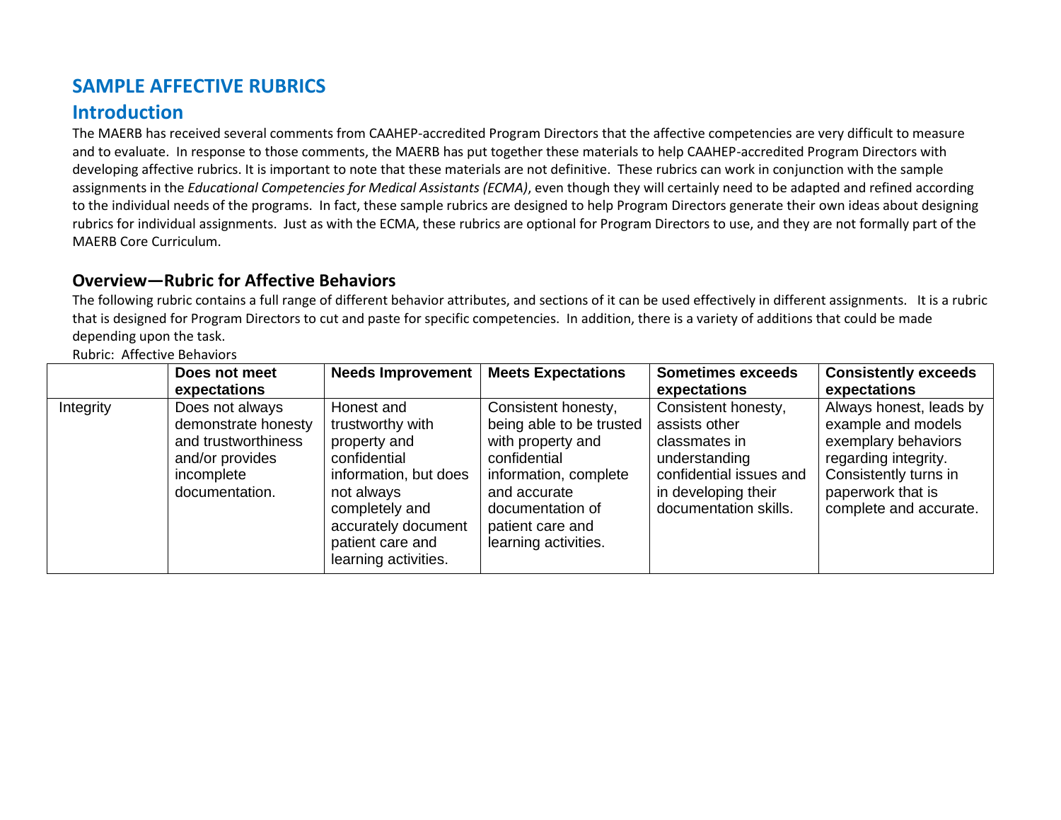# SAMPLE AFFECTIVE RUBRICS

## Introduction

The MAERB has received several comments from CAAHEP-accredited Program Directors that the affective competencies are very difficult to measure and to evaluate. In response to those comments, the MAERB has put together these materials to help CAAHEP-accredited Program Directors with developing affective rubrics. It is important to note that these materials are not definitive. These rubrics can work in conjunction with the sample assignments in the *Educational Competencies for Medical Assistants (ECMA)*, even though they will certainly need to be adapted and refined according to the individual needs of the programs. In fact, these sample rubrics are designed to help Program Directors generate their own ideas about designing rubrics for individual assignments. Just as with the ECMA, these rubrics are optional for Program Directors to use, and they are not formally part of the MAERB Core Curriculum.

### Overview—Rubric for Affective Behaviors

The following rubric contains a full range of different behavior attributes, and sections of it can be used effectively in different assignments. It is a rubric that is designed for Program Directors to cut and paste for specific competencies. In addition, there is a variety of additions that could be made depending upon the task.

Rubric: Affective Behaviors

| | **Does not meet expectations** | **Needs Improvement** | **Meets Expectations** | **Sometimes exceeds expectations** | **Consistently exceeds expectations** |
|---|---|---|---|---|---|
| Integrity | Does not always demonstrate honesty and trustworthiness and/or provides incomplete documentation. | Honest and trustworthy with property and confidential information, but does not always completely and accurately document patient care and learning activities. | Consistent honesty, being able to be trusted with property and confidential information, complete and accurate documentation of patient care and learning activities. | Consistent honesty, assists other classmates in understanding confidential issues and in developing their documentation skills. | Always honest, leads by example and models exemplary behaviors regarding integrity. Consistently turns in paperwork that is complete and accurate. |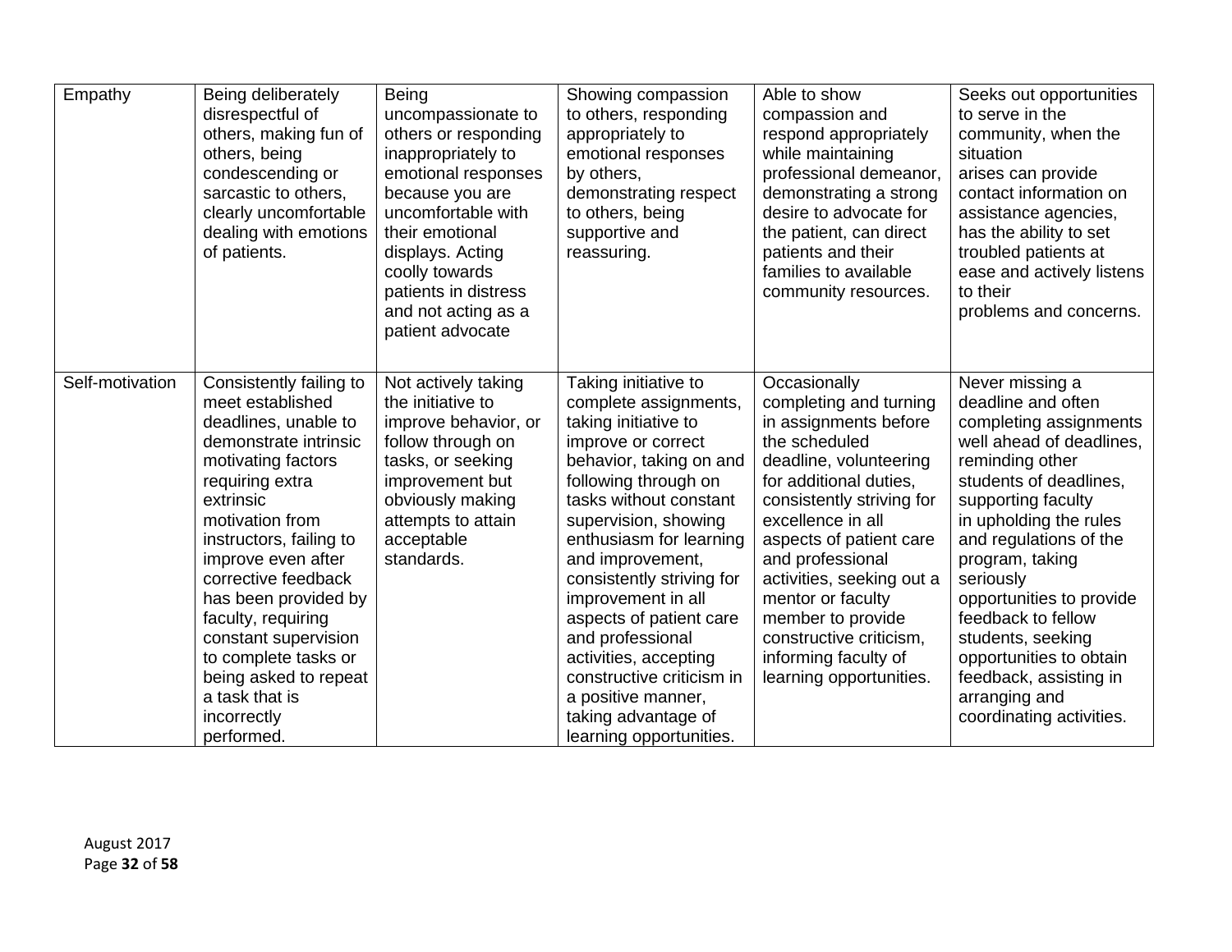| | | | | | |
|---|---|---|---|---|---|
| Empathy | Being deliberately disrespectful of others, making fun of others, being condescending or sarcastic to others, clearly uncomfortable dealing with emotions of patients. | Being uncompassionate to others or responding inappropriately to emotional responses because you are uncomfortable with their emotional displays. Acting coolly towards patients in distress and not acting as a patient advocate | Showing compassion to others, responding appropriately to emotional responses by others, demonstrating respect to others, being supportive and reassuring. | Able to show compassion and respond appropriately while maintaining professional demeanor, demonstrating a strong desire to advocate for the patient, can direct patients and their families to available community resources. | Seeks out opportunities to serve in the community, when the situation arises can provide contact information on assistance agencies, has the ability to set troubled patients at ease and actively listens to their problems and concerns. |
| Self-motivation | Consistently failing to meet established deadlines, unable to demonstrate intrinsic motivating factors requiring extra extrinsic motivation from instructors, failing to improve even after corrective feedback has been provided by faculty, requiring constant supervision to complete tasks or being asked to repeat a task that is incorrectly performed. | Not actively taking the initiative to improve behavior, or follow through on tasks, or seeking improvement but obviously making attempts to attain acceptable standards. | Taking initiative to complete assignments, taking initiative to improve or correct behavior, taking on and following through on tasks without constant supervision, showing enthusiasm for learning and improvement, consistently striving for improvement in all aspects of patient care and professional activities, accepting constructive criticism in a positive manner, taking advantage of learning opportunities. | Occasionally completing and turning in assignments before the scheduled deadline, volunteering for additional duties, consistently striving for excellence in all aspects of patient care and professional activities, seeking out a mentor or faculty member to provide constructive criticism, informing faculty of learning opportunities. | Never missing a deadline and often completing assignments well ahead of deadlines, reminding other students of deadlines, supporting faculty in upholding the rules and regulations of the program, taking seriously opportunities to provide feedback to fellow students, seeking opportunities to obtain feedback, assisting in arranging and coordinating activities. |

August 2017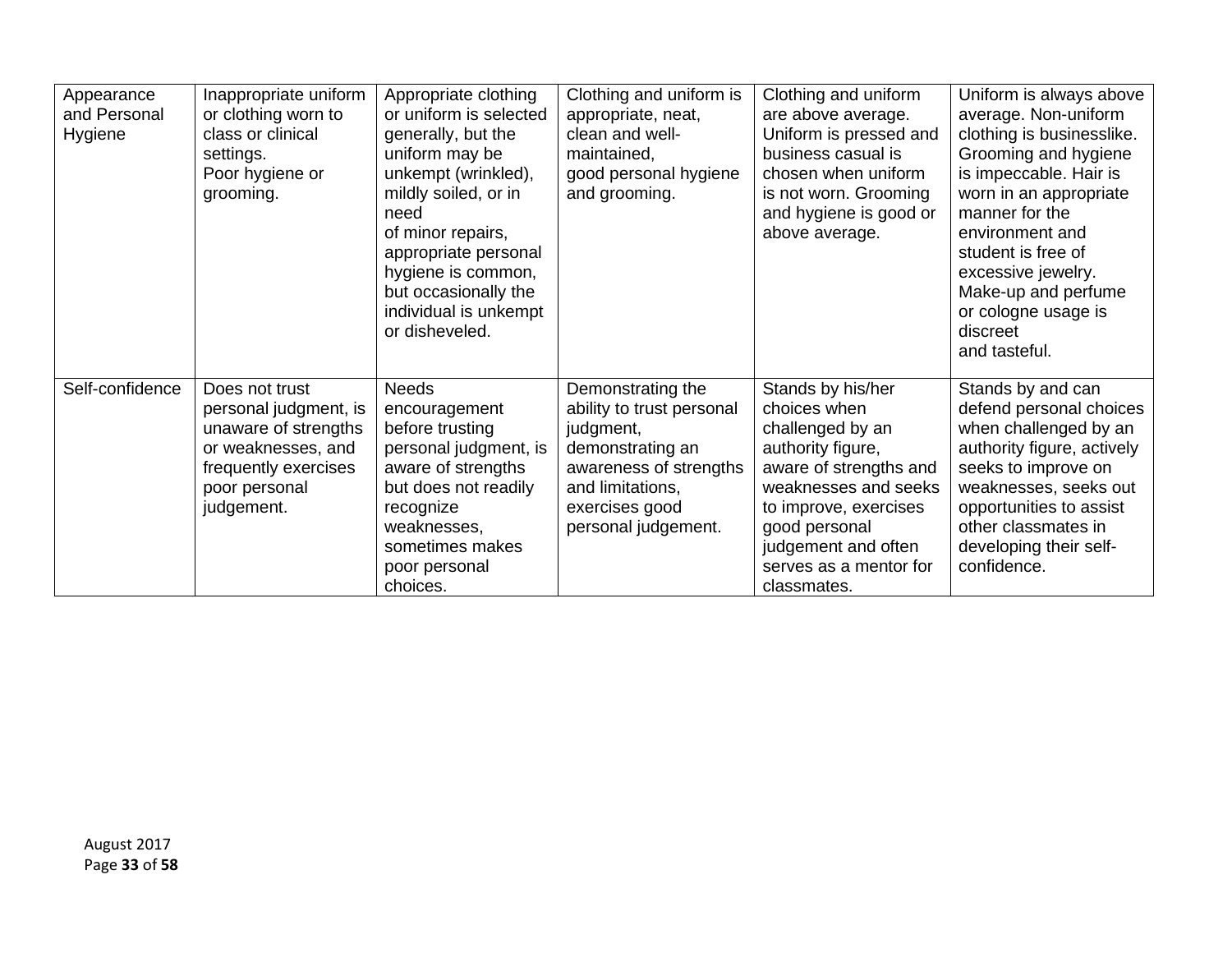| | | | | | |
|---|---|---|---|---|---|
| Appearance and Personal Hygiene | Inappropriate uniform or clothing worn to class or clinical settings. Poor hygiene or grooming. | Appropriate clothing or uniform is selected generally, but the uniform may be unkempt (wrinkled), mildly soiled, or in need of minor repairs, appropriate personal hygiene is common, but occasionally the individual is unkempt or disheveled. | Clothing and uniform is appropriate, neat, clean and well-maintained, good personal hygiene and grooming. | Clothing and uniform are above average. Uniform is pressed and business casual is chosen when uniform is not worn. Grooming and hygiene is good or above average. | Uniform is always above average. Non-uniform clothing is businesslike. Grooming and hygiene is impeccable. Hair is worn in an appropriate manner for the environment and student is free of excessive jewelry. Make-up and perfume or cologne usage is discreet and tasteful. |
| Self-confidence | Does not trust personal judgment, is unaware of strengths or weaknesses, and frequently exercises poor personal judgement. | Needs encouragement before trusting personal judgment, is aware of strengths but does not readily recognize weaknesses, sometimes makes poor personal choices. | Demonstrating the ability to trust personal judgment, demonstrating an awareness of strengths and limitations, exercises good personal judgement. | Stands by his/her choices when challenged by an authority figure, aware of strengths and weaknesses and seeks to improve, exercises good personal judgement and often serves as a mentor for classmates. | Stands by and can defend personal choices when challenged by an authority figure, actively seeks to improve on weaknesses, seeks out opportunities to assist other classmates in developing their self-confidence. |

August 2017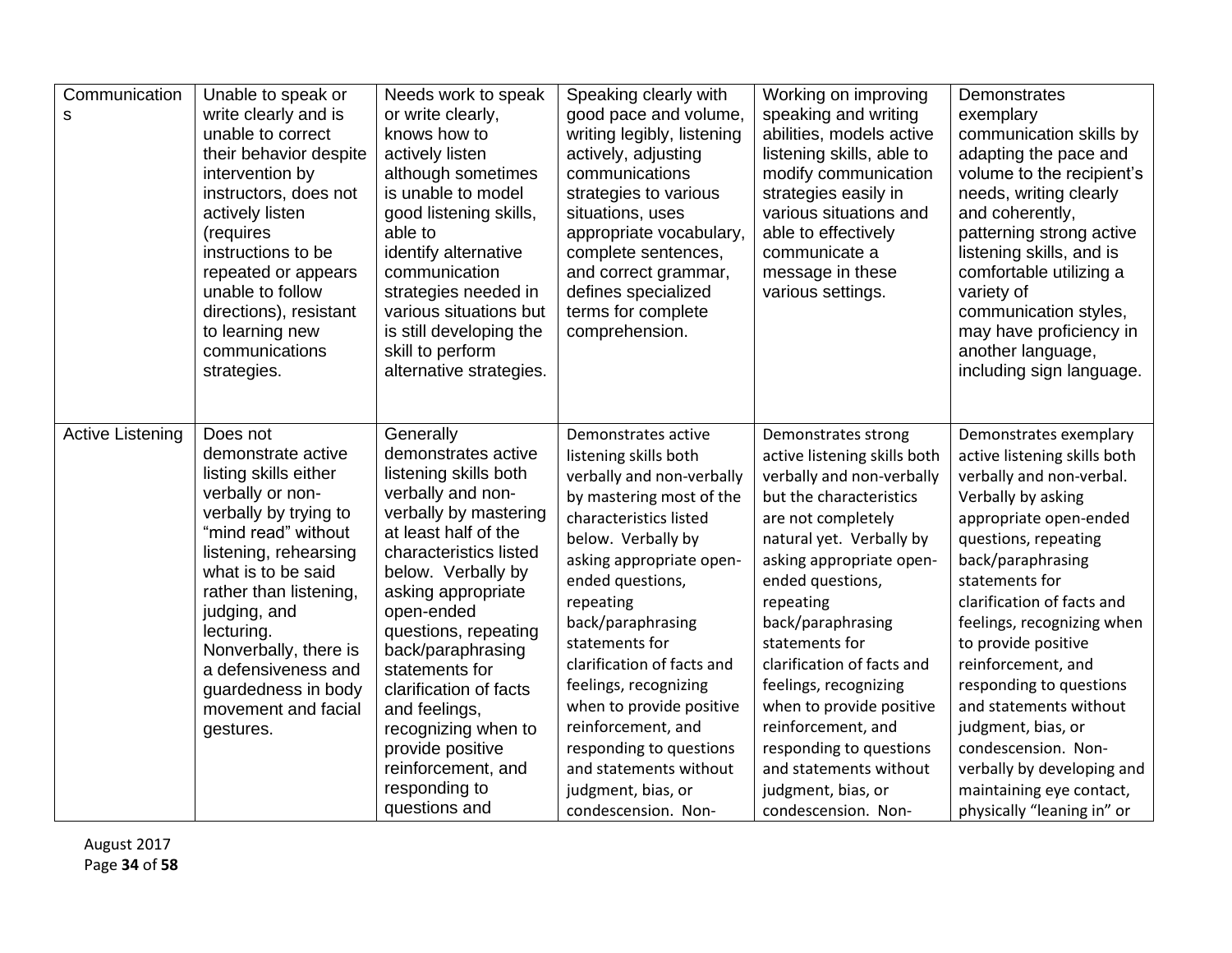| Communications | Unable to speak or write clearly and is unable to correct their behavior despite intervention by instructors, does not actively listen (requires instructions to be repeated or appears unable to follow directions), resistant to learning new communications strategies. | Needs work to speak or write clearly, knows how to actively listen although sometimes is unable to model good listening skills, able to identify alternative communication strategies needed in various situations but is still developing the skill to perform alternative strategies. | Speaking clearly with good pace and volume, writing legibly, listening actively, adjusting communications strategies to various situations, uses appropriate vocabulary, complete sentences, and correct grammar, defines specialized terms for complete comprehension. | Working on improving speaking and writing abilities, models active listening skills, able to modify communication strategies easily in various situations and able to effectively communicate a message in these various settings. | Demonstrates exemplary communication skills by adapting the pace and volume to the recipient's needs, writing clearly and coherently, patterning strong active listening skills, and is comfortable utilizing a variety of communication styles, may have proficiency in another language, including sign language. |
|---|---|---|---|---|---|
| Active Listening | Does not demonstrate active listing skills either verbally or non-verbally by trying to "mind read" without listening, rehearsing what is to be said rather than listening, judging, and lecturing. Nonverbally, there is a defensiveness and guardedness in body movement and facial gestures. | Generally demonstrates active listening skills both verbally and non-verbally by mastering at least half of the characteristics listed below. Verbally by asking appropriate open-ended questions, repeating back/paraphrasing statements for clarification of facts and feelings, recognizing when to provide positive reinforcement, and responding to questions and | Demonstrates active listening skills both verbally and non-verbally by mastering most of the characteristics listed below. Verbally by asking appropriate open-ended questions, repeating back/paraphrasing statements for clarification of facts and feelings, recognizing when to provide positive reinforcement, and responding to questions and statements without judgment, bias, or condescension. Non- | Demonstrates strong active listening skills both verbally and non-verbally but the characteristics are not completely natural yet. Verbally by asking appropriate open-ended questions, repeating back/paraphrasing statements for clarification of facts and feelings, recognizing when to provide positive reinforcement, and responding to questions and statements without judgment, bias, or condescension. Non- | Demonstrates exemplary active listening skills both verbally and non-verbal. Verbally by asking appropriate open-ended questions, repeating back/paraphrasing statements for clarification of facts and feelings, recognizing when to provide positive reinforcement, and responding to questions and statements without judgment, bias, or condescension. Non-verbally by developing and maintaining eye contact, physically "leaning in" or |

August 2017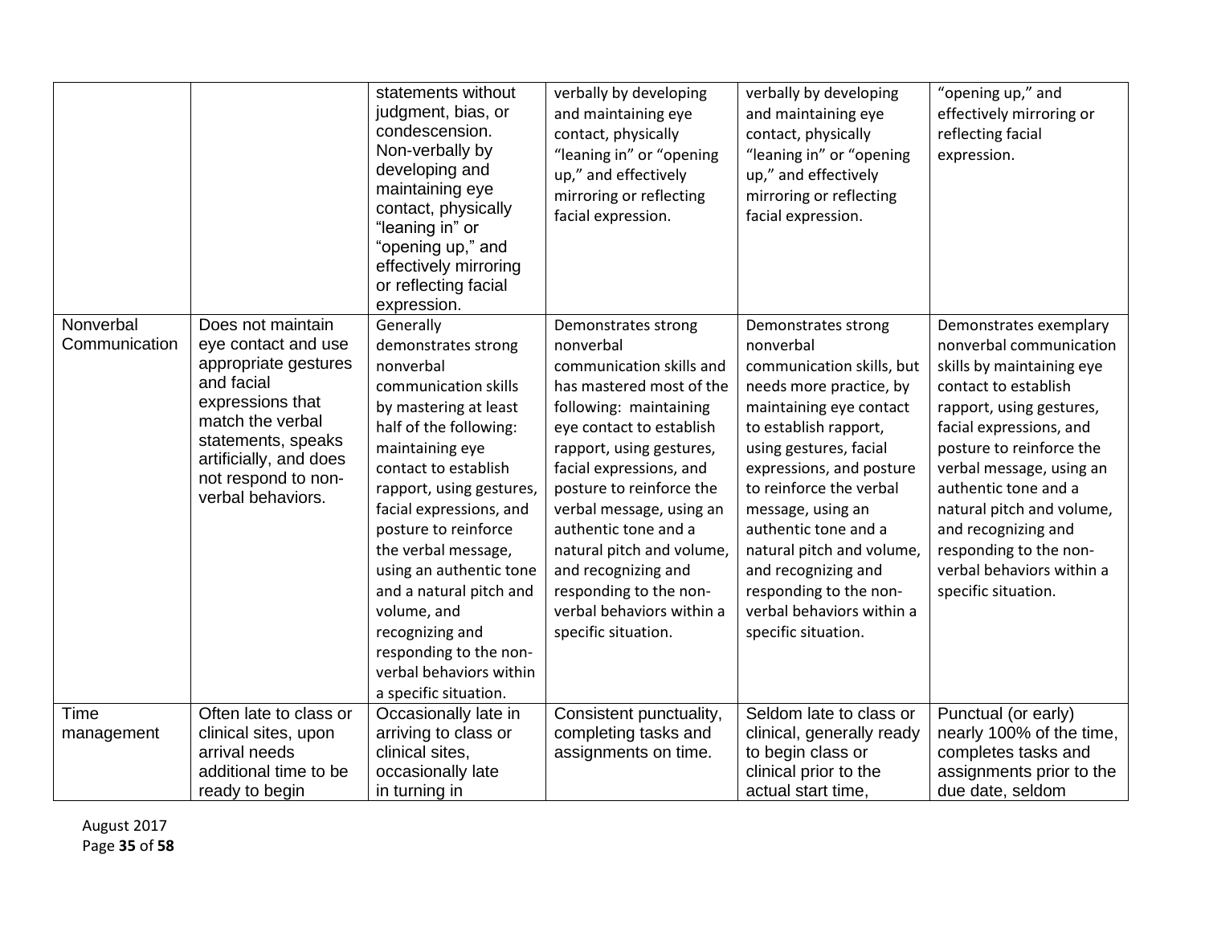| | | statements without judgment, bias, or condescension. Non-verbally by developing and maintaining eye contact, physically "leaning in" or "opening up," and effectively mirroring or reflecting facial expression. | verbally by developing and maintaining eye contact, physically "leaning in" or "opening up," and effectively mirroring or reflecting facial expression. | verbally by developing and maintaining eye contact, physically "leaning in" or "opening up," and effectively mirroring or reflecting facial expression. | "opening up," and effectively mirroring or reflecting facial expression. |
|---|---|---|---|---|---|
| Nonverbal Communication | Does not maintain eye contact and use appropriate gestures and facial expressions that match the verbal statements, speaks artificially, and does not respond to non-verbal behaviors. | Generally demonstrates strong nonverbal communication skills by mastering at least half of the following: maintaining eye contact to establish rapport, using gestures, facial expressions, and posture to reinforce the verbal message, using an authentic tone and a natural pitch and volume, and recognizing and responding to the non-verbal behaviors within a specific situation. | Demonstrates strong nonverbal communication skills and has mastered most of the following: maintaining eye contact to establish rapport, using gestures, facial expressions, and posture to reinforce the verbal message, using an authentic tone and a natural pitch and volume, and recognizing and responding to the non-verbal behaviors within a specific situation. | Demonstrates strong nonverbal communication skills, but needs more practice, by maintaining eye contact to establish rapport, using gestures, facial expressions, and posture to reinforce the verbal message, using an authentic tone and a natural pitch and volume, and recognizing and responding to the non-verbal behaviors within a specific situation. | Demonstrates exemplary nonverbal communication skills by maintaining eye contact to establish rapport, using gestures, facial expressions, and posture to reinforce the verbal message, using an authentic tone and a natural pitch and volume, and recognizing and responding to the non-verbal behaviors within a specific situation. |
| Time management | Often late to class or clinical sites, upon arrival needs additional time to be ready to begin | Occasionally late in arriving to class or clinical sites, occasionally late in turning in | Consistent punctuality, completing tasks and assignments on time. | Seldom late to class or clinical, generally ready to begin class or clinical prior to the actual start time, | Punctual (or early) nearly 100% of the time, completes tasks and assignments prior to the due date, seldom |

August 2017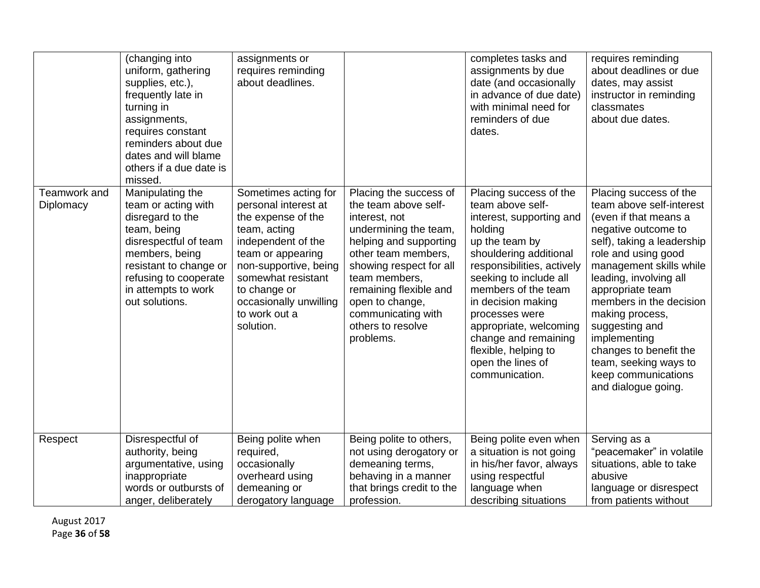| | | | | | |
|---|---|---|---|---|---|
| | (changing into uniform, gathering supplies, etc.), frequently late in turning in assignments, requires constant reminders about due dates and will blame others if a due date is missed. | assignments or requires reminding about deadlines. | | completes tasks and assignments by due date (and occasionally in advance of due date) with minimal need for reminders of due dates. | requires reminding about deadlines or due dates, may assist instructor in reminding classmates about due dates. |
| Teamwork and Diplomacy | Manipulating the team or acting with disregard to the team, being disrespectful of team members, being resistant to change or refusing to cooperate in attempts to work out solutions. | Sometimes acting for personal interest at the expense of the team, acting independent of the team or appearing non-supportive, being somewhat resistant to change or occasionally unwilling to work out a solution. | Placing the success of the team above self-interest, not undermining the team, helping and supporting other team members, showing respect for all team members, remaining flexible and open to change, communicating with others to resolve problems. | Placing success of the team above self-interest, supporting and holding up the team by shouldering additional responsibilities, actively seeking to include all members of the team in decision making processes were appropriate, welcoming change and remaining flexible, helping to open the lines of communication. | Placing success of the team above self-interest (even if that means a negative outcome to self), taking a leadership role and using good management skills while leading, involving all appropriate team members in the decision making process, suggesting and implementing changes to benefit the team, seeking ways to keep communications and dialogue going. |
| Respect | Disrespectful of authority, being argumentative, using inappropriate words or outbursts of anger, deliberately | Being polite when required, occasionally overheard using demeaning or derogatory language | Being polite to others, not using derogatory or demeaning terms, behaving in a manner that brings credit to the profession. | Being polite even when a situation is not going in his/her favor, always using respectful language when describing situations | Serving as a "peacemaker" in volatile situations, able to take abusive language or disrespect from patients without |

August 2017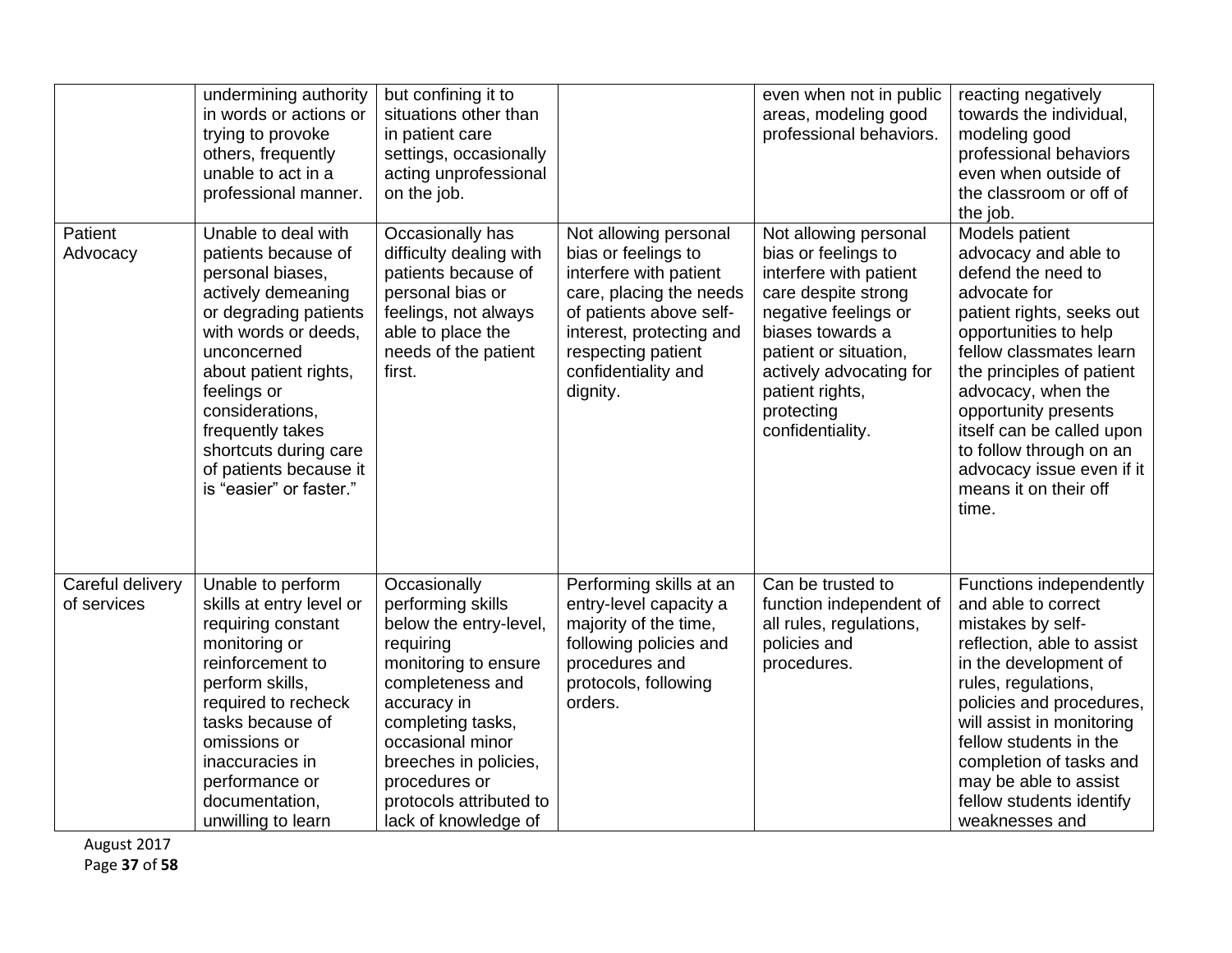| | | | | | |
|---|---|---|---|---|---|
| | undermining authority in words or actions or trying to provoke others, frequently unable to act in a professional manner. | but confining it to situations other than in patient care settings, occasionally acting unprofessional on the job. | | even when not in public areas, modeling good professional behaviors. | reacting negatively towards the individual, modeling good professional behaviors even when outside of the classroom or off of the job. |
| Patient Advocacy | Unable to deal with patients because of personal biases, actively demeaning or degrading patients with words or deeds, unconcerned about patient rights, feelings or considerations, frequently takes shortcuts during care of patients because it is "easier" or faster." | Occasionally has difficulty dealing with patients because of personal bias or feelings, not always able to place the needs of the patient first. | Not allowing personal bias or feelings to interfere with patient care, placing the needs of patients above self-interest, protecting and respecting patient confidentiality and dignity. | Not allowing personal bias or feelings to interfere with patient care despite strong negative feelings or biases towards a patient or situation, actively advocating for patient rights, protecting confidentiality. | Models patient advocacy and able to defend the need to advocate for patient rights, seeks out opportunities to help fellow classmates learn the principles of patient advocacy, when the opportunity presents itself can be called upon to follow through on an advocacy issue even if it means it on their off time. |
| Careful delivery of services | Unable to perform skills at entry level or requiring constant monitoring or reinforcement to perform skills, required to recheck tasks because of omissions or inaccuracies in performance or documentation, unwilling to learn | Occasionally performing skills below the entry-level, requiring monitoring to ensure completeness and accuracy in completing tasks, occasional minor breeches in policies, procedures or protocols attributed to lack of knowledge of | Performing skills at an entry-level capacity a majority of the time, following policies and procedures and protocols, following orders. | Can be trusted to function independent of all rules, regulations, policies and procedures. | Functions independently and able to correct mistakes by self-reflection, able to assist in the development of rules, regulations, policies and procedures, will assist in monitoring fellow students in the completion of tasks and may be able to assist fellow students identify weaknesses and |

August 2017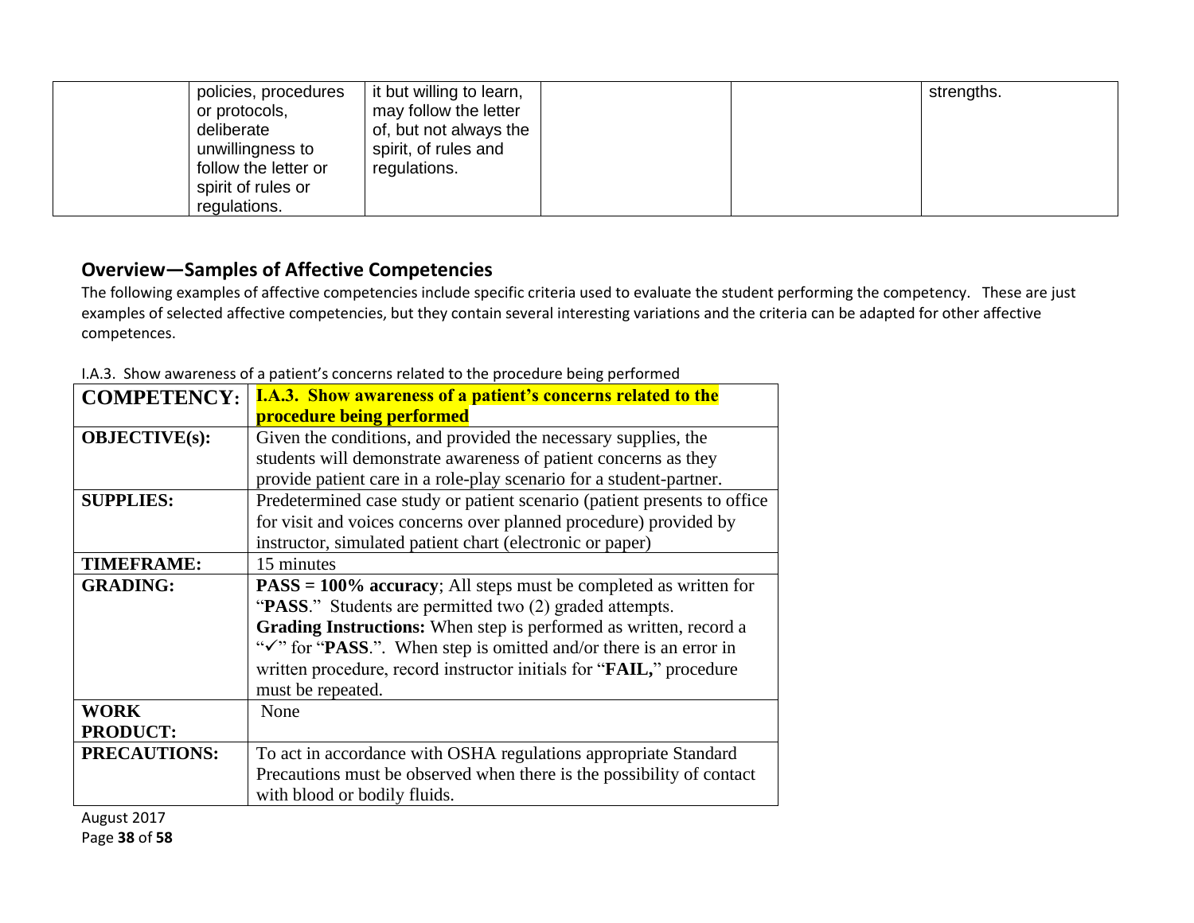|  | policies, procedures or protocols, deliberate unwillingness to follow the letter or spirit of rules or regulations. | it but willing to learn, may follow the letter of, but not always the spirit, of rules and regulations. |  |  | strengths. |
|---|---|---|---|---|---|

## Overview—Samples of Affective Competencies

The following examples of affective competencies include specific criteria used to evaluate the student performing the competency. These are just examples of selected affective competencies, but they contain several interesting variations and the criteria can be adapted for other affective competences.

I.A.3. Show awareness of a patient's concerns related to the procedure being performed

| **COMPETENCY:** | **I.A.3. Show awareness of a patient's concerns related to the procedure being performed** |
|---|---|
| **OBJECTIVE(s):** | Given the conditions, and provided the necessary supplies, the students will demonstrate awareness of patient concerns as they provide patient care in a role-play scenario for a student-partner. |
| **SUPPLIES:** | Predetermined case study or patient scenario (patient presents to office for visit and voices concerns over planned procedure) provided by instructor, simulated patient chart (electronic or paper) |
| **TIMEFRAME:** | 15 minutes |
| **GRADING:** | **PASS = 100% accuracy**; All steps must be completed as written for "**PASS**." Students are permitted two (2) graded attempts. **Grading Instructions:** When step is performed as written, record a "✓" for "**PASS**.". When step is omitted and/or there is an error in written procedure, record instructor initials for "**FAIL,**" procedure must be repeated. |
| **WORK PRODUCT:** | None |
| **PRECAUTIONS:** | To act in accordance with OSHA regulations appropriate Standard Precautions must be observed when there is the possibility of contact with blood or bodily fluids. |

August 2017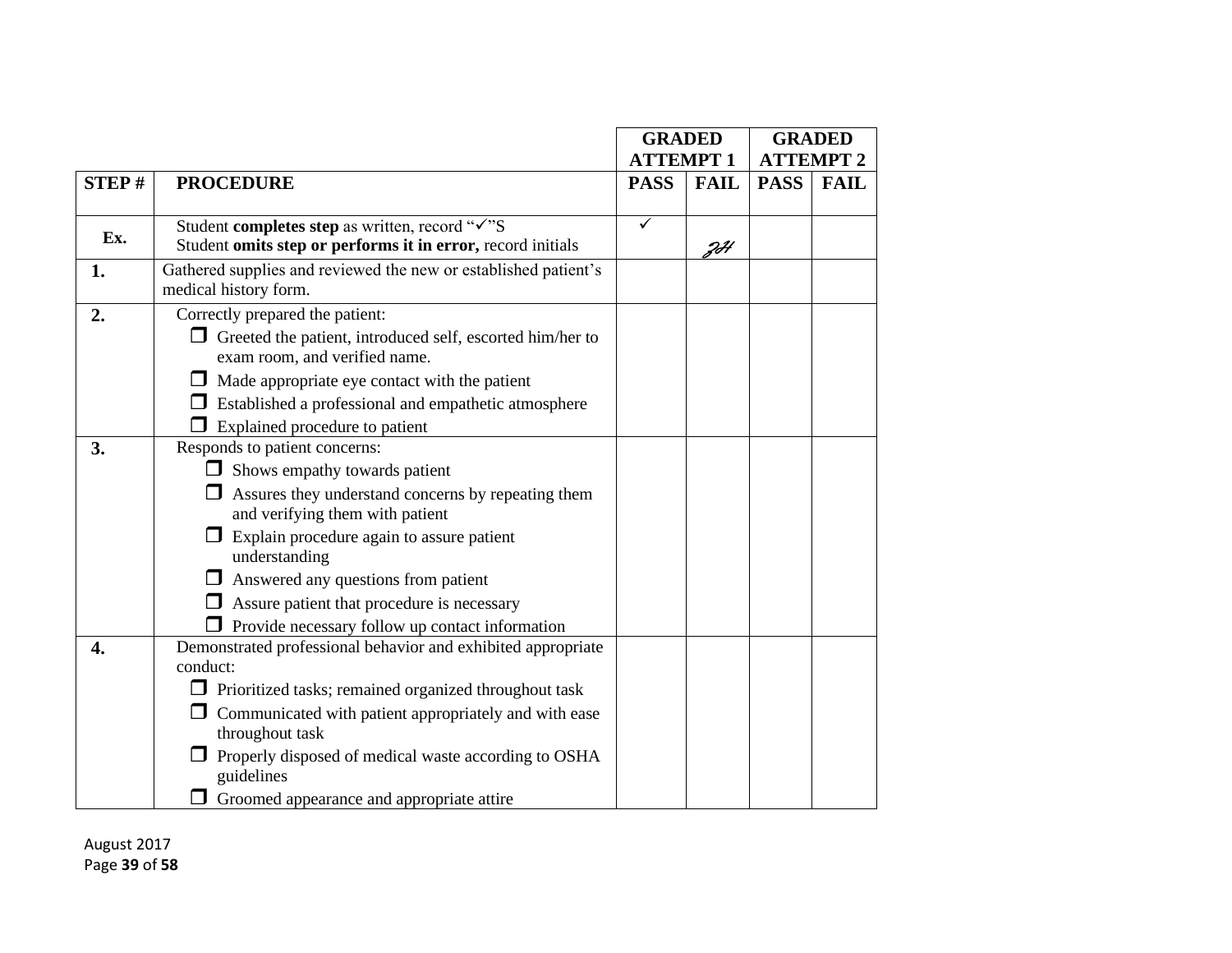| | | GRADED ATTEMPT 1 | | GRADED ATTEMPT 2 | |
|---|---|---|---|---|---|
| **STEP #** | **PROCEDURE** | **PASS** | **FAIL** | **PASS** | **FAIL** |
| **Ex.** | Student **completes step** as written, record "✓"S<br>Student **omits step or performs it in error,** record initials | ✓ | JH | | |
| **1.** | Gathered supplies and reviewed the new or established patient's medical history form. | | | | |
| **2.** | Correctly prepared the patient:<br>❒ Greeted the patient, introduced self, escorted him/her to exam room, and verified name.<br>❒ Made appropriate eye contact with the patient<br>❒ Established a professional and empathetic atmosphere<br>❒ Explained procedure to patient | | | | |
| **3.** | Responds to patient concerns:<br>❒ Shows empathy towards patient<br>❒ Assures they understand concerns by repeating them and verifying them with patient<br>❒ Explain procedure again to assure patient understanding<br>❒ Answered any questions from patient<br>❒ Assure patient that procedure is necessary<br>❒ Provide necessary follow up contact information | | | | |
| **4.** | Demonstrated professional behavior and exhibited appropriate conduct:<br>❒ Prioritized tasks; remained organized throughout task<br>❒ Communicated with patient appropriately and with ease throughout task<br>❒ Properly disposed of medical waste according to OSHA guidelines<br>❒ Groomed appearance and appropriate attire | | | | |

August 2017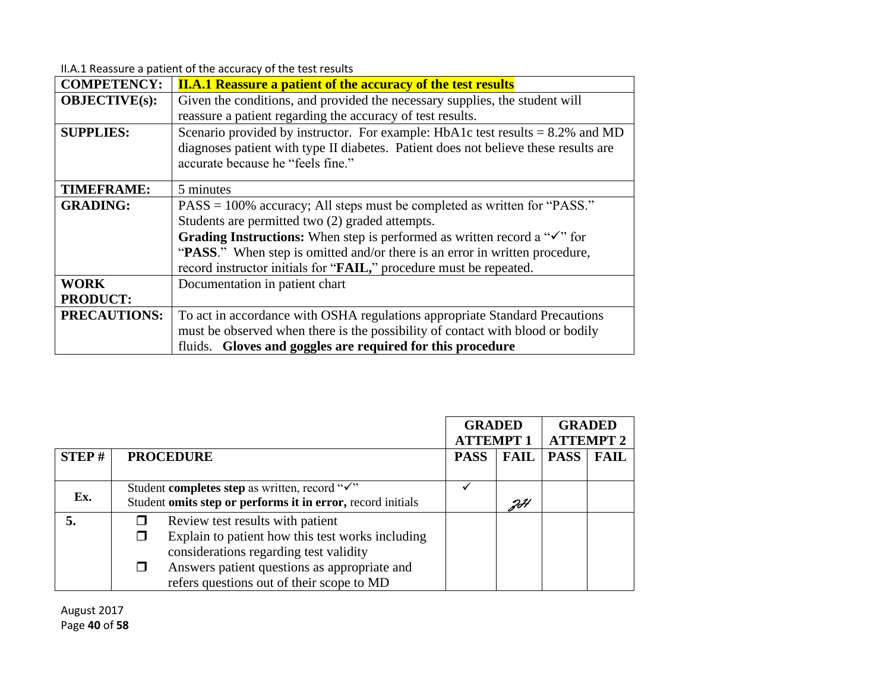II.A.1 Reassure a patient of the accuracy of the test results

| **COMPETENCY:** | **II.A.1 Reassure a patient of the accuracy of the test results** |
|---|---|
| **OBJECTIVE(s):** | Given the conditions, and provided the necessary supplies, the student will reassure a patient regarding the accuracy of test results. |
| **SUPPLIES:** | Scenario provided by instructor. For example: HbA1c test results = 8.2% and MD diagnoses patient with type II diabetes. Patient does not believe these results are accurate because he "feels fine." |
| **TIMEFRAME:** | 5 minutes |
| **GRADING:** | PASS = 100% accuracy; All steps must be completed as written for "PASS." Students are permitted two (2) graded attempts. **Grading Instructions:** When step is performed as written record a "✓" for "**PASS**." When step is omitted and/or there is an error in written procedure, record instructor initials for "**FAIL,**" procedure must be repeated. |
| **WORK PRODUCT:** | Documentation in patient chart |
| **PRECAUTIONS:** | To act in accordance with OSHA regulations appropriate Standard Precautions must be observed when there is the possibility of contact with blood or bodily fluids. **Gloves and goggles are required for this procedure** |

| | | **GRADED ATTEMPT 1** | | **GRADED ATTEMPT 2** | |
|---|---|---|---|---|---|
| **STEP #** | **PROCEDURE** | **PASS** | **FAIL** | **PASS** | **FAIL** |
| **Ex.** | Student **completes step** as written, record "✓"<br>Student **omits step or performs it in error,** record initials | ✓ | JH | | |
| **5.** | ❒ Review test results with patient<br>❒ Explain to patient how this test works including considerations regarding test validity<br>❒ Answers patient questions as appropriate and refers questions out of their scope to MD | | | | |

August 2017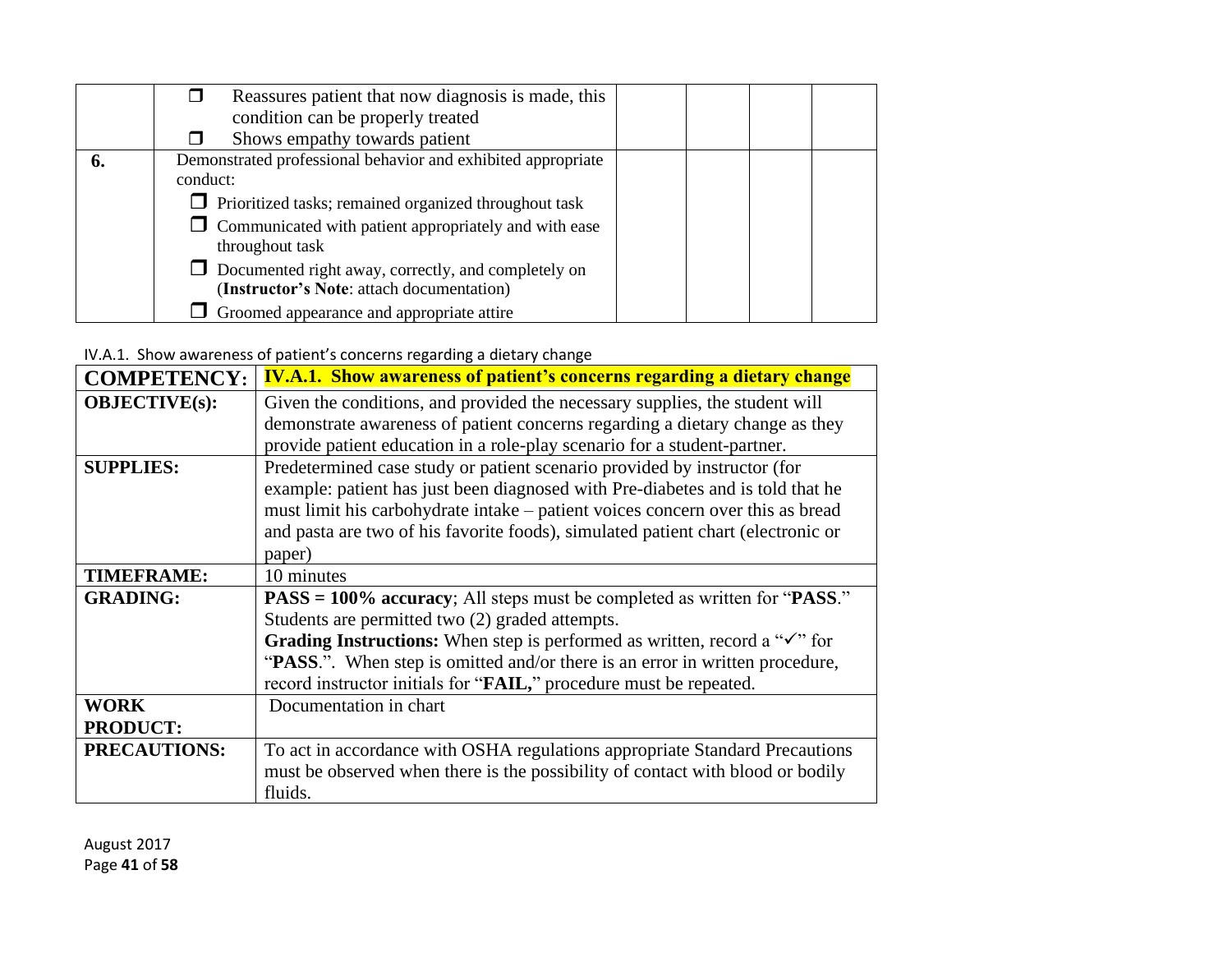| | | | | | |
|---|---|---|---|---|---|
| | ☐ Reassures patient that now diagnosis is made, this condition can be properly treated<br>☐ Shows empathy towards patient | | | | |
| **6.** | Demonstrated professional behavior and exhibited appropriate conduct:<br>☐ Prioritized tasks; remained organized throughout task<br>☐ Communicated with patient appropriately and with ease throughout task<br>☐ Documented right away, correctly, and completely on (**Instructor's Note**: attach documentation)<br>☐ Groomed appearance and appropriate attire | | | | |

IV.A.1. Show awareness of patient's concerns regarding a dietary change

| **COMPETENCY:** | **IV.A.1. Show awareness of patient's concerns regarding a dietary change** |
|---|---|
| **OBJECTIVE(s):** | Given the conditions, and provided the necessary supplies, the student will demonstrate awareness of patient concerns regarding a dietary change as they provide patient education in a role-play scenario for a student-partner. |
| **SUPPLIES:** | Predetermined case study or patient scenario provided by instructor (for example: patient has just been diagnosed with Pre-diabetes and is told that he must limit his carbohydrate intake – patient voices concern over this as bread and pasta are two of his favorite foods), simulated patient chart (electronic or paper) |
| **TIMEFRAME:** | 10 minutes |
| **GRADING:** | **PASS = 100% accuracy**; All steps must be completed as written for "**PASS**." Students are permitted two (2) graded attempts.<br>**Grading Instructions:** When step is performed as written, record a "✓" for "**PASS**.". When step is omitted and/or there is an error in written procedure, record instructor initials for "**FAIL,**" procedure must be repeated. |
| **WORK PRODUCT:** | Documentation in chart |
| **PRECAUTIONS:** | To act in accordance with OSHA regulations appropriate Standard Precautions must be observed when there is the possibility of contact with blood or bodily fluids. |

August 2017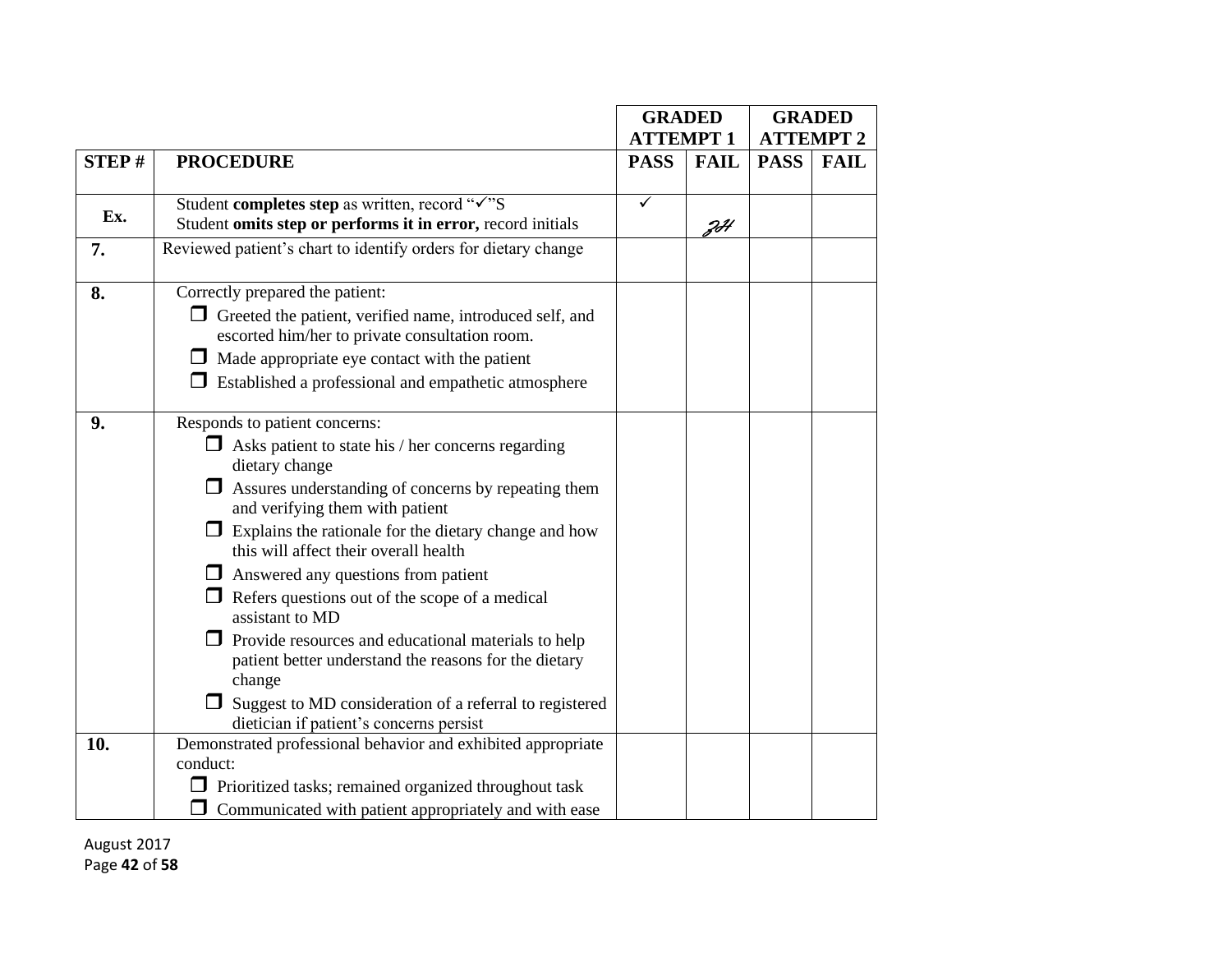| | | GRADED ATTEMPT 1 | | GRADED ATTEMPT 2 | |
|---|---|---|---|---|---|
| **STEP #** | **PROCEDURE** | **PASS** | **FAIL** | **PASS** | **FAIL** |
| **Ex.** | Student **completes step** as written, record "✓"S<br>Student **omits step or performs it in error,** record initials | ✓ | ZH | | |
| **7.** | Reviewed patient's chart to identify orders for dietary change | | | | |
| **8.** | Correctly prepared the patient:<br>❒ Greeted the patient, verified name, introduced self, and escorted him/her to private consultation room.<br>❒ Made appropriate eye contact with the patient<br>❒ Established a professional and empathetic atmosphere | | | | |
| **9.** | Responds to patient concerns:<br>❒ Asks patient to state his / her concerns regarding dietary change<br>❒ Assures understanding of concerns by repeating them and verifying them with patient<br>❒ Explains the rationale for the dietary change and how this will affect their overall health<br>❒ Answered any questions from patient<br>❒ Refers questions out of the scope of a medical assistant to MD<br>❒ Provide resources and educational materials to help patient better understand the reasons for the dietary change<br>❒ Suggest to MD consideration of a referral to registered dietician if patient's concerns persist | | | | |
| **10.** | Demonstrated professional behavior and exhibited appropriate conduct:<br>❒ Prioritized tasks; remained organized throughout task<br>❒ Communicated with patient appropriately and with ease | | | | |

August 2017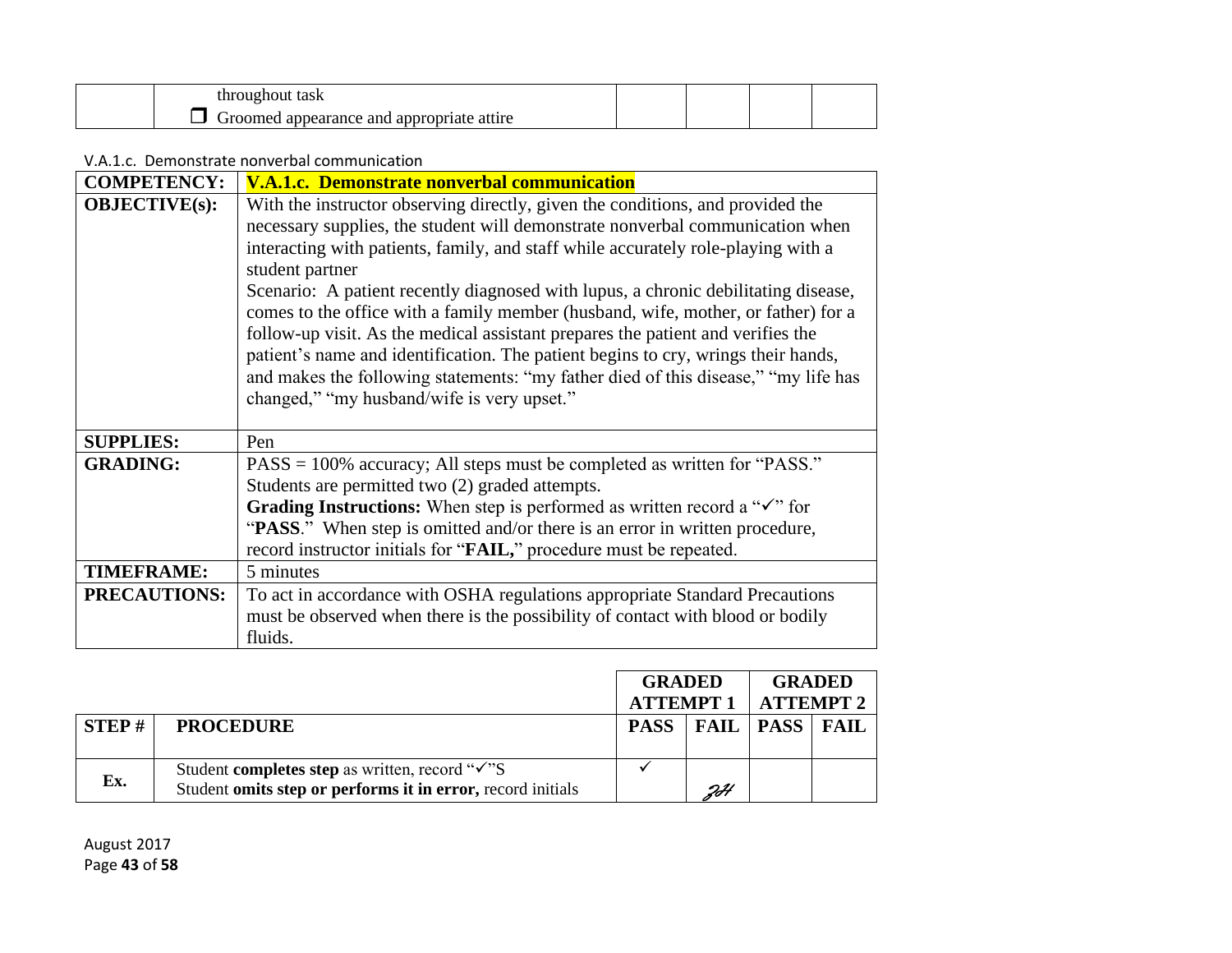| | throughout task<br>❒ Groomed appearance and appropriate attire | | | | |
|---|---|---|---|---|---|

V.A.1.c. Demonstrate nonverbal communication

| COMPETENCY: | V.A.1.c. Demonstrate nonverbal communication |
|---|---|
| **OBJECTIVE(s):** | With the instructor observing directly, given the conditions, and provided the necessary supplies, the student will demonstrate nonverbal communication when interacting with patients, family, and staff while accurately role-playing with a student partner<br>Scenario: A patient recently diagnosed with lupus, a chronic debilitating disease, comes to the office with a family member (husband, wife, mother, or father) for a follow-up visit. As the medical assistant prepares the patient and verifies the patient's name and identification. The patient begins to cry, wrings their hands, and makes the following statements: "my father died of this disease," "my life has changed," "my husband/wife is very upset." |
| **SUPPLIES:** | Pen |
| **GRADING:** | PASS = 100% accuracy; All steps must be completed as written for "PASS." Students are permitted two (2) graded attempts.<br>**Grading Instructions:** When step is performed as written record a "✓" for "**PASS**." When step is omitted and/or there is an error in written procedure, record instructor initials for "**FAIL,**" procedure must be repeated. |
| **TIMEFRAME:** | 5 minutes |
| **PRECAUTIONS:** | To act in accordance with OSHA regulations appropriate Standard Precautions must be observed when there is the possibility of contact with blood or bodily fluids. |

| | | GRADED ATTEMPT 1 | | GRADED ATTEMPT 2 | |
|---|---|---|---|---|---|
| **STEP #** | **PROCEDURE** | **PASS** | **FAIL** | **PASS** | **FAIL** |
| **Ex.** | Student **completes step** as written, record "✓"S<br>Student **omits step or performs it in error,** record initials | ✓ | JH | | |

August 2017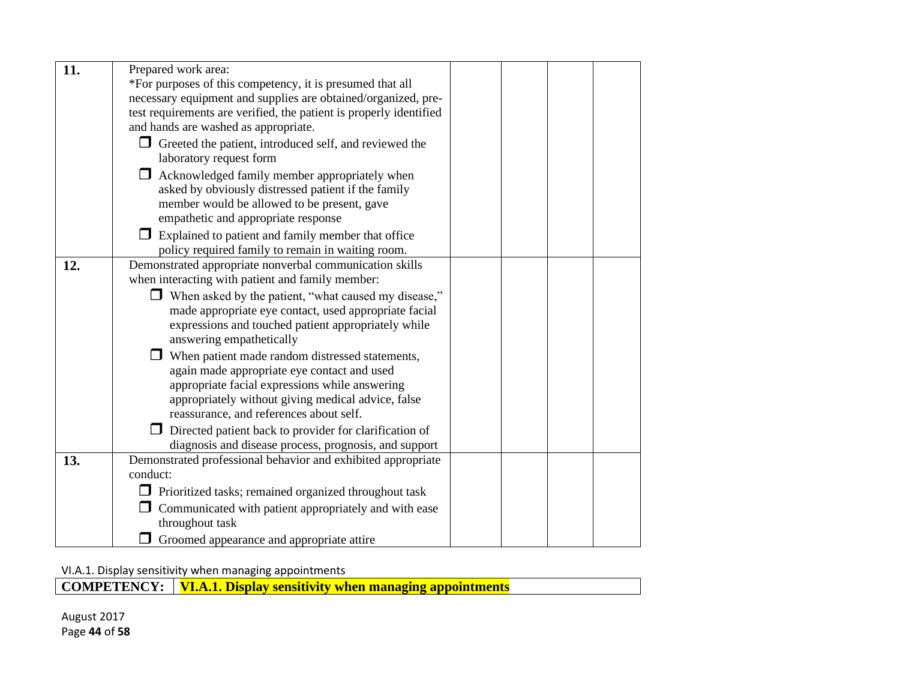| | | | | | |
|---|---|---|---|---|---|
| **11.** | Prepared work area:<br>*For purposes of this competency, it is presumed that all necessary equipment and supplies are obtained/organized, pre-test requirements are verified, the patient is properly identified and hands are washed as appropriate.<br>☐ Greeted the patient, introduced self, and reviewed the laboratory request form<br>☐ Acknowledged family member appropriately when asked by obviously distressed patient if the family member would be allowed to be present, gave empathetic and appropriate response<br>☐ Explained to patient and family member that office policy required family to remain in waiting room. | | | | |
| **12.** | Demonstrated appropriate nonverbal communication skills when interacting with patient and family member:<br>☐ When asked by the patient, "what caused my disease," made appropriate eye contact, used appropriate facial expressions and touched patient appropriately while answering empathetically<br>☐ When patient made random distressed statements, again made appropriate eye contact and used appropriate facial expressions while answering appropriately without giving medical advice, false reassurance, and references about self.<br>☐ Directed patient back to provider for clarification of diagnosis and disease process, prognosis, and support | | | | |
| **13.** | Demonstrated professional behavior and exhibited appropriate conduct:<br>☐ Prioritized tasks; remained organized throughout task<br>☐ Communicated with patient appropriately and with ease throughout task<br>☐ Groomed appearance and appropriate attire | | | | |

VI.A.1. Display sensitivity when managing appointments

| **COMPETENCY:** | **VI.A.1. Display sensitivity when managing appointments** |
|---|---|

August 2017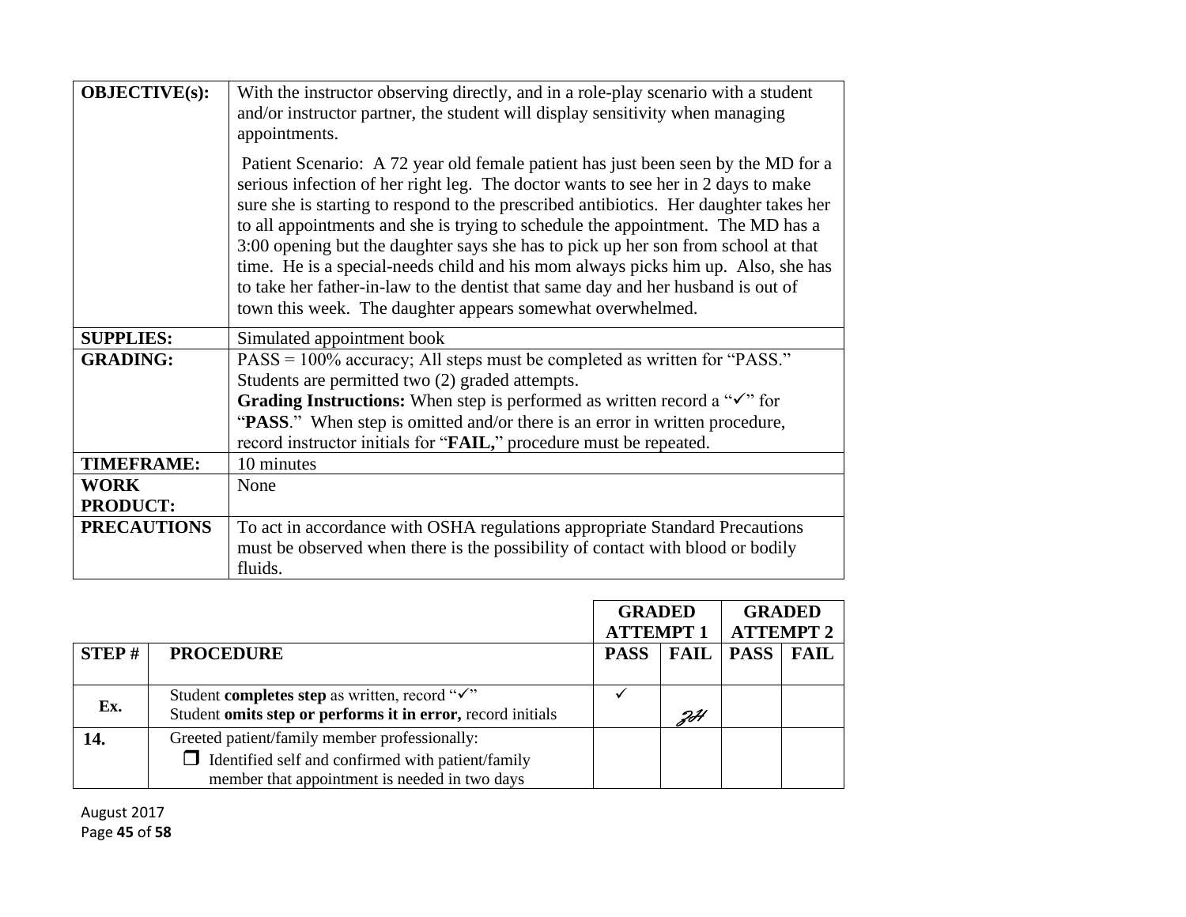| | |
|---|---|
| **OBJECTIVE(s):** | With the instructor observing directly, and in a role-play scenario with a student and/or instructor partner, the student will display sensitivity when managing appointments.<br><br>Patient Scenario: A 72 year old female patient has just been seen by the MD for a serious infection of her right leg. The doctor wants to see her in 2 days to make sure she is starting to respond to the prescribed antibiotics. Her daughter takes her to all appointments and she is trying to schedule the appointment. The MD has a 3:00 opening but the daughter says she has to pick up her son from school at that time. He is a special-needs child and his mom always picks him up. Also, she has to take her father-in-law to the dentist that same day and her husband is out of town this week. The daughter appears somewhat overwhelmed. |
| **SUPPLIES:** | Simulated appointment book |
| **GRADING:** | PASS = 100% accuracy; All steps must be completed as written for "PASS." Students are permitted two (2) graded attempts.<br>**Grading Instructions:** When step is performed as written record a "✓" for "**PASS**." When step is omitted and/or there is an error in written procedure, record instructor initials for "**FAIL,**" procedure must be repeated. |
| **TIMEFRAME:** | 10 minutes |
| **WORK PRODUCT:** | None |
| **PRECAUTIONS** | To act in accordance with OSHA regulations appropriate Standard Precautions must be observed when there is the possibility of contact with blood or bodily fluids. |

| | | **GRADED ATTEMPT 1** | | **GRADED ATTEMPT 2** | |
|---|---|---|---|---|---|
| **STEP #** | **PROCEDURE** | **PASS** | **FAIL** | **PASS** | **FAIL** |
| **Ex.** | Student **completes step** as written, record "✓"<br>Student **omits step or performs it in error,** record initials | ✓ | JH | | |
| **14.** | Greeted patient/family member professionally:<br>❒ Identified self and confirmed with patient/family member that appointment is needed in two days | | | | |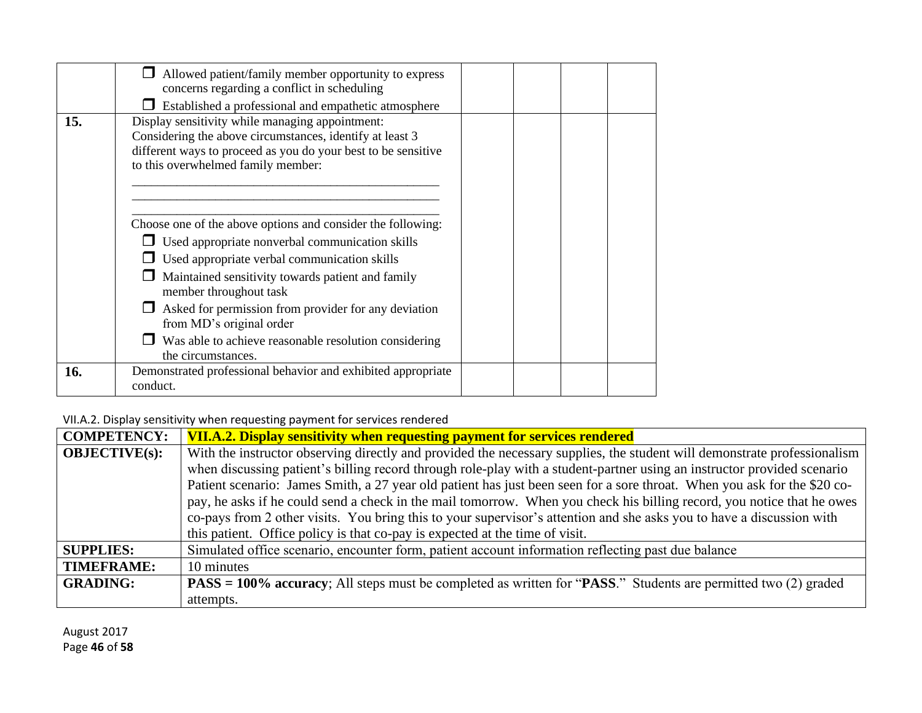| | | | | | |
|---|---|---|---|---|---|
| | ❒ Allowed patient/family member opportunity to express concerns regarding a conflict in scheduling<br>❒ Established a professional and empathetic atmosphere | | | | |
| **15.** | Display sensitivity while managing appointment:<br>Considering the above circumstances, identify at least 3 different ways to proceed as you do your best to be sensitive to this overwhelmed family member:<br>_______________________________________________<br>_______________________________________________<br>_______________________________________________<br>Choose one of the above options and consider the following:<br>❒ Used appropriate nonverbal communication skills<br>❒ Used appropriate verbal communication skills<br>❒ Maintained sensitivity towards patient and family member throughout task<br>❒ Asked for permission from provider for any deviation from MD's original order<br>❒ Was able to achieve reasonable resolution considering the circumstances. | | | | |
| **16.** | Demonstrated professional behavior and exhibited appropriate conduct. | | | | |

VII.A.2. Display sensitivity when requesting payment for services rendered

| **COMPETENCY:** | **VII.A.2. Display sensitivity when requesting payment for services rendered** |
|---|---|
| **OBJECTIVE(s):** | With the instructor observing directly and provided the necessary supplies, the student will demonstrate professionalism when discussing patient's billing record through role-play with a student-partner using an instructor provided scenario<br>Patient scenario: James Smith, a 27 year old patient has just been seen for a sore throat. When you ask for the $20 co-pay, he asks if he could send a check in the mail tomorrow. When you check his billing record, you notice that he owes co-pays from 2 other visits. You bring this to your supervisor's attention and she asks you to have a discussion with this patient. Office policy is that co-pay is expected at the time of visit. |
| **SUPPLIES:** | Simulated office scenario, encounter form, patient account information reflecting past due balance |
| **TIMEFRAME:** | 10 minutes |
| **GRADING:** | **PASS = 100% accuracy**; All steps must be completed as written for "**PASS**." Students are permitted two (2) graded attempts. |

August 2017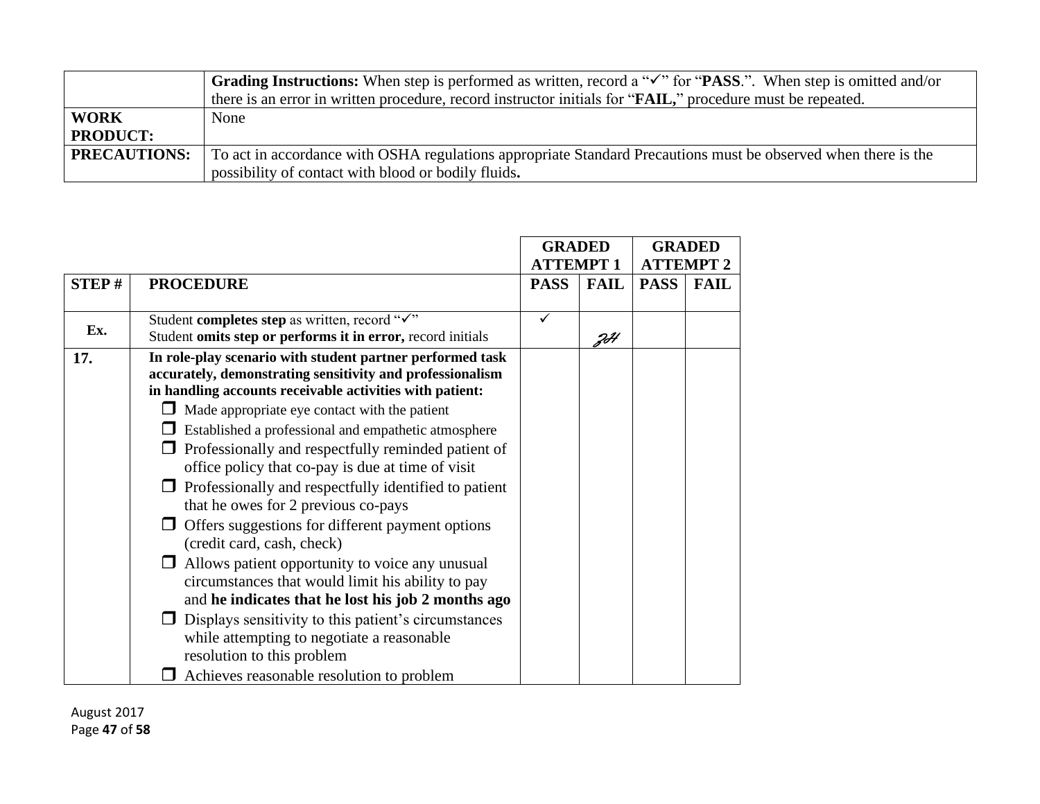| | **Grading Instructions:** When step is performed as written, record a "✓" for "**PASS**.". When step is omitted and/or there is an error in written procedure, record instructor initials for "**FAIL,**" procedure must be repeated. |
|---|---|
| **WORK PRODUCT:** | None |
| **PRECAUTIONS:** | To act in accordance with OSHA regulations appropriate Standard Precautions must be observed when there is the possibility of contact with blood or bodily fluids**.** |

| | | **GRADED ATTEMPT 1** | | **GRADED ATTEMPT 2** | |
|---|---|---|---|---|---|
| **STEP #** | **PROCEDURE** | **PASS** | **FAIL** | **PASS** | **FAIL** |
| **Ex.** | Student **completes step** as written, record "✓"<br>Student **omits step or performs it in error,** record initials | ✓ | JH | | |
| **17.** | **In role-play scenario with student partner performed task accurately, demonstrating sensitivity and professionalism in handling accounts receivable activities with patient:**<br>❒ Made appropriate eye contact with the patient<br>❒ Established a professional and empathetic atmosphere<br>❒ Professionally and respectfully reminded patient of office policy that co-pay is due at time of visit<br>❒ Professionally and respectfully identified to patient that he owes for 2 previous co-pays<br>❒ Offers suggestions for different payment options (credit card, cash, check)<br>❒ Allows patient opportunity to voice any unusual circumstances that would limit his ability to pay and **he indicates that he lost his job 2 months ago**<br>❒ Displays sensitivity to this patient's circumstances while attempting to negotiate a reasonable resolution to this problem<br>❒ Achieves reasonable resolution to problem | | | | |

August 2017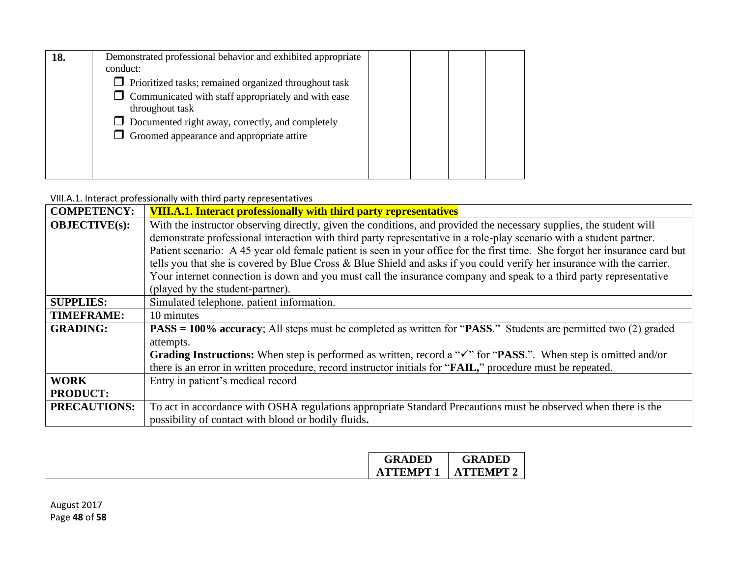| 18. | Demonstrated professional behavior and exhibited appropriate conduct:<br>❒ Prioritized tasks; remained organized throughout task<br>❒ Communicated with staff appropriately and with ease throughout task<br>❒ Documented right away, correctly, and completely<br>❒ Groomed appearance and appropriate attire | | | | |
|---|---|---|---|---|---|

VIII.A.1. Interact professionally with third party representatives

| **COMPETENCY:** | **VIII.A.1. Interact professionally with third party representatives** |
|---|---|
| **OBJECTIVE(s):** | With the instructor observing directly, given the conditions, and provided the necessary supplies, the student will demonstrate professional interaction with third party representative in a role-play scenario with a student partner. Patient scenario: A 45 year old female patient is seen in your office for the first time. She forgot her insurance card but tells you that she is covered by Blue Cross & Blue Shield and asks if you could verify her insurance with the carrier. Your internet connection is down and you must call the insurance company and speak to a third party representative (played by the student-partner). |
| **SUPPLIES:** | Simulated telephone, patient information. |
| **TIMEFRAME:** | 10 minutes |
| **GRADING:** | **PASS = 100% accuracy**; All steps must be completed as written for "**PASS**." Students are permitted two (2) graded attempts.<br>**Grading Instructions:** When step is performed as written, record a "✓" for "**PASS**.". When step is omitted and/or there is an error in written procedure, record instructor initials for "**FAIL,**" procedure must be repeated. |
| **WORK PRODUCT:** | Entry in patient's medical record |
| **PRECAUTIONS:** | To act in accordance with OSHA regulations appropriate Standard Precautions must be observed when there is the possibility of contact with blood or bodily fluids**.** |

| | **GRADED ATTEMPT 1** | **GRADED ATTEMPT 2** |
|---|---|---|

August 2017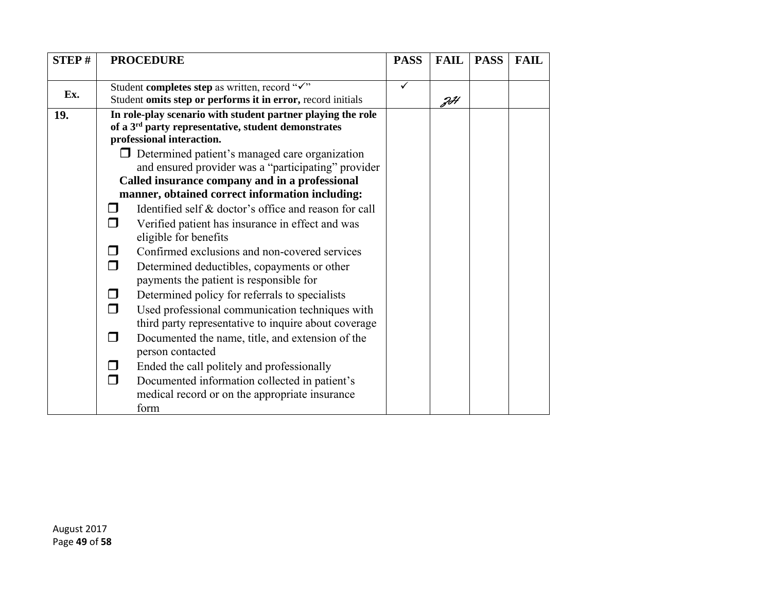| STEP # | PROCEDURE | PASS | FAIL | PASS | FAIL |
|---|---|---|---|---|---|
| Ex. | Student **completes step** as written, record "✓"<br>Student **omits step or performs it in error,** record initials | ✓ | JH | | |
| **19.** | **In role-play scenario with student partner playing the role of a 3rd party representative, student demonstrates professional interaction.**<br>☐ Determined patient's managed care organization and ensured provider was a "participating" provider<br>**Called insurance company and in a professional manner, obtained correct information including:**<br>☐ Identified self & doctor's office and reason for call<br>☐ Verified patient has insurance in effect and was eligible for benefits<br>☐ Confirmed exclusions and non-covered services<br>☐ Determined deductibles, copayments or other payments the patient is responsible for<br>☐ Determined policy for referrals to specialists<br>☐ Used professional communication techniques with third party representative to inquire about coverage<br>☐ Documented the name, title, and extension of the person contacted<br>☐ Ended the call politely and professionally<br>☐ Documented information collected in patient's medical record or on the appropriate insurance form | | | | |

August 2017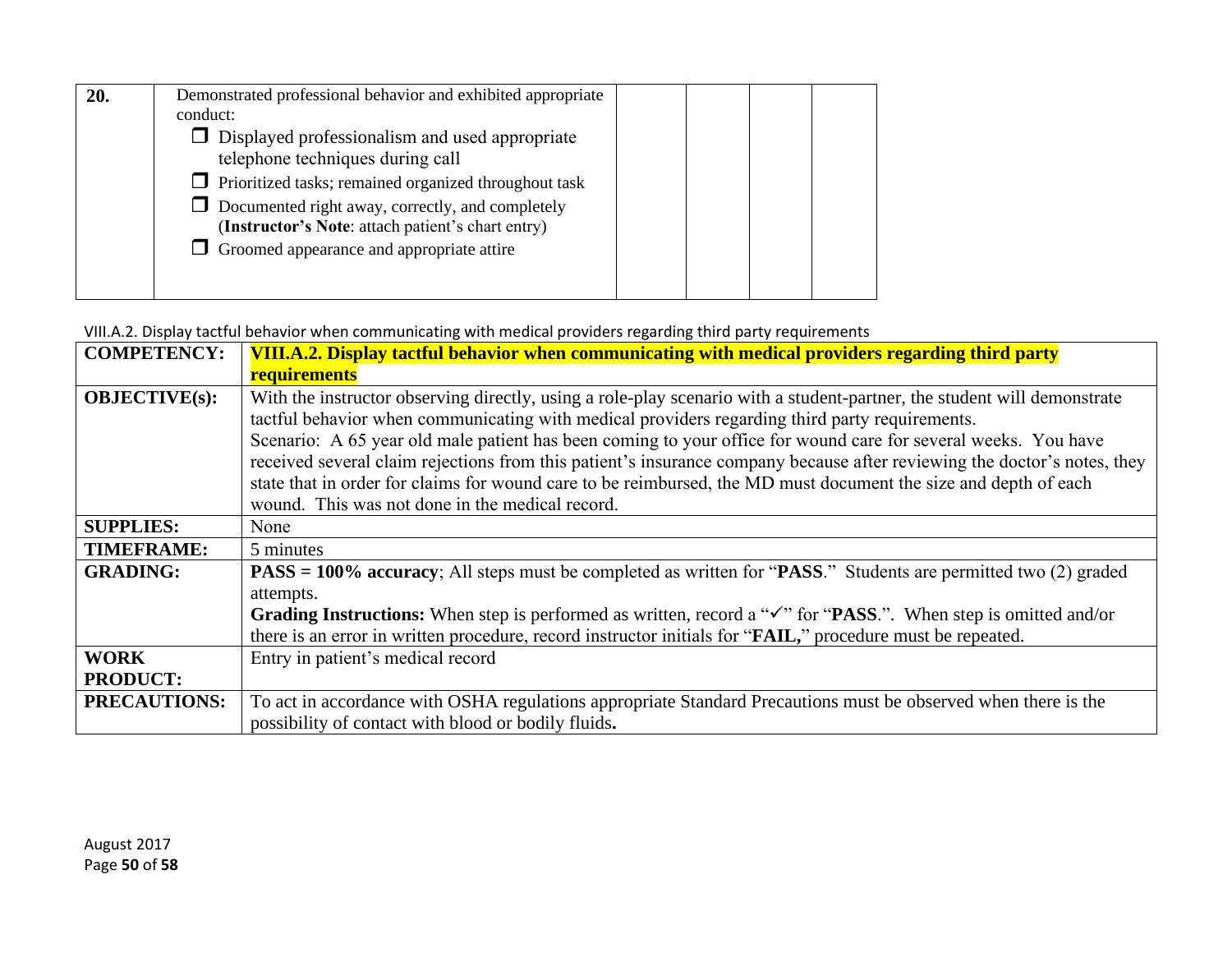| 20. | Demonstrated professional behavior and exhibited appropriate conduct:<br>☐ Displayed professionalism and used appropriate telephone techniques during call<br>☐ Prioritized tasks; remained organized throughout task<br>☐ Documented right away, correctly, and completely (**Instructor's Note**: attach patient's chart entry)<br>☐ Groomed appearance and appropriate attire | | | | |
|---|---|---|---|---|---|

VIII.A.2. Display tactful behavior when communicating with medical providers regarding third party requirements

| **COMPETENCY:** | **VIII.A.2. Display tactful behavior when communicating with medical providers regarding third party requirements** |
|---|---|
| **OBJECTIVE(s):** | With the instructor observing directly, using a role-play scenario with a student-partner, the student will demonstrate tactful behavior when communicating with medical providers regarding third party requirements.<br>Scenario: A 65 year old male patient has been coming to your office for wound care for several weeks. You have received several claim rejections from this patient's insurance company because after reviewing the doctor's notes, they state that in order for claims for wound care to be reimbursed, the MD must document the size and depth of each wound. This was not done in the medical record. |
| **SUPPLIES:** | None |
| **TIMEFRAME:** | 5 minutes |
| **GRADING:** | **PASS = 100% accuracy**; All steps must be completed as written for "**PASS**." Students are permitted two (2) graded attempts.<br>**Grading Instructions:** When step is performed as written, record a "✓" for "**PASS**.". When step is omitted and/or there is an error in written procedure, record instructor initials for "**FAIL,**" procedure must be repeated. |
| **WORK PRODUCT:** | Entry in patient's medical record |
| **PRECAUTIONS:** | To act in accordance with OSHA regulations appropriate Standard Precautions must be observed when there is the possibility of contact with blood or bodily fluids**.** |

August 2017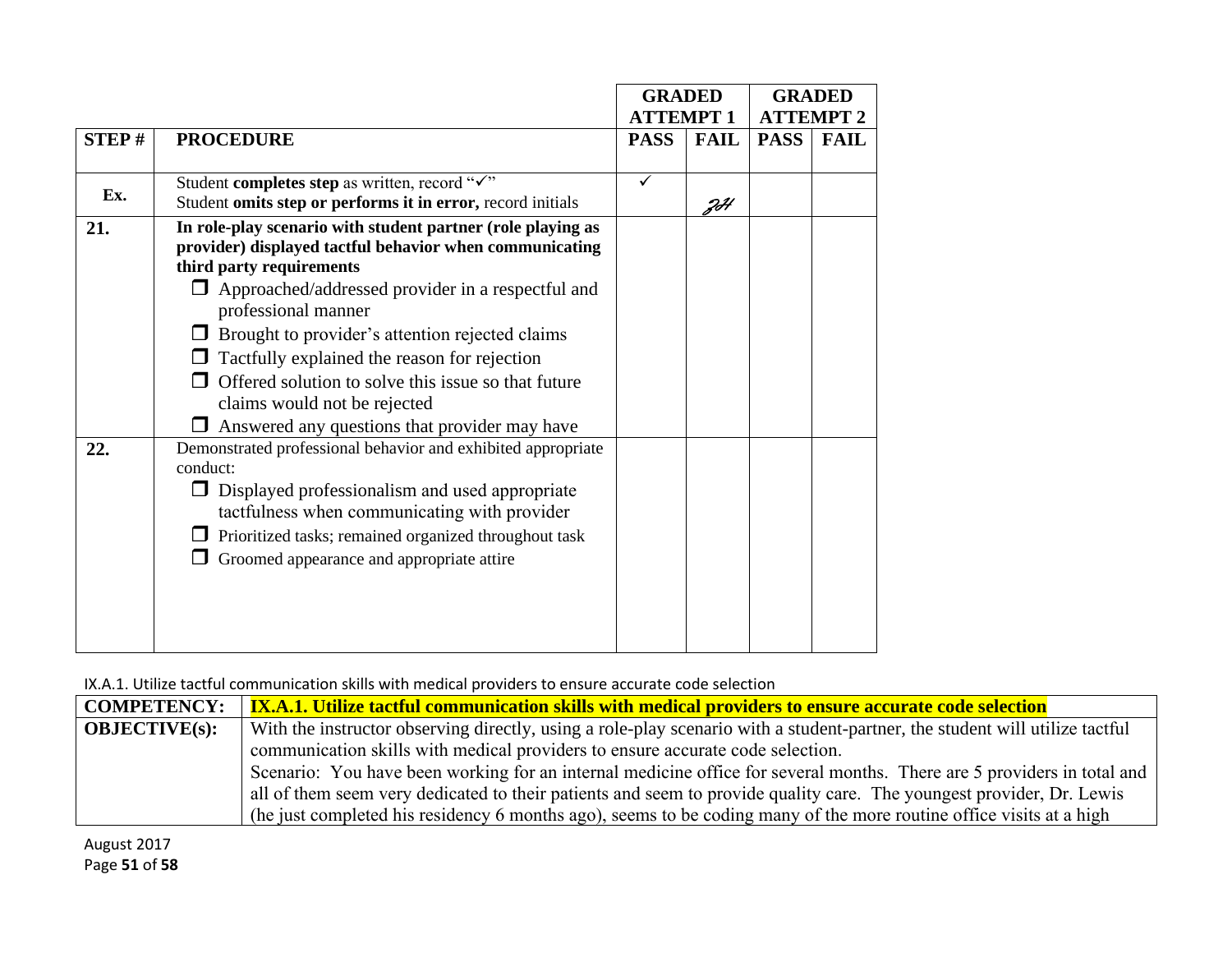| | | GRADED ATTEMPT 1 | | GRADED ATTEMPT 2 | |
|---|---|---|---|---|---|
| **STEP #** | **PROCEDURE** | **PASS** | **FAIL** | **PASS** | **FAIL** |
| **Ex.** | Student **completes step** as written, record "✓"<br>Student **omits step or performs it in error,** record initials | ✓ | *JH* | | |
| **21.** | **In role-play scenario with student partner (role playing as provider) displayed tactful behavior when communicating third party requirements**<br>❒ Approached/addressed provider in a respectful and professional manner<br>❒ Brought to provider's attention rejected claims<br>❒ Tactfully explained the reason for rejection<br>❒ Offered solution to solve this issue so that future claims would not be rejected<br>❒ Answered any questions that provider may have | | | | |
| **22.** | Demonstrated professional behavior and exhibited appropriate conduct:<br>❒ Displayed professionalism and used appropriate tactfulness when communicating with provider<br>❒ Prioritized tasks; remained organized throughout task<br>❒ Groomed appearance and appropriate attire | | | | |

IX.A.1. Utilize tactful communication skills with medical providers to ensure accurate code selection

| **COMPETENCY:** | **IX.A.1. Utilize tactful communication skills with medical providers to ensure accurate code selection** |
|---|---|
| **OBJECTIVE(s):** | With the instructor observing directly, using a role-play scenario with a student-partner, the student will utilize tactful communication skills with medical providers to ensure accurate code selection.<br>Scenario: You have been working for an internal medicine office for several months. There are 5 providers in total and all of them seem very dedicated to their patients and seem to provide quality care. The youngest provider, Dr. Lewis (he just completed his residency 6 months ago), seems to be coding many of the more routine office visits at a high |

August 2017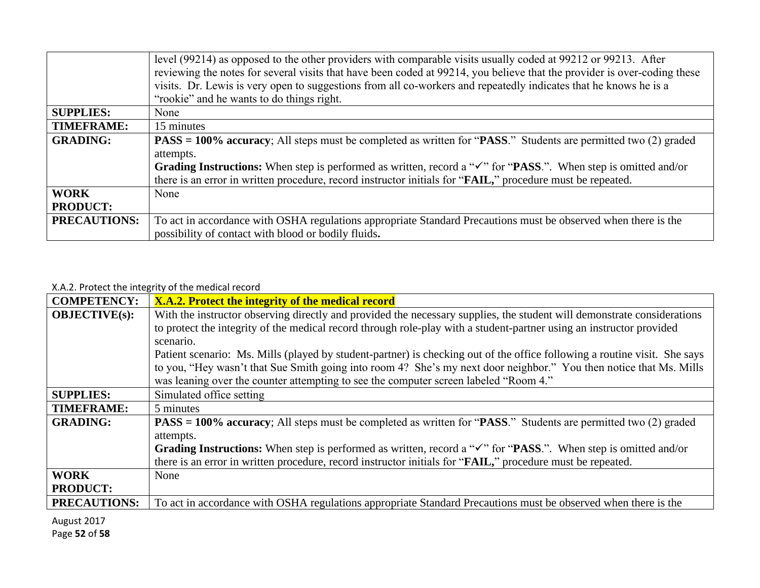| | |
|---|---|
| | level (99214) as opposed to the other providers with comparable visits usually coded at 99212 or 99213. After reviewing the notes for several visits that have been coded at 99214, you believe that the provider is over-coding these visits. Dr. Lewis is very open to suggestions from all co-workers and repeatedly indicates that he knows he is a "rookie" and he wants to do things right. |
| **SUPPLIES:** | None |
| **TIMEFRAME:** | 15 minutes |
| **GRADING:** | **PASS = 100% accuracy**; All steps must be completed as written for "**PASS**." Students are permitted two (2) graded attempts. **Grading Instructions:** When step is performed as written, record a "✓" for "**PASS**.". When step is omitted and/or there is an error in written procedure, record instructor initials for "**FAIL,**" procedure must be repeated. |
| **WORK PRODUCT:** | None |
| **PRECAUTIONS:** | To act in accordance with OSHA regulations appropriate Standard Precautions must be observed when there is the possibility of contact with blood or bodily fluids**.** |

X.A.2. Protect the integrity of the medical record

| | |
|---|---|
| **COMPETENCY:** | **X.A.2. Protect the integrity of the medical record** |
| **OBJECTIVE(s):** | With the instructor observing directly and provided the necessary supplies, the student will demonstrate considerations to protect the integrity of the medical record through role-play with a student-partner using an instructor provided scenario. Patient scenario: Ms. Mills (played by student-partner) is checking out of the office following a routine visit. She says to you, "Hey wasn't that Sue Smith going into room 4? She's my next door neighbor." You then notice that Ms. Mills was leaning over the counter attempting to see the computer screen labeled "Room 4." |
| **SUPPLIES:** | Simulated office setting |
| **TIMEFRAME:** | 5 minutes |
| **GRADING:** | **PASS = 100% accuracy**; All steps must be completed as written for "**PASS**." Students are permitted two (2) graded attempts. **Grading Instructions:** When step is performed as written, record a "✓" for "**PASS**.". When step is omitted and/or there is an error in written procedure, record instructor initials for "**FAIL,**" procedure must be repeated. |
| **WORK PRODUCT:** | None |
| **PRECAUTIONS:** | To act in accordance with OSHA regulations appropriate Standard Precautions must be observed when there is the |

August 2017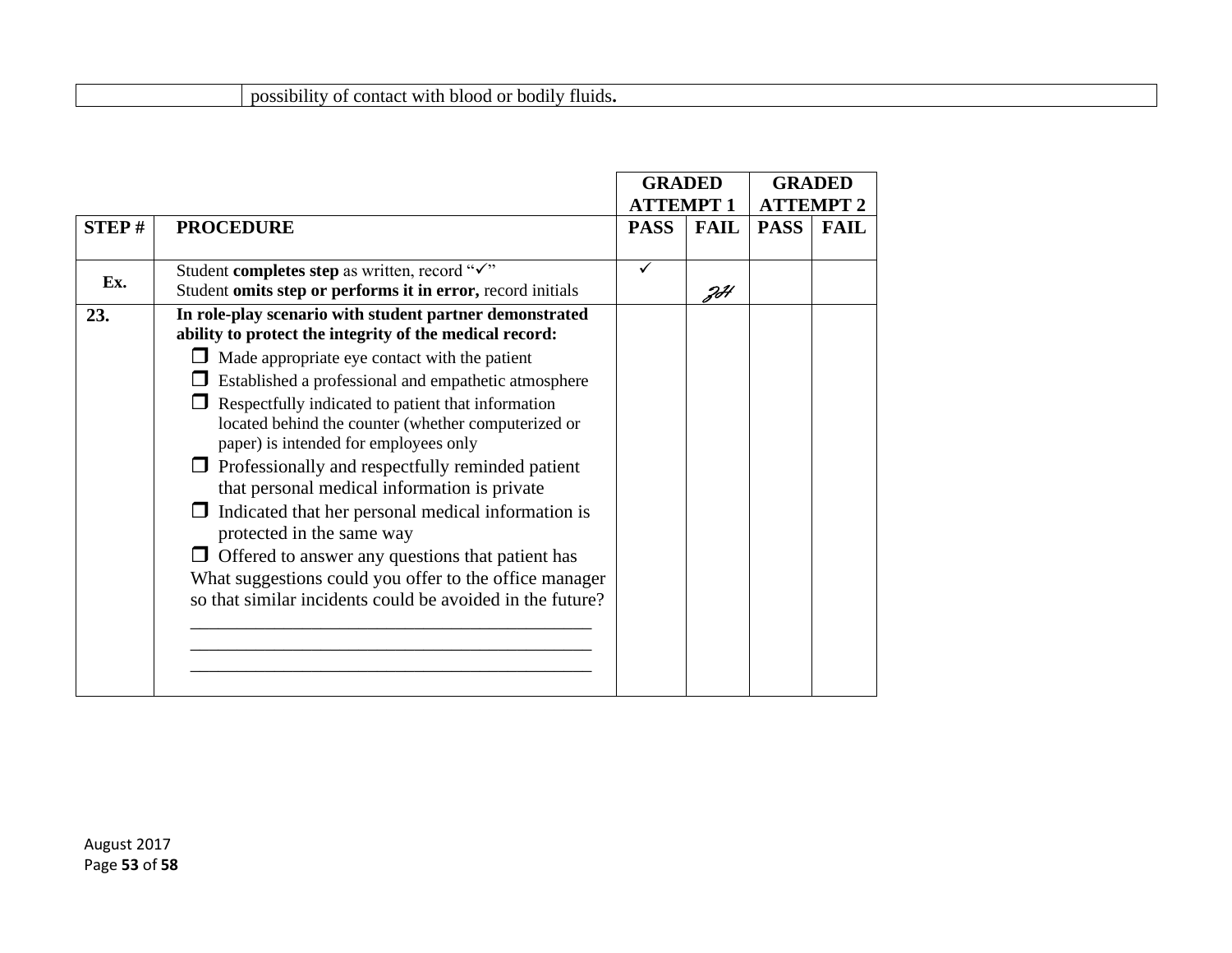| | possibility of contact with blood or bodily fluids**.** |
|---|---|

| | | GRADED ATTEMPT 1 | | GRADED ATTEMPT 2 | |
|---|---|---|---|---|---|
| **STEP #** | **PROCEDURE** | **PASS** | **FAIL** | **PASS** | **FAIL** |
| **Ex.** | Student **completes step** as written, record "✓"<br>Student **omits step or performs it in error,** record initials | ✓ | JH | | |
| **23.** | **In role-play scenario with student partner demonstrated ability to protect the integrity of the medical record:**<br>❐ Made appropriate eye contact with the patient<br>❐ Established a professional and empathetic atmosphere<br>❐ Respectfully indicated to patient that information located behind the counter (whether computerized or paper) is intended for employees only<br>❐ Professionally and respectfully reminded patient that personal medical information is private<br>❐ Indicated that her personal medical information is protected in the same way<br>❐ Offered to answer any questions that patient has<br>What suggestions could you offer to the office manager so that similar incidents could be avoided in the future?<br>\_\_\_\_\_\_\_\_\_\_\_\_\_\_\_\_\_\_\_\_\_\_\_\_\_\_\_\_\_\_\_\_\_\_\_\_\_\_\_\_\_\_<br>\_\_\_\_\_\_\_\_\_\_\_\_\_\_\_\_\_\_\_\_\_\_\_\_\_\_\_\_\_\_\_\_\_\_\_\_\_\_\_\_\_\_<br>\_\_\_\_\_\_\_\_\_\_\_\_\_\_\_\_\_\_\_\_\_\_\_\_\_\_\_\_\_\_\_\_\_\_\_\_\_\_\_\_\_\_ | | | | |

August 2017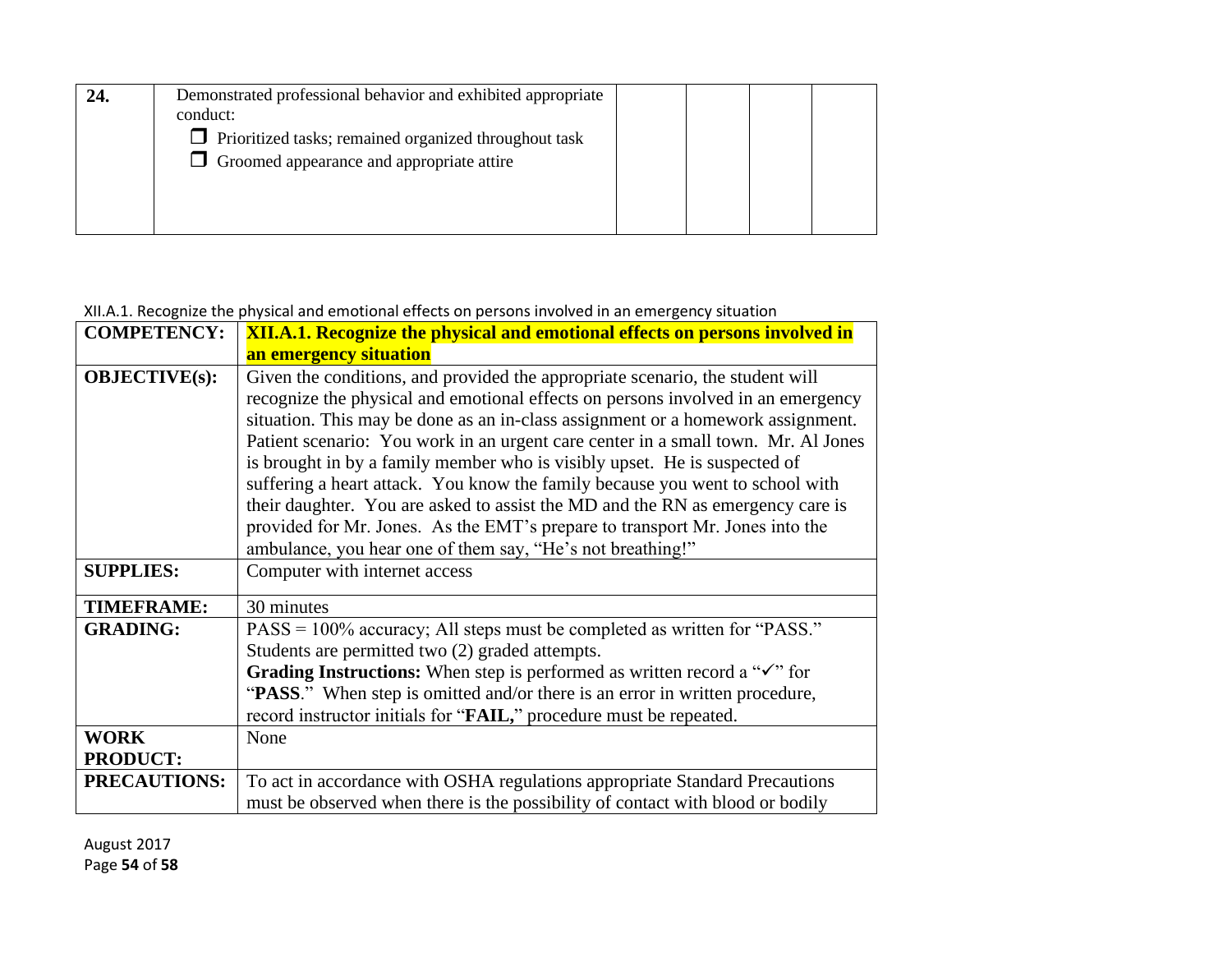| 24. | Demonstrated professional behavior and exhibited appropriate conduct:<br>❒ Prioritized tasks; remained organized throughout task<br>❒ Groomed appearance and appropriate attire | | | | |
|---|---|---|---|---|---|

XII.A.1. Recognize the physical and emotional effects on persons involved in an emergency situation

| **COMPETENCY:** | **XII.A.1. Recognize the physical and emotional effects on persons involved in an emergency situation** |
|---|---|
| **OBJECTIVE(s):** | Given the conditions, and provided the appropriate scenario, the student will recognize the physical and emotional effects on persons involved in an emergency situation. This may be done as an in-class assignment or a homework assignment. Patient scenario: You work in an urgent care center in a small town. Mr. Al Jones is brought in by a family member who is visibly upset. He is suspected of suffering a heart attack. You know the family because you went to school with their daughter. You are asked to assist the MD and the RN as emergency care is provided for Mr. Jones. As the EMT's prepare to transport Mr. Jones into the ambulance, you hear one of them say, "He's not breathing!" |
| **SUPPLIES:** | Computer with internet access |
| **TIMEFRAME:** | 30 minutes |
| **GRADING:** | PASS = 100% accuracy; All steps must be completed as written for "PASS." Students are permitted two (2) graded attempts.<br>**Grading Instructions:** When step is performed as written record a "✓" for "**PASS**." When step is omitted and/or there is an error in written procedure, record instructor initials for "**FAIL,**" procedure must be repeated. |
| **WORK PRODUCT:** | None |
| **PRECAUTIONS:** | To act in accordance with OSHA regulations appropriate Standard Precautions must be observed when there is the possibility of contact with blood or bodily |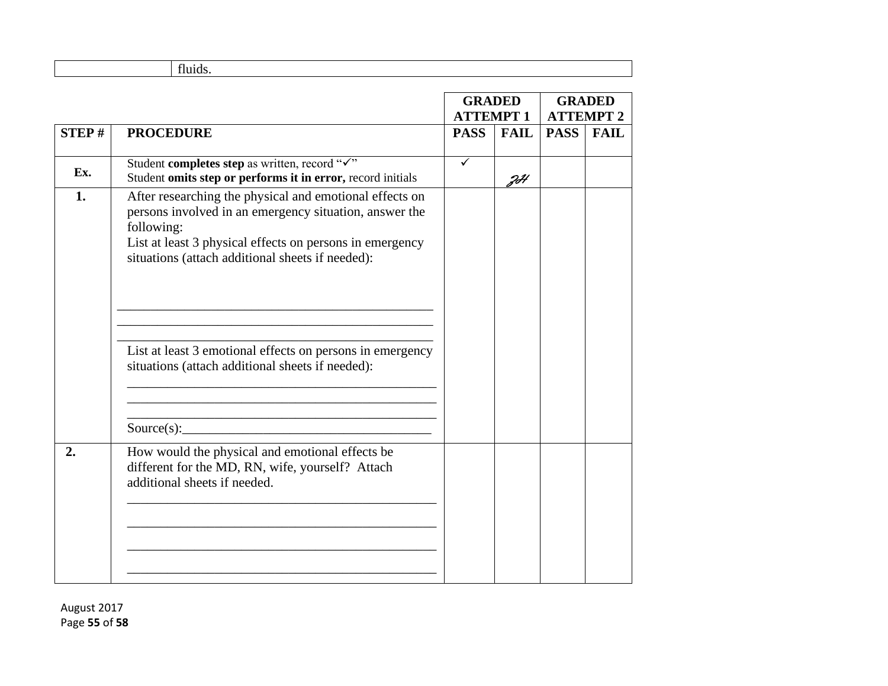| | fluids. |
|---|---|

| | | GRADED ATTEMPT 1 | | GRADED ATTEMPT 2 | |
|---|---|---|---|---|---|
| **STEP #** | **PROCEDURE** | **PASS** | **FAIL** | **PASS** | **FAIL** |
| **Ex.** | Student **completes step** as written, record "✓"<br>Student **omits step or performs it in error,** record initials | ✓ | JH | | |
| **1.** | After researching the physical and emotional effects on persons involved in an emergency situation, answer the following:<br>List at least 3 physical effects on persons in emergency situations (attach additional sheets if needed):<br>_______________________________________________<br>_______________________________________________<br>_______________________________________________<br>List at least 3 emotional effects on persons in emergency situations (attach additional sheets if needed):<br>_______________________________________________<br>_______________________________________________<br>_______________________________________________<br>Source(s):_____________________________________ | | | | |
| **2.** | How would the physical and emotional effects be different for the MD, RN, wife, yourself? Attach additional sheets if needed.<br>_______________________________________________<br>_______________________________________________<br>_______________________________________________<br>_______________________________________________ | | | | |

August 2017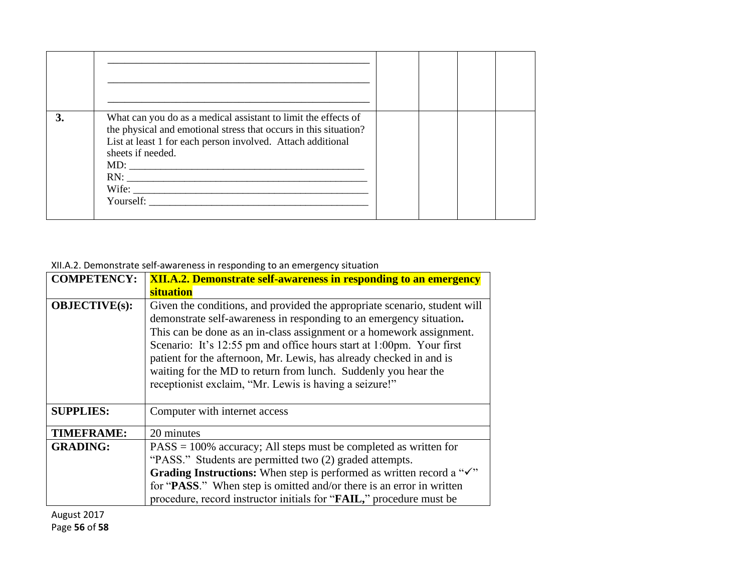| | | | | | |
|---|---|---|---|---|---|
| | \_\_\_\_\_\_\_\_\_\_\_\_\_\_\_\_\_\_\_\_\_\_\_\_\_\_\_\_\_\_\_\_\_\_\_\_\_\_\_\_\_\_\_\_\_\_ <br> \_\_\_\_\_\_\_\_\_\_\_\_\_\_\_\_\_\_\_\_\_\_\_\_\_\_\_\_\_\_\_\_\_\_\_\_\_\_\_\_\_\_\_\_\_\_ <br> \_\_\_\_\_\_\_\_\_\_\_\_\_\_\_\_\_\_\_\_\_\_\_\_\_\_\_\_\_\_\_\_\_\_\_\_\_\_\_\_\_\_\_\_\_\_ | | | | |
| **3.** | What can you do as a medical assistant to limit the effects of the physical and emotional stress that occurs in this situation? List at least 1 for each person involved. Attach additional sheets if needed.<br>MD: \_\_\_\_\_\_\_\_\_\_\_\_\_\_\_\_\_\_\_\_\_\_\_\_\_\_\_\_\_\_\_\_\_\_\_\_\_\_\_\_\_<br>RN: \_\_\_\_\_\_\_\_\_\_\_\_\_\_\_\_\_\_\_\_\_\_\_\_\_\_\_\_\_\_\_\_\_\_\_\_\_\_\_\_\_\_<br>Wife: \_\_\_\_\_\_\_\_\_\_\_\_\_\_\_\_\_\_\_\_\_\_\_\_\_\_\_\_\_\_\_\_\_\_\_\_\_\_\_\_\_<br>Yourself: \_\_\_\_\_\_\_\_\_\_\_\_\_\_\_\_\_\_\_\_\_\_\_\_\_\_\_\_\_\_\_\_\_\_\_\_\_\_\_ | | | | |

XII.A.2. Demonstrate self-awareness in responding to an emergency situation

| | |
|---|---|
| **COMPETENCY:** | **XII.A.2. Demonstrate self-awareness in responding to an emergency situation** |
| **OBJECTIVE(s):** | Given the conditions, and provided the appropriate scenario, student will demonstrate self-awareness in responding to an emergency situation**.** This can be done as an in-class assignment or a homework assignment. Scenario: It's 12:55 pm and office hours start at 1:00pm. Your first patient for the afternoon, Mr. Lewis, has already checked in and is waiting for the MD to return from lunch. Suddenly you hear the receptionist exclaim, "Mr. Lewis is having a seizure!" |
| **SUPPLIES:** | Computer with internet access |
| **TIMEFRAME:** | 20 minutes |
| **GRADING:** | PASS = 100% accuracy; All steps must be completed as written for "PASS." Students are permitted two (2) graded attempts.<br>**Grading Instructions:** When step is performed as written record a "✓" for "**PASS**." When step is omitted and/or there is an error in written procedure, record instructor initials for "**FAIL,**" procedure must be |

August 2017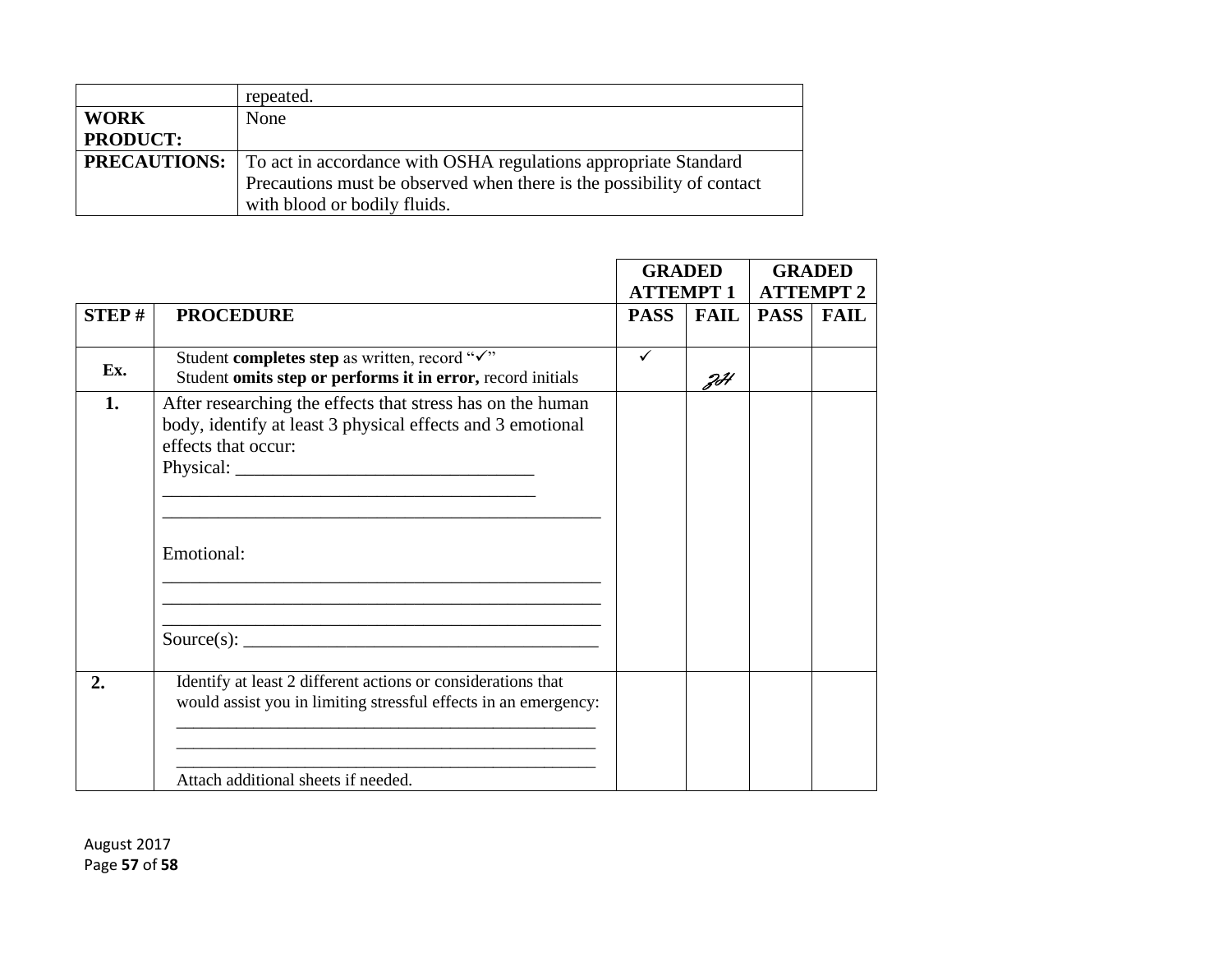|  |  |
|---|---|
|  | repeated. |
| **WORK PRODUCT:** | None |
| **PRECAUTIONS:** | To act in accordance with OSHA regulations appropriate Standard Precautions must be observed when there is the possibility of contact with blood or bodily fluids. |

|  |  | GRADED ATTEMPT 1 |  | GRADED ATTEMPT 2 |  |
|---|---|---|---|---|---|
| **STEP #** | **PROCEDURE** | **PASS** | **FAIL** | **PASS** | **FAIL** |
| **Ex.** | Student **completes step** as written, record "✓"<br>Student **omits step or performs it in error,** record initials | ✓ | ZH |  |  |
| **1.** | After researching the effects that stress has on the human body, identify at least 3 physical effects and 3 emotional effects that occur:<br>Physical: ________________________________<br>________________________________________<br>________________________________________<br><br>Emotional:<br>________________________________________<br>________________________________________<br>________________________________________<br>Source(s): ______________________________ |  |  |  |  |
| **2.** | Identify at least 2 different actions or considerations that would assist you in limiting stressful effects in an emergency:<br>________________________________________<br>________________________________________<br>________________________________________<br>Attach additional sheets if needed. |  |  |  |  |

August 2017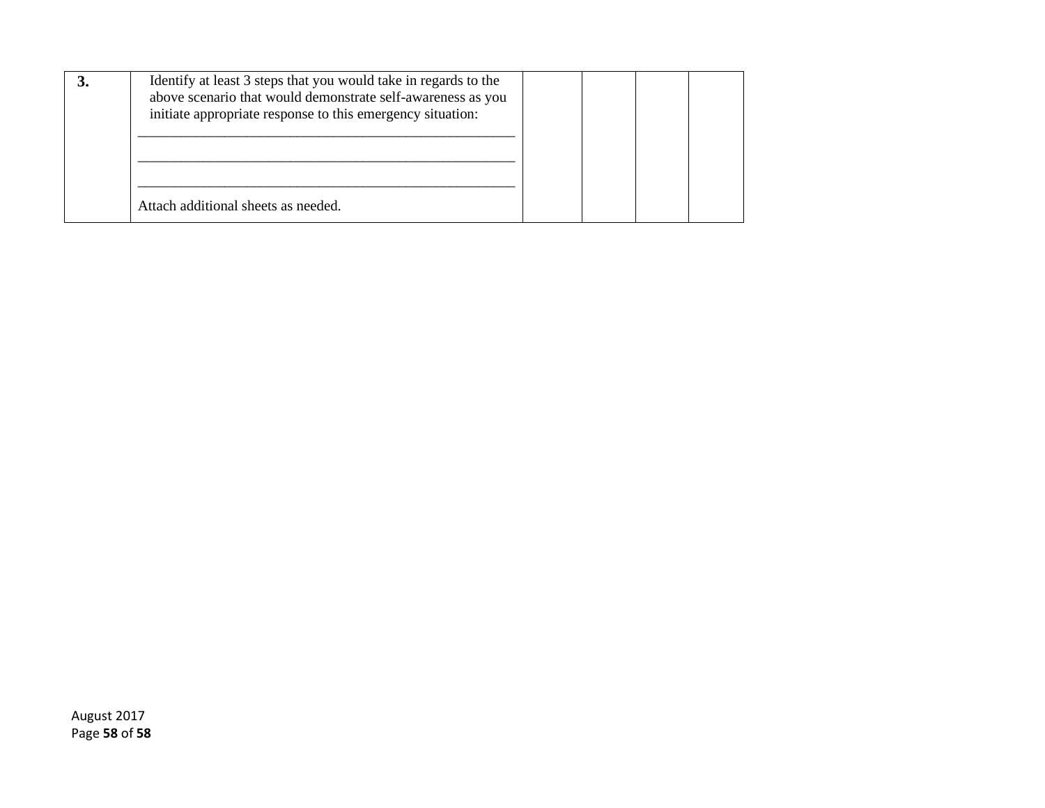| | | | | | |
|---|---|---|---|---|---|
| **3.** | Identify at least 3 steps that you would take in regards to the above scenario that would demonstrate self-awareness as you initiate appropriate response to this emergency situation:<br>______________________________________________________<br>______________________________________________________<br>______________________________________________________<br>Attach additional sheets as needed. | | | | |

August 2017